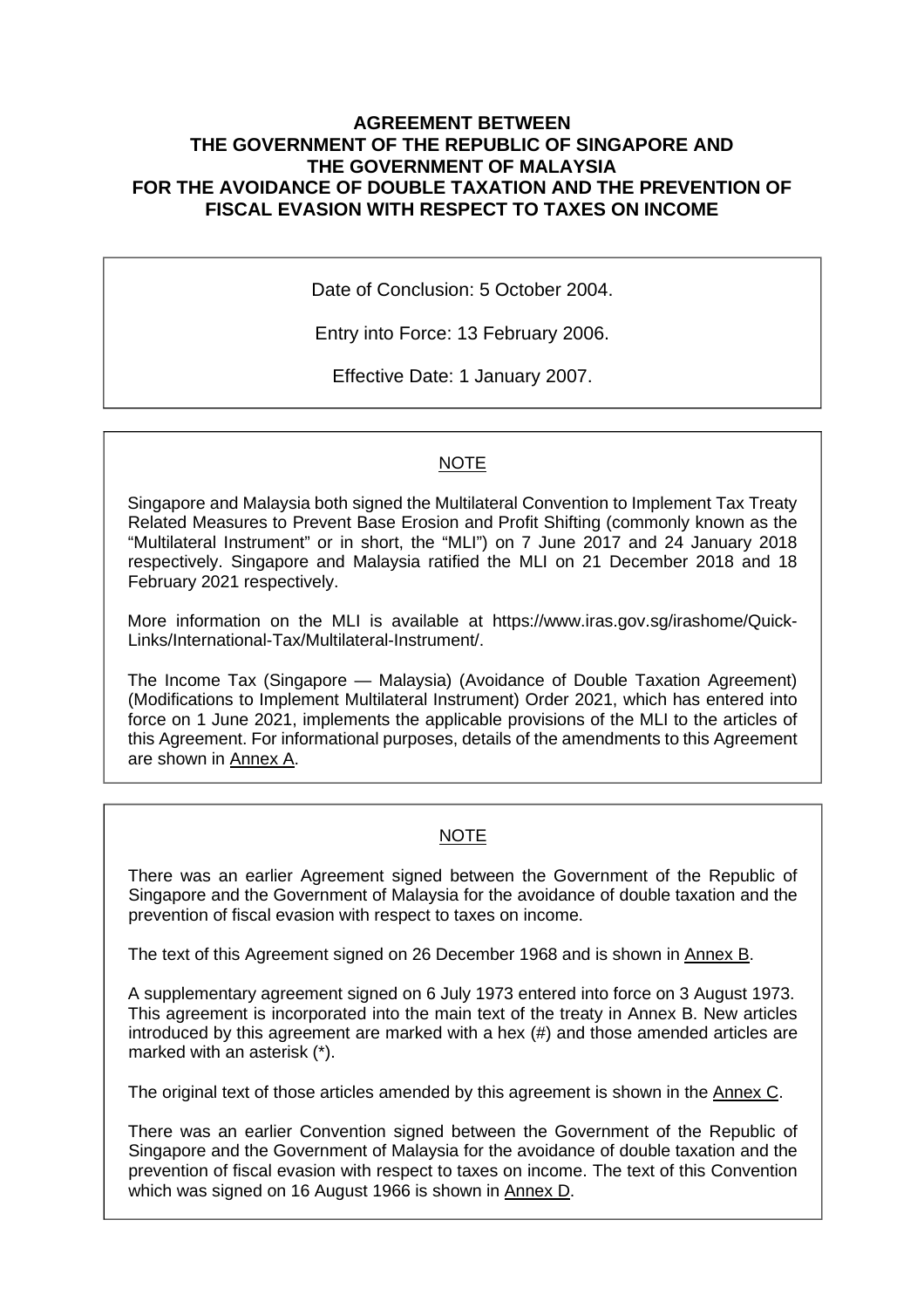# AGREEMENT BETWEEN THE GOVERNMENT OF THE REPUBLIC OF SINGAPORE AND THE GOVERNMENT OF MALAYSIA FOR THE AVOIDANCE OF DOUBLE TAXATION AND THE PREVENTION OF FISCAL EVASION WITH RESPECT TO TAXES ON INCOME

Date of Conclusion: 5 October 2004.

Entry into Force: 13 February 2006.

Effective Date: 1 January 2007.

## NOTE

Singapore and Malaysia both signed the Multilateral Convention to Implement Tax Treaty Related Measures to Prevent Base Erosion and Profit Shifting (commonly known as the "Multilateral Instrument" or in short, the "MLI") on 7 June 2017 and 24 January 2018 respectively. Singapore and Malaysia ratified the MLI on 21 December 2018 and 18 February 2021 respectively.

More information on the MLI is available at https://www.iras.gov.sg/irashome/Quick-Links/International-Tax/Multilateral-Instrument/.

The Income Tax (Singapore — Malaysia) (Avoidance of Double Taxation Agreement) (Modifications to Implement Multilateral Instrument) Order 2021, which has entered into force on 1 June 2021, implements the applicable provisions of the MLI to the articles of this Agreement. For informational purposes, details of the amendments to this Agreement are shown in Annex A.

## NOTE

There was an earlier Agreement signed between the Government of the Republic of Singapore and the Government of Malaysia for the avoidance of double taxation and the prevention of fiscal evasion with respect to taxes on income.

The text of this Agreement signed on 26 December 1968 and is shown in Annex B.

A supplementary agreement signed on 6 July 1973 entered into force on 3 August 1973. This agreement is incorporated into the main text of the treaty in Annex B. New articles introduced by this agreement are marked with a hex (#) and those amended articles are marked with an asterisk (*).

The original text of those articles amended by this agreement is shown in the Annex C.

There was an earlier Convention signed between the Government of the Republic of Singapore and the Government of Malaysia for the avoidance of double taxation and the prevention of fiscal evasion with respect to taxes on income. The text of this Convention which was signed on 16 August 1966 is shown in Annex D.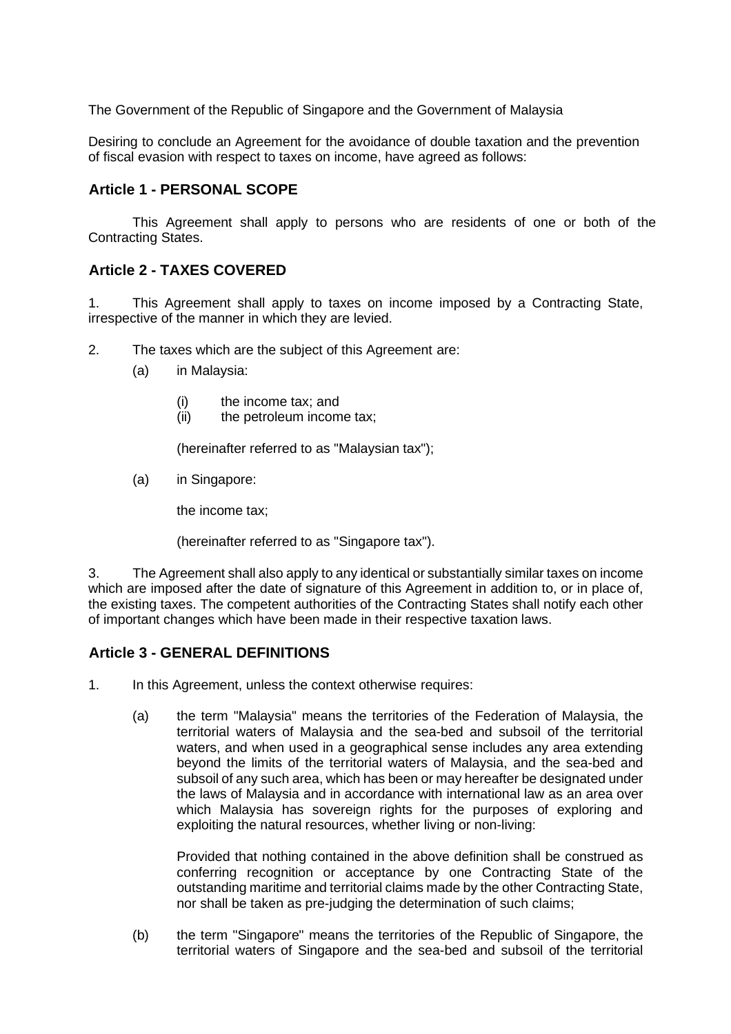The Government of the Republic of Singapore and the Government of Malaysia

Desiring to conclude an Agreement for the avoidance of double taxation and the prevention of fiscal evasion with respect to taxes on income, have agreed as follows:

## Article 1 - PERSONAL SCOPE

This Agreement shall apply to persons who are residents of one or both of the Contracting States.

## Article 2 - TAXES COVERED

1. This Agreement shall apply to taxes on income imposed by a Contracting State, irrespective of the manner in which they are levied.

2. The taxes which are the subject of this Agreement are:

   (a) in Malaysia:

   (i) the income tax; and
   (ii) the petroleum income tax;

   (hereinafter referred to as "Malaysian tax");

   (a) in Singapore:

   the income tax;

   (hereinafter referred to as "Singapore tax").

3. The Agreement shall also apply to any identical or substantially similar taxes on income which are imposed after the date of signature of this Agreement in addition to, or in place of, the existing taxes. The competent authorities of the Contracting States shall notify each other of important changes which have been made in their respective taxation laws.

## Article 3 - GENERAL DEFINITIONS

1. In this Agreement, unless the context otherwise requires:

   (a) the term "Malaysia" means the territories of the Federation of Malaysia, the territorial waters of Malaysia and the sea-bed and subsoil of the territorial waters, and when used in a geographical sense includes any area extending beyond the limits of the territorial waters of Malaysia, and the sea-bed and subsoil of any such area, which has been or may hereafter be designated under the laws of Malaysia and in accordance with international law as an area over which Malaysia has sovereign rights for the purposes of exploring and exploiting the natural resources, whether living or non-living:

   Provided that nothing contained in the above definition shall be construed as conferring recognition or acceptance by one Contracting State of the outstanding maritime and territorial claims made by the other Contracting State, nor shall be taken as pre-judging the determination of such claims;

   (b) the term "Singapore" means the territories of the Republic of Singapore, the territorial waters of Singapore and the sea-bed and subsoil of the territorial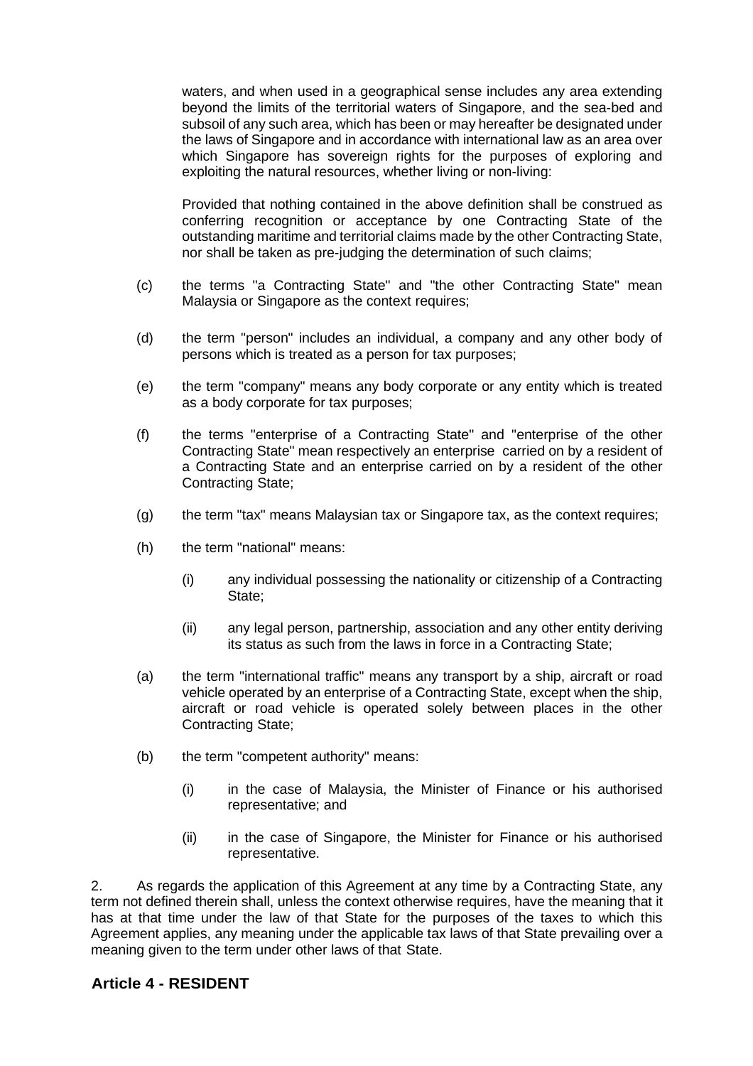waters, and when used in a geographical sense includes any area extending beyond the limits of the territorial waters of Singapore, and the sea-bed and subsoil of any such area, which has been or may hereafter be designated under the laws of Singapore and in accordance with international law as an area over which Singapore has sovereign rights for the purposes of exploring and exploiting the natural resources, whether living or non-living:

Provided that nothing contained in the above definition shall be construed as conferring recognition or acceptance by one Contracting State of the outstanding maritime and territorial claims made by the other Contracting State, nor shall be taken as pre-judging the determination of such claims;

(c) the terms "a Contracting State" and "the other Contracting State" mean Malaysia or Singapore as the context requires;

(d) the term "person" includes an individual, a company and any other body of persons which is treated as a person for tax purposes;

(e) the term "company" means any body corporate or any entity which is treated as a body corporate for tax purposes;

(f) the terms "enterprise of a Contracting State" and "enterprise of the other Contracting State" mean respectively an enterprise carried on by a resident of a Contracting State and an enterprise carried on by a resident of the other Contracting State;

(g) the term "tax" means Malaysian tax or Singapore tax, as the context requires;

(h) the term "national" means:

(i) any individual possessing the nationality or citizenship of a Contracting State;

(ii) any legal person, partnership, association and any other entity deriving its status as such from the laws in force in a Contracting State;

(a) the term "international traffic" means any transport by a ship, aircraft or road vehicle operated by an enterprise of a Contracting State, except when the ship, aircraft or road vehicle is operated solely between places in the other Contracting State;

(b) the term "competent authority" means:

(i) in the case of Malaysia, the Minister of Finance or his authorised representative; and

(ii) in the case of Singapore, the Minister for Finance or his authorised representative.

2. As regards the application of this Agreement at any time by a Contracting State, any term not defined therein shall, unless the context otherwise requires, have the meaning that it has at that time under the law of that State for the purposes of the taxes to which this Agreement applies, any meaning under the applicable tax laws of that State prevailing over a meaning given to the term under other laws of that State.

## Article 4 - RESIDENT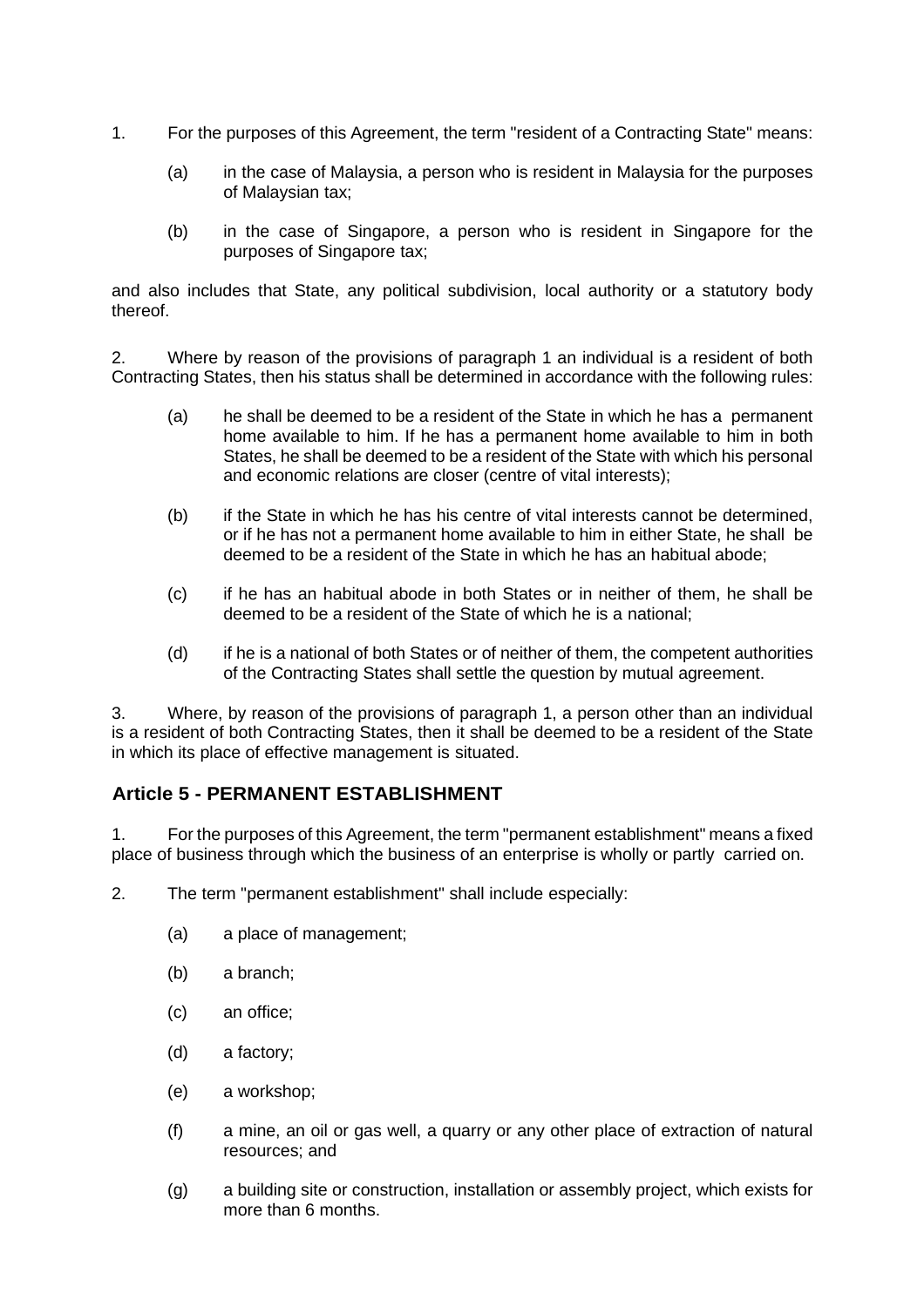1. For the purposes of this Agreement, the term "resident of a Contracting State" means:

   (a) in the case of Malaysia, a person who is resident in Malaysia for the purposes of Malaysian tax;

   (b) in the case of Singapore, a person who is resident in Singapore for the purposes of Singapore tax;

and also includes that State, any political subdivision, local authority or a statutory body thereof.

2. Where by reason of the provisions of paragraph 1 an individual is a resident of both Contracting States, then his status shall be determined in accordance with the following rules:

   (a) he shall be deemed to be a resident of the State in which he has a permanent home available to him. If he has a permanent home available to him in both States, he shall be deemed to be a resident of the State with which his personal and economic relations are closer (centre of vital interests);

   (b) if the State in which he has his centre of vital interests cannot be determined, or if he has not a permanent home available to him in either State, he shall be deemed to be a resident of the State in which he has an habitual abode;

   (c) if he has an habitual abode in both States or in neither of them, he shall be deemed to be a resident of the State of which he is a national;

   (d) if he is a national of both States or of neither of them, the competent authorities of the Contracting States shall settle the question by mutual agreement.

3. Where, by reason of the provisions of paragraph 1, a person other than an individual is a resident of both Contracting States, then it shall be deemed to be a resident of the State in which its place of effective management is situated.

## Article 5 - PERMANENT ESTABLISHMENT

1. For the purposes of this Agreement, the term "permanent establishment" means a fixed place of business through which the business of an enterprise is wholly or partly carried on.

2. The term "permanent establishment" shall include especially:

   (a) a place of management;

   (b) a branch;

   (c) an office;

   (d) a factory;

   (e) a workshop;

   (f) a mine, an oil or gas well, a quarry or any other place of extraction of natural resources; and

   (g) a building site or construction, installation or assembly project, which exists for more than 6 months.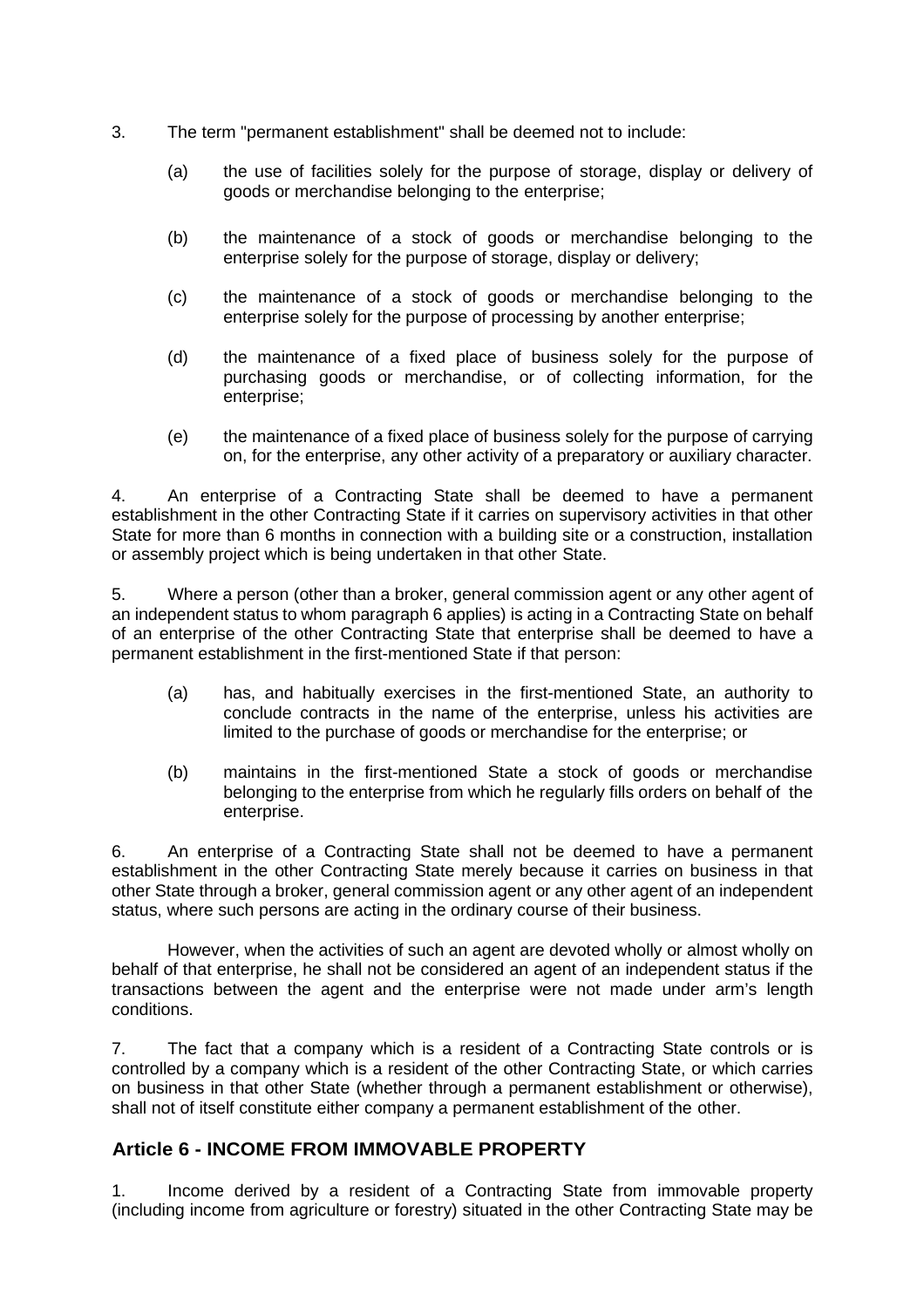3. The term "permanent establishment" shall be deemed not to include:

   (a) the use of facilities solely for the purpose of storage, display or delivery of goods or merchandise belonging to the enterprise;

   (b) the maintenance of a stock of goods or merchandise belonging to the enterprise solely for the purpose of storage, display or delivery;

   (c) the maintenance of a stock of goods or merchandise belonging to the enterprise solely for the purpose of processing by another enterprise;

   (d) the maintenance of a fixed place of business solely for the purpose of purchasing goods or merchandise, or of collecting information, for the enterprise;

   (e) the maintenance of a fixed place of business solely for the purpose of carrying on, for the enterprise, any other activity of a preparatory or auxiliary character.

4. An enterprise of a Contracting State shall be deemed to have a permanent establishment in the other Contracting State if it carries on supervisory activities in that other State for more than 6 months in connection with a building site or a construction, installation or assembly project which is being undertaken in that other State.

5. Where a person (other than a broker, general commission agent or any other agent of an independent status to whom paragraph 6 applies) is acting in a Contracting State on behalf of an enterprise of the other Contracting State that enterprise shall be deemed to have a permanent establishment in the first-mentioned State if that person:

   (a) has, and habitually exercises in the first-mentioned State, an authority to conclude contracts in the name of the enterprise, unless his activities are limited to the purchase of goods or merchandise for the enterprise; or

   (b) maintains in the first-mentioned State a stock of goods or merchandise belonging to the enterprise from which he regularly fills orders on behalf of the enterprise.

6. An enterprise of a Contracting State shall not be deemed to have a permanent establishment in the other Contracting State merely because it carries on business in that other State through a broker, general commission agent or any other agent of an independent status, where such persons are acting in the ordinary course of their business.

However, when the activities of such an agent are devoted wholly or almost wholly on behalf of that enterprise, he shall not be considered an agent of an independent status if the transactions between the agent and the enterprise were not made under arm's length conditions.

7. The fact that a company which is a resident of a Contracting State controls or is controlled by a company which is a resident of the other Contracting State, or which carries on business in that other State (whether through a permanent establishment or otherwise), shall not of itself constitute either company a permanent establishment of the other.

## Article 6 - INCOME FROM IMMOVABLE PROPERTY

1. Income derived by a resident of a Contracting State from immovable property (including income from agriculture or forestry) situated in the other Contracting State may be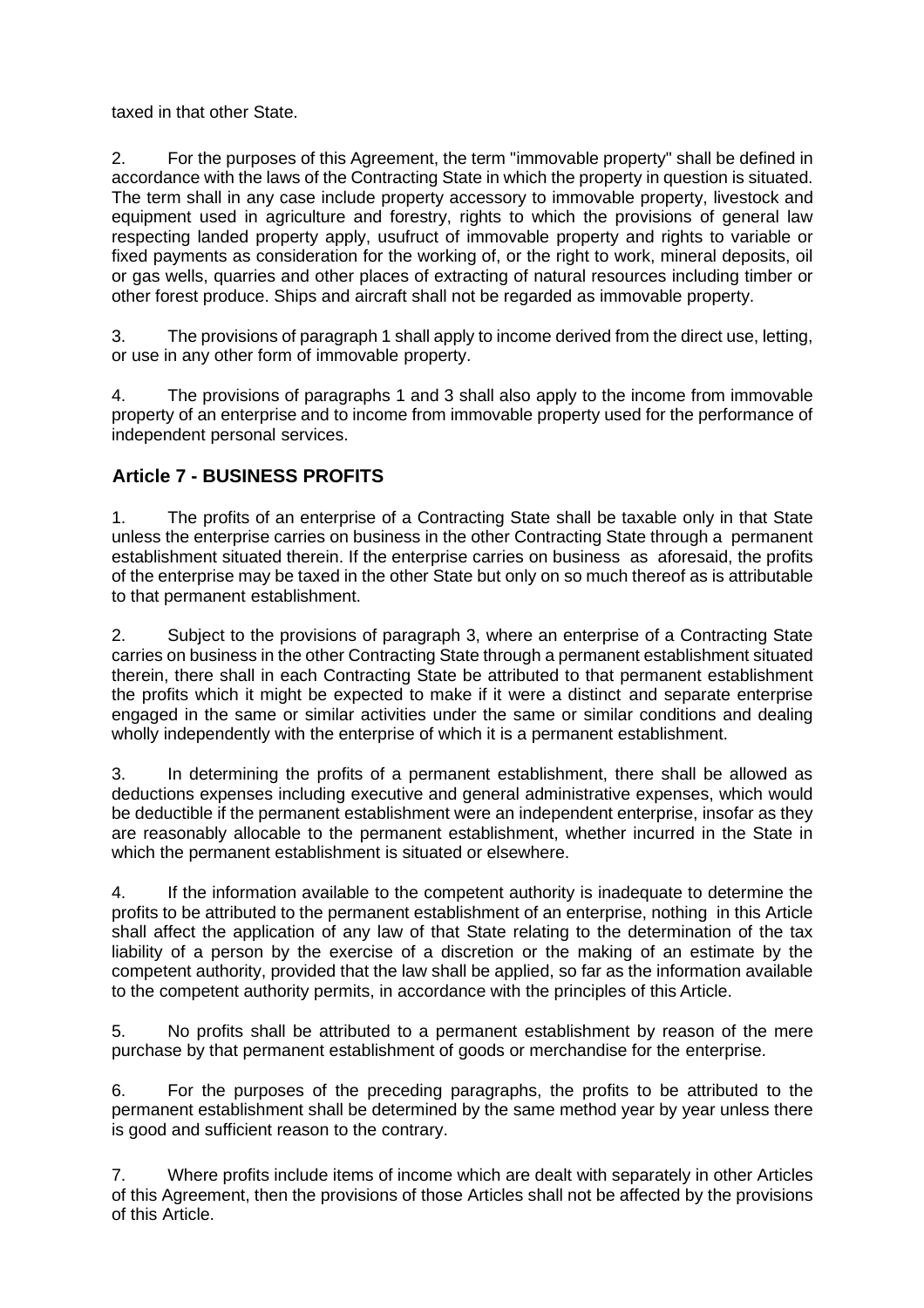taxed in that other State.

2. For the purposes of this Agreement, the term "immovable property" shall be defined in accordance with the laws of the Contracting State in which the property in question is situated. The term shall in any case include property accessory to immovable property, livestock and equipment used in agriculture and forestry, rights to which the provisions of general law respecting landed property apply, usufruct of immovable property and rights to variable or fixed payments as consideration for the working of, or the right to work, mineral deposits, oil or gas wells, quarries and other places of extracting of natural resources including timber or other forest produce. Ships and aircraft shall not be regarded as immovable property.

3. The provisions of paragraph 1 shall apply to income derived from the direct use, letting, or use in any other form of immovable property.

4. The provisions of paragraphs 1 and 3 shall also apply to the income from immovable property of an enterprise and to income from immovable property used for the performance of independent personal services.

## Article 7 - BUSINESS PROFITS

1. The profits of an enterprise of a Contracting State shall be taxable only in that State unless the enterprise carries on business in the other Contracting State through a permanent establishment situated therein. If the enterprise carries on business as aforesaid, the profits of the enterprise may be taxed in the other State but only on so much thereof as is attributable to that permanent establishment.

2. Subject to the provisions of paragraph 3, where an enterprise of a Contracting State carries on business in the other Contracting State through a permanent establishment situated therein, there shall in each Contracting State be attributed to that permanent establishment the profits which it might be expected to make if it were a distinct and separate enterprise engaged in the same or similar activities under the same or similar conditions and dealing wholly independently with the enterprise of which it is a permanent establishment.

3. In determining the profits of a permanent establishment, there shall be allowed as deductions expenses including executive and general administrative expenses, which would be deductible if the permanent establishment were an independent enterprise, insofar as they are reasonably allocable to the permanent establishment, whether incurred in the State in which the permanent establishment is situated or elsewhere.

4. If the information available to the competent authority is inadequate to determine the profits to be attributed to the permanent establishment of an enterprise, nothing in this Article shall affect the application of any law of that State relating to the determination of the tax liability of a person by the exercise of a discretion or the making of an estimate by the competent authority, provided that the law shall be applied, so far as the information available to the competent authority permits, in accordance with the principles of this Article.

5. No profits shall be attributed to a permanent establishment by reason of the mere purchase by that permanent establishment of goods or merchandise for the enterprise.

6. For the purposes of the preceding paragraphs, the profits to be attributed to the permanent establishment shall be determined by the same method year by year unless there is good and sufficient reason to the contrary.

7. Where profits include items of income which are dealt with separately in other Articles of this Agreement, then the provisions of those Articles shall not be affected by the provisions of this Article.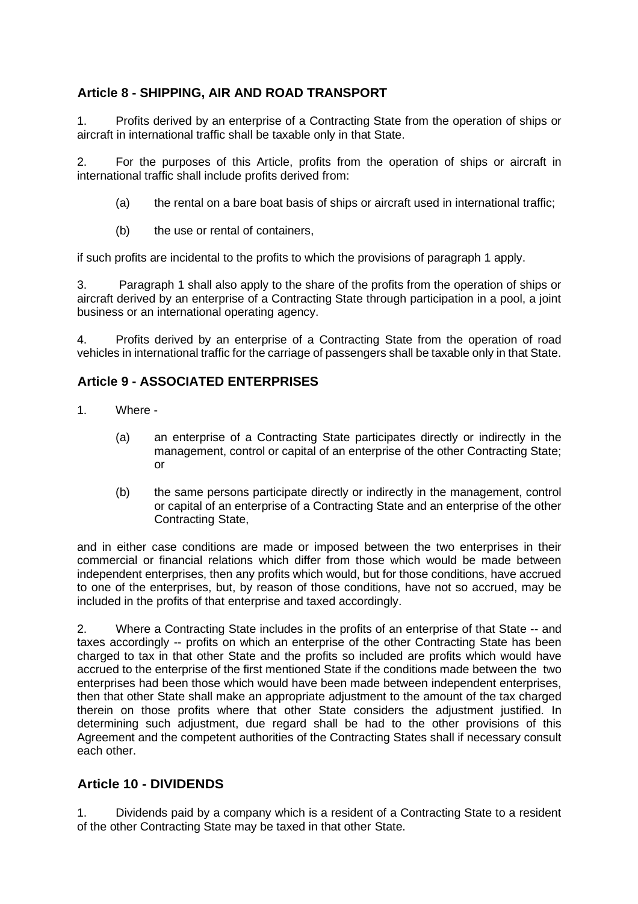## Article 8 - SHIPPING, AIR AND ROAD TRANSPORT

1. Profits derived by an enterprise of a Contracting State from the operation of ships or aircraft in international traffic shall be taxable only in that State.

2. For the purposes of this Article, profits from the operation of ships or aircraft in international traffic shall include profits derived from:

   (a) the rental on a bare boat basis of ships or aircraft used in international traffic;

   (b) the use or rental of containers,

if such profits are incidental to the profits to which the provisions of paragraph 1 apply.

3. Paragraph 1 shall also apply to the share of the profits from the operation of ships or aircraft derived by an enterprise of a Contracting State through participation in a pool, a joint business or an international operating agency.

4. Profits derived by an enterprise of a Contracting State from the operation of road vehicles in international traffic for the carriage of passengers shall be taxable only in that State.

## Article 9 - ASSOCIATED ENTERPRISES

1. Where -

   (a) an enterprise of a Contracting State participates directly or indirectly in the management, control or capital of an enterprise of the other Contracting State; or

   (b) the same persons participate directly or indirectly in the management, control or capital of an enterprise of a Contracting State and an enterprise of the other Contracting State,

and in either case conditions are made or imposed between the two enterprises in their commercial or financial relations which differ from those which would be made between independent enterprises, then any profits which would, but for those conditions, have accrued to one of the enterprises, but, by reason of those conditions, have not so accrued, may be included in the profits of that enterprise and taxed accordingly.

2. Where a Contracting State includes in the profits of an enterprise of that State -- and taxes accordingly -- profits on which an enterprise of the other Contracting State has been charged to tax in that other State and the profits so included are profits which would have accrued to the enterprise of the first mentioned State if the conditions made between the two enterprises had been those which would have been made between independent enterprises, then that other State shall make an appropriate adjustment to the amount of the tax charged therein on those profits where that other State considers the adjustment justified. In determining such adjustment, due regard shall be had to the other provisions of this Agreement and the competent authorities of the Contracting States shall if necessary consult each other.

## Article 10 - DIVIDENDS

1. Dividends paid by a company which is a resident of a Contracting State to a resident of the other Contracting State may be taxed in that other State.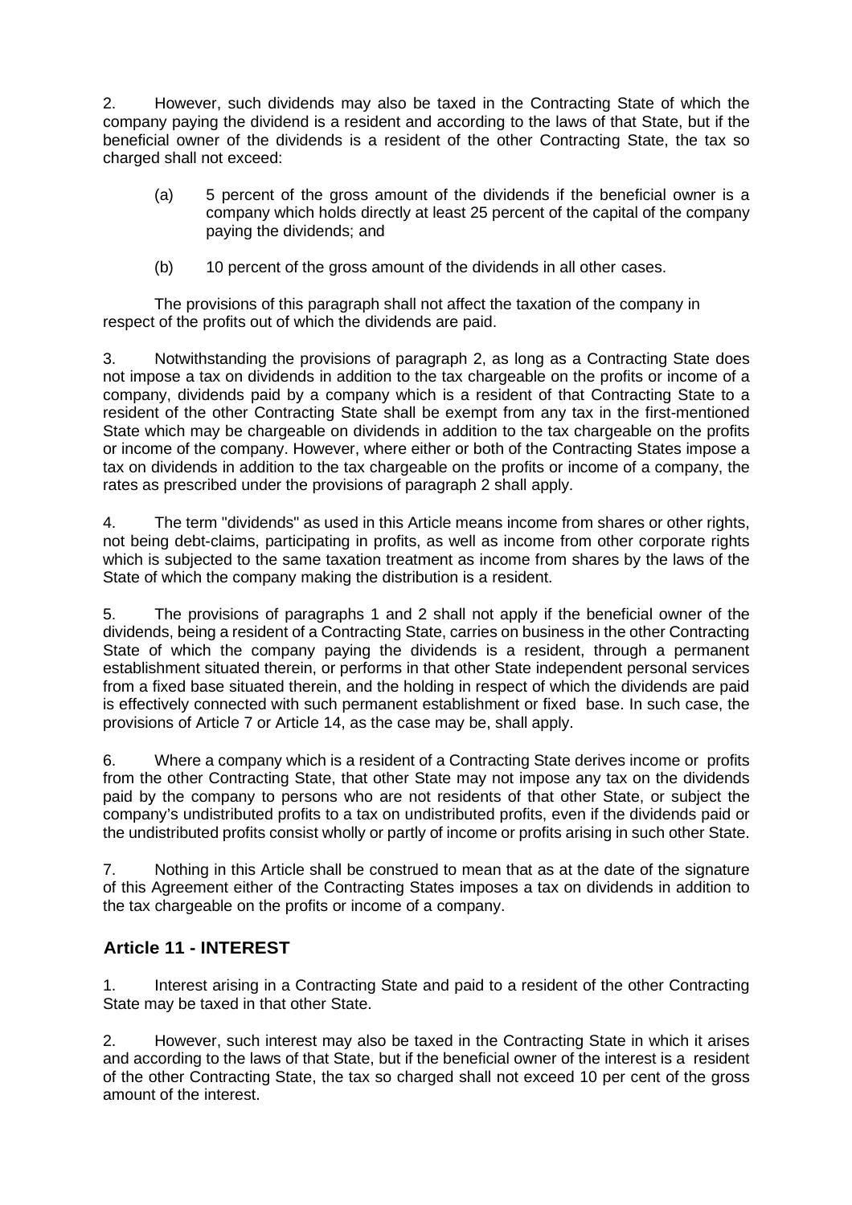2. However, such dividends may also be taxed in the Contracting State of which the company paying the dividend is a resident and according to the laws of that State, but if the beneficial owner of the dividends is a resident of the other Contracting State, the tax so charged shall not exceed:

(a) 5 percent of the gross amount of the dividends if the beneficial owner is a company which holds directly at least 25 percent of the capital of the company paying the dividends; and

(b) 10 percent of the gross amount of the dividends in all other cases.

The provisions of this paragraph shall not affect the taxation of the company in respect of the profits out of which the dividends are paid.

3. Notwithstanding the provisions of paragraph 2, as long as a Contracting State does not impose a tax on dividends in addition to the tax chargeable on the profits or income of a company, dividends paid by a company which is a resident of that Contracting State to a resident of the other Contracting State shall be exempt from any tax in the first-mentioned State which may be chargeable on dividends in addition to the tax chargeable on the profits or income of the company. However, where either or both of the Contracting States impose a tax on dividends in addition to the tax chargeable on the profits or income of a company, the rates as prescribed under the provisions of paragraph 2 shall apply.

4. The term "dividends" as used in this Article means income from shares or other rights, not being debt-claims, participating in profits, as well as income from other corporate rights which is subjected to the same taxation treatment as income from shares by the laws of the State of which the company making the distribution is a resident.

5. The provisions of paragraphs 1 and 2 shall not apply if the beneficial owner of the dividends, being a resident of a Contracting State, carries on business in the other Contracting State of which the company paying the dividends is a resident, through a permanent establishment situated therein, or performs in that other State independent personal services from a fixed base situated therein, and the holding in respect of which the dividends are paid is effectively connected with such permanent establishment or fixed base. In such case, the provisions of Article 7 or Article 14, as the case may be, shall apply.

6. Where a company which is a resident of a Contracting State derives income or profits from the other Contracting State, that other State may not impose any tax on the dividends paid by the company to persons who are not residents of that other State, or subject the company's undistributed profits to a tax on undistributed profits, even if the dividends paid or the undistributed profits consist wholly or partly of income or profits arising in such other State.

7. Nothing in this Article shall be construed to mean that as at the date of the signature of this Agreement either of the Contracting States imposes a tax on dividends in addition to the tax chargeable on the profits or income of a company.

## Article 11 - INTEREST

1. Interest arising in a Contracting State and paid to a resident of the other Contracting State may be taxed in that other State.

2. However, such interest may also be taxed in the Contracting State in which it arises and according to the laws of that State, but if the beneficial owner of the interest is a resident of the other Contracting State, the tax so charged shall not exceed 10 per cent of the gross amount of the interest.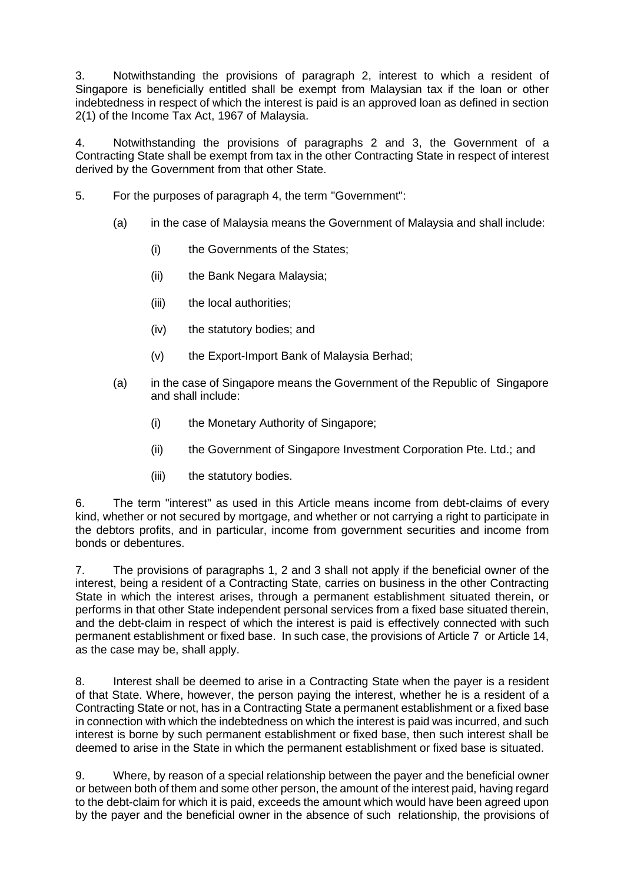3. Notwithstanding the provisions of paragraph 2, interest to which a resident of Singapore is beneficially entitled shall be exempt from Malaysian tax if the loan or other indebtedness in respect of which the interest is paid is an approved loan as defined in section 2(1) of the Income Tax Act, 1967 of Malaysia.

4. Notwithstanding the provisions of paragraphs 2 and 3, the Government of a Contracting State shall be exempt from tax in the other Contracting State in respect of interest derived by the Government from that other State.

5. For the purposes of paragraph 4, the term "Government":

   (a) in the case of Malaysia means the Government of Malaysia and shall include:

      (i) the Governments of the States;

      (ii) the Bank Negara Malaysia;

      (iii) the local authorities;

      (iv) the statutory bodies; and

      (v) the Export-Import Bank of Malaysia Berhad;

   (a) in the case of Singapore means the Government of the Republic of Singapore and shall include:

      (i) the Monetary Authority of Singapore;

      (ii) the Government of Singapore Investment Corporation Pte. Ltd.; and

      (iii) the statutory bodies.

6. The term "interest" as used in this Article means income from debt-claims of every kind, whether or not secured by mortgage, and whether or not carrying a right to participate in the debtors profits, and in particular, income from government securities and income from bonds or debentures.

7. The provisions of paragraphs 1, 2 and 3 shall not apply if the beneficial owner of the interest, being a resident of a Contracting State, carries on business in the other Contracting State in which the interest arises, through a permanent establishment situated therein, or performs in that other State independent personal services from a fixed base situated therein, and the debt-claim in respect of which the interest is paid is effectively connected with such permanent establishment or fixed base. In such case, the provisions of Article 7 or Article 14, as the case may be, shall apply.

8. Interest shall be deemed to arise in a Contracting State when the payer is a resident of that State. Where, however, the person paying the interest, whether he is a resident of a Contracting State or not, has in a Contracting State a permanent establishment or a fixed base in connection with which the indebtedness on which the interest is paid was incurred, and such interest is borne by such permanent establishment or fixed base, then such interest shall be deemed to arise in the State in which the permanent establishment or fixed base is situated.

9. Where, by reason of a special relationship between the payer and the beneficial owner or between both of them and some other person, the amount of the interest paid, having regard to the debt-claim for which it is paid, exceeds the amount which would have been agreed upon by the payer and the beneficial owner in the absence of such relationship, the provisions of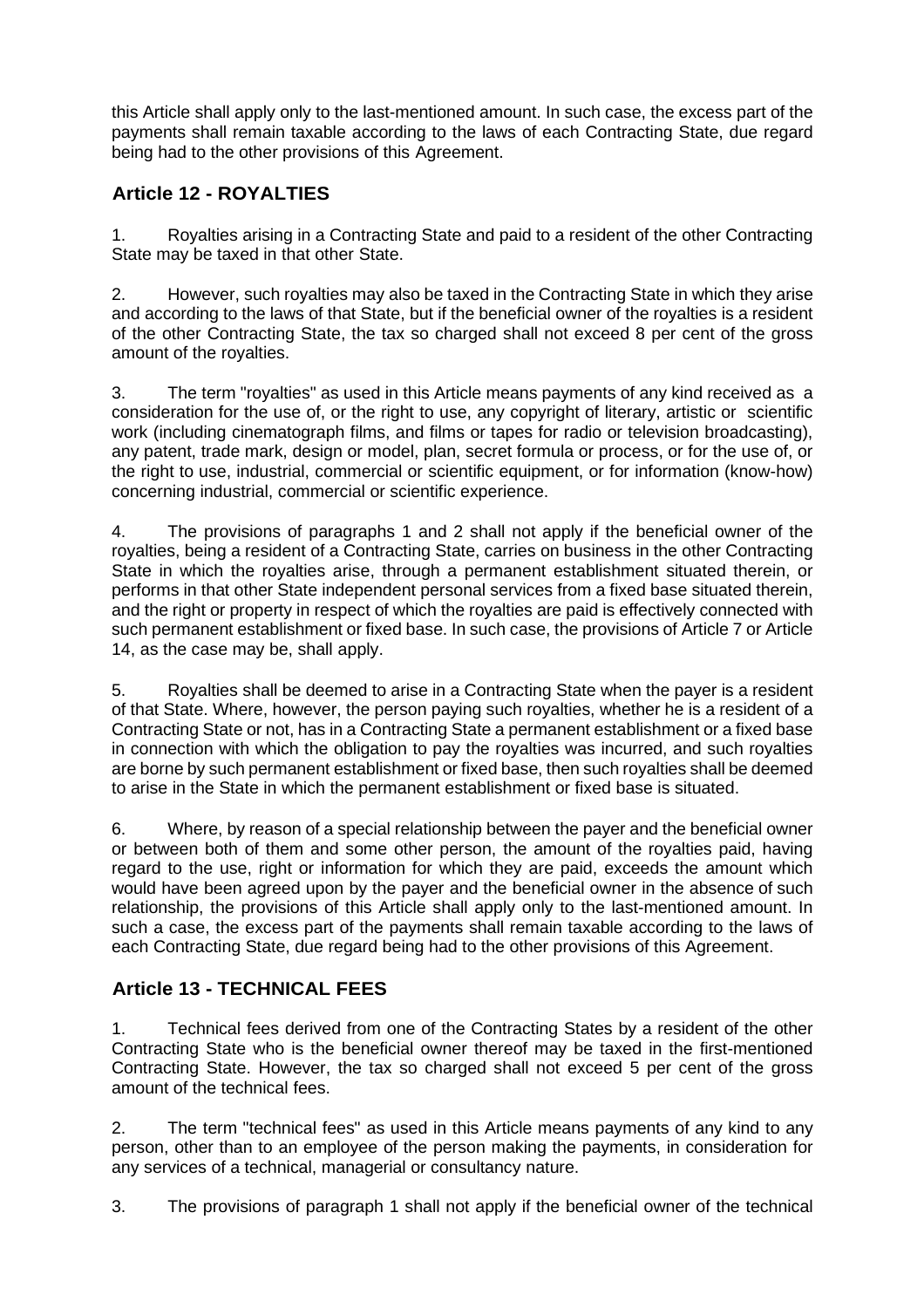this Article shall apply only to the last-mentioned amount. In such case, the excess part of the payments shall remain taxable according to the laws of each Contracting State, due regard being had to the other provisions of this Agreement.

## Article 12 - ROYALTIES

1. Royalties arising in a Contracting State and paid to a resident of the other Contracting State may be taxed in that other State.

2. However, such royalties may also be taxed in the Contracting State in which they arise and according to the laws of that State, but if the beneficial owner of the royalties is a resident of the other Contracting State, the tax so charged shall not exceed 8 per cent of the gross amount of the royalties.

3. The term "royalties" as used in this Article means payments of any kind received as a consideration for the use of, or the right to use, any copyright of literary, artistic or scientific work (including cinematograph films, and films or tapes for radio or television broadcasting), any patent, trade mark, design or model, plan, secret formula or process, or for the use of, or the right to use, industrial, commercial or scientific equipment, or for information (know-how) concerning industrial, commercial or scientific experience.

4. The provisions of paragraphs 1 and 2 shall not apply if the beneficial owner of the royalties, being a resident of a Contracting State, carries on business in the other Contracting State in which the royalties arise, through a permanent establishment situated therein, or performs in that other State independent personal services from a fixed base situated therein, and the right or property in respect of which the royalties are paid is effectively connected with such permanent establishment or fixed base. In such case, the provisions of Article 7 or Article 14, as the case may be, shall apply.

5. Royalties shall be deemed to arise in a Contracting State when the payer is a resident of that State. Where, however, the person paying such royalties, whether he is a resident of a Contracting State or not, has in a Contracting State a permanent establishment or a fixed base in connection with which the obligation to pay the royalties was incurred, and such royalties are borne by such permanent establishment or fixed base, then such royalties shall be deemed to arise in the State in which the permanent establishment or fixed base is situated.

6. Where, by reason of a special relationship between the payer and the beneficial owner or between both of them and some other person, the amount of the royalties paid, having regard to the use, right or information for which they are paid, exceeds the amount which would have been agreed upon by the payer and the beneficial owner in the absence of such relationship, the provisions of this Article shall apply only to the last-mentioned amount. In such a case, the excess part of the payments shall remain taxable according to the laws of each Contracting State, due regard being had to the other provisions of this Agreement.

## Article 13 - TECHNICAL FEES

1. Technical fees derived from one of the Contracting States by a resident of the other Contracting State who is the beneficial owner thereof may be taxed in the first-mentioned Contracting State. However, the tax so charged shall not exceed 5 per cent of the gross amount of the technical fees.

2. The term "technical fees" as used in this Article means payments of any kind to any person, other than to an employee of the person making the payments, in consideration for any services of a technical, managerial or consultancy nature.

3. The provisions of paragraph 1 shall not apply if the beneficial owner of the technical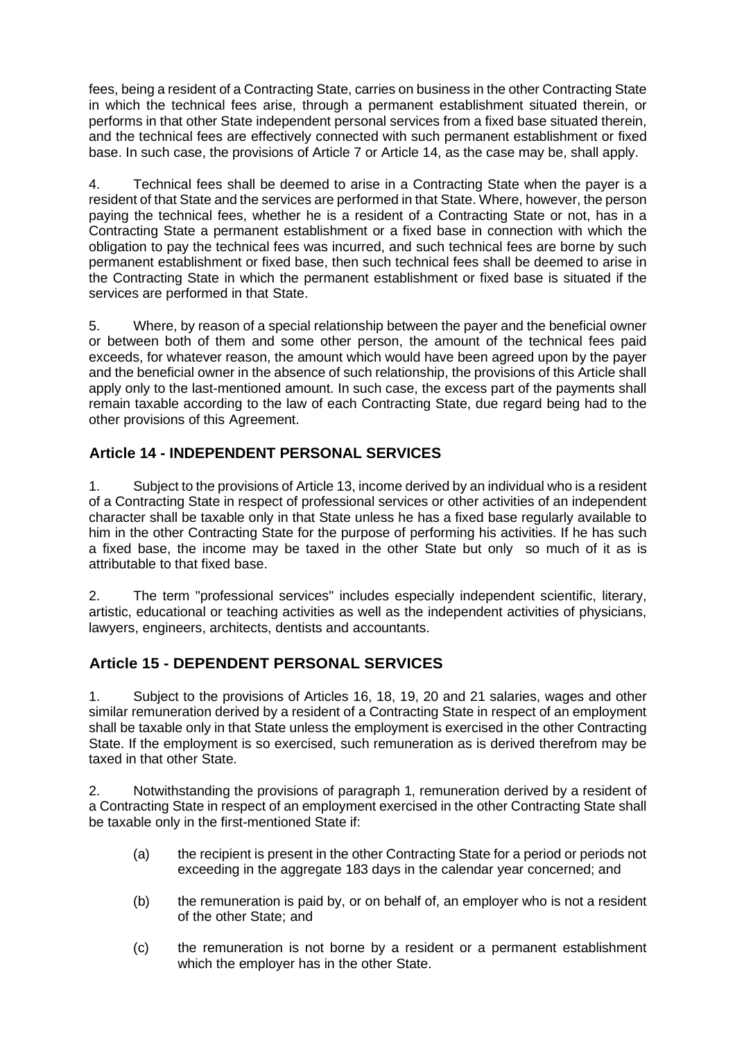fees, being a resident of a Contracting State, carries on business in the other Contracting State in which the technical fees arise, through a permanent establishment situated therein, or performs in that other State independent personal services from a fixed base situated therein, and the technical fees are effectively connected with such permanent establishment or fixed base. In such case, the provisions of Article 7 or Article 14, as the case may be, shall apply.

4. Technical fees shall be deemed to arise in a Contracting State when the payer is a resident of that State and the services are performed in that State. Where, however, the person paying the technical fees, whether he is a resident of a Contracting State or not, has in a Contracting State a permanent establishment or a fixed base in connection with which the obligation to pay the technical fees was incurred, and such technical fees are borne by such permanent establishment or fixed base, then such technical fees shall be deemed to arise in the Contracting State in which the permanent establishment or fixed base is situated if the services are performed in that State.

5. Where, by reason of a special relationship between the payer and the beneficial owner or between both of them and some other person, the amount of the technical fees paid exceeds, for whatever reason, the amount which would have been agreed upon by the payer and the beneficial owner in the absence of such relationship, the provisions of this Article shall apply only to the last-mentioned amount. In such case, the excess part of the payments shall remain taxable according to the law of each Contracting State, due regard being had to the other provisions of this Agreement.

## Article 14 - INDEPENDENT PERSONAL SERVICES

1. Subject to the provisions of Article 13, income derived by an individual who is a resident of a Contracting State in respect of professional services or other activities of an independent character shall be taxable only in that State unless he has a fixed base regularly available to him in the other Contracting State for the purpose of performing his activities. If he has such a fixed base, the income may be taxed in the other State but only so much of it as is attributable to that fixed base.

2. The term "professional services" includes especially independent scientific, literary, artistic, educational or teaching activities as well as the independent activities of physicians, lawyers, engineers, architects, dentists and accountants.

## Article 15 - DEPENDENT PERSONAL SERVICES

1. Subject to the provisions of Articles 16, 18, 19, 20 and 21 salaries, wages and other similar remuneration derived by a resident of a Contracting State in respect of an employment shall be taxable only in that State unless the employment is exercised in the other Contracting State. If the employment is so exercised, such remuneration as is derived therefrom may be taxed in that other State.

2. Notwithstanding the provisions of paragraph 1, remuneration derived by a resident of a Contracting State in respect of an employment exercised in the other Contracting State shall be taxable only in the first-mentioned State if:

(a) the recipient is present in the other Contracting State for a period or periods not exceeding in the aggregate 183 days in the calendar year concerned; and

(b) the remuneration is paid by, or on behalf of, an employer who is not a resident of the other State; and

(c) the remuneration is not borne by a resident or a permanent establishment which the employer has in the other State.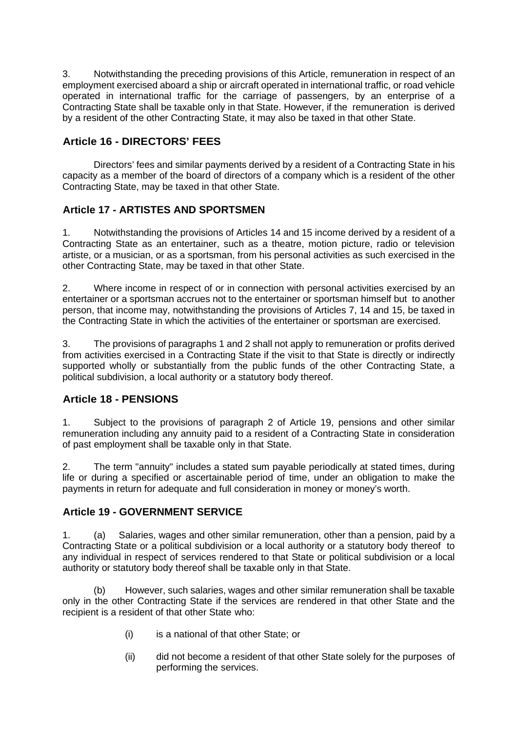3. Notwithstanding the preceding provisions of this Article, remuneration in respect of an employment exercised aboard a ship or aircraft operated in international traffic, or road vehicle operated in international traffic for the carriage of passengers, by an enterprise of a Contracting State shall be taxable only in that State. However, if the remuneration is derived by a resident of the other Contracting State, it may also be taxed in that other State.

## Article 16 - DIRECTORS' FEES

Directors' fees and similar payments derived by a resident of a Contracting State in his capacity as a member of the board of directors of a company which is a resident of the other Contracting State, may be taxed in that other State.

## Article 17 - ARTISTES AND SPORTSMEN

1. Notwithstanding the provisions of Articles 14 and 15 income derived by a resident of a Contracting State as an entertainer, such as a theatre, motion picture, radio or television artiste, or a musician, or as a sportsman, from his personal activities as such exercised in the other Contracting State, may be taxed in that other State.

2. Where income in respect of or in connection with personal activities exercised by an entertainer or a sportsman accrues not to the entertainer or sportsman himself but to another person, that income may, notwithstanding the provisions of Articles 7, 14 and 15, be taxed in the Contracting State in which the activities of the entertainer or sportsman are exercised.

3. The provisions of paragraphs 1 and 2 shall not apply to remuneration or profits derived from activities exercised in a Contracting State if the visit to that State is directly or indirectly supported wholly or substantially from the public funds of the other Contracting State, a political subdivision, a local authority or a statutory body thereof.

## Article 18 - PENSIONS

1. Subject to the provisions of paragraph 2 of Article 19, pensions and other similar remuneration including any annuity paid to a resident of a Contracting State in consideration of past employment shall be taxable only in that State.

2. The term "annuity" includes a stated sum payable periodically at stated times, during life or during a specified or ascertainable period of time, under an obligation to make the payments in return for adequate and full consideration in money or money's worth.

## Article 19 - GOVERNMENT SERVICE

1. (a) Salaries, wages and other similar remuneration, other than a pension, paid by a Contracting State or a political subdivision or a local authority or a statutory body thereof to any individual in respect of services rendered to that State or political subdivision or a local authority or statutory body thereof shall be taxable only in that State.

(b) However, such salaries, wages and other similar remuneration shall be taxable only in the other Contracting State if the services are rendered in that other State and the recipient is a resident of that other State who:

(i) is a national of that other State; or

(ii) did not become a resident of that other State solely for the purposes of performing the services.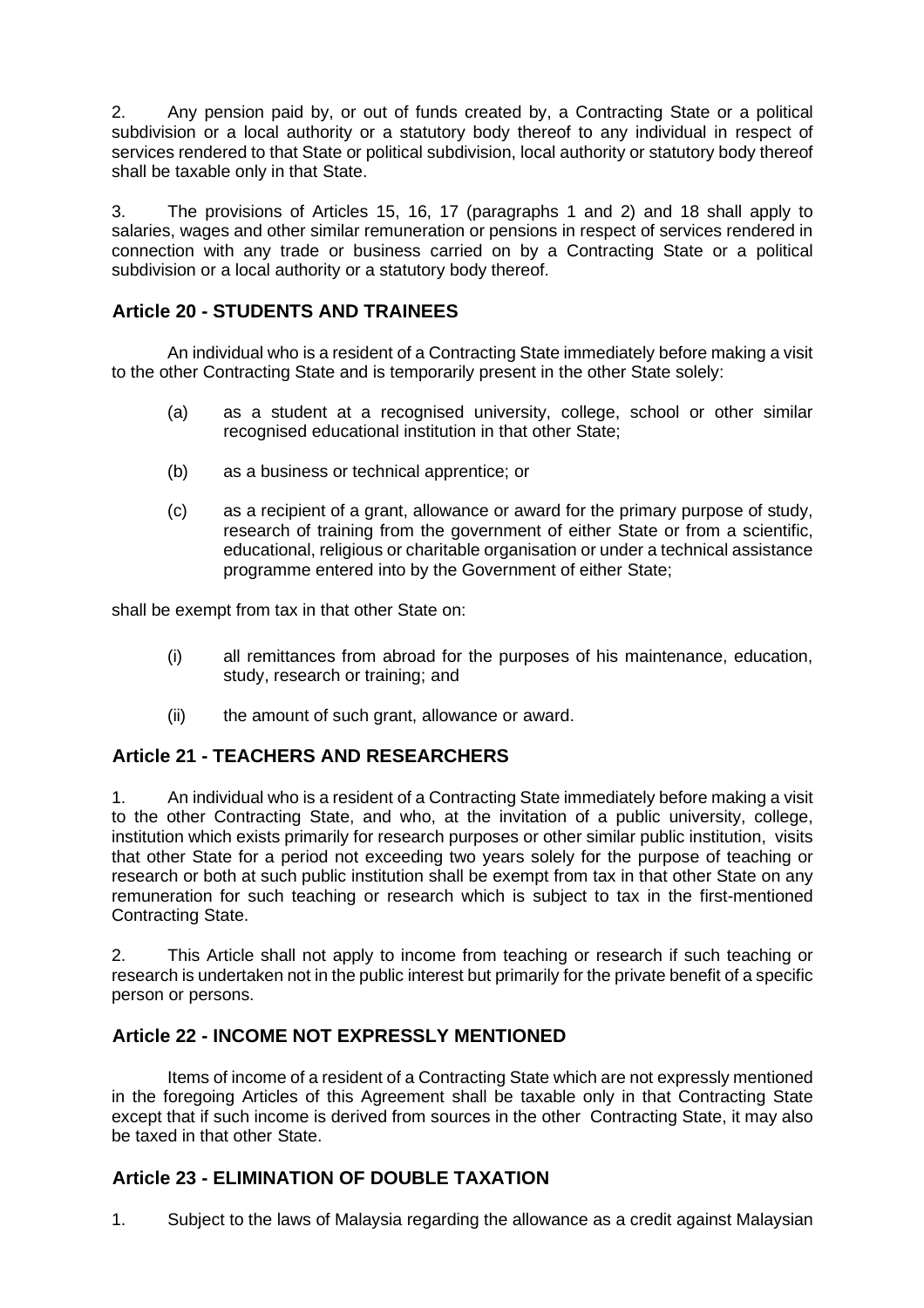2. Any pension paid by, or out of funds created by, a Contracting State or a political subdivision or a local authority or a statutory body thereof to any individual in respect of services rendered to that State or political subdivision, local authority or statutory body thereof shall be taxable only in that State.

3. The provisions of Articles 15, 16, 17 (paragraphs 1 and 2) and 18 shall apply to salaries, wages and other similar remuneration or pensions in respect of services rendered in connection with any trade or business carried on by a Contracting State or a political subdivision or a local authority or a statutory body thereof.

## Article 20 - STUDENTS AND TRAINEES

An individual who is a resident of a Contracting State immediately before making a visit to the other Contracting State and is temporarily present in the other State solely:

(a) as a student at a recognised university, college, school or other similar recognised educational institution in that other State;

(b) as a business or technical apprentice; or

(c) as a recipient of a grant, allowance or award for the primary purpose of study, research of training from the government of either State or from a scientific, educational, religious or charitable organisation or under a technical assistance programme entered into by the Government of either State;

shall be exempt from tax in that other State on:

(i) all remittances from abroad for the purposes of his maintenance, education, study, research or training; and

(ii) the amount of such grant, allowance or award.

## Article 21 - TEACHERS AND RESEARCHERS

1. An individual who is a resident of a Contracting State immediately before making a visit to the other Contracting State, and who, at the invitation of a public university, college, institution which exists primarily for research purposes or other similar public institution, visits that other State for a period not exceeding two years solely for the purpose of teaching or research or both at such public institution shall be exempt from tax in that other State on any remuneration for such teaching or research which is subject to tax in the first-mentioned Contracting State.

2. This Article shall not apply to income from teaching or research if such teaching or research is undertaken not in the public interest but primarily for the private benefit of a specific person or persons.

## Article 22 - INCOME NOT EXPRESSLY MENTIONED

Items of income of a resident of a Contracting State which are not expressly mentioned in the foregoing Articles of this Agreement shall be taxable only in that Contracting State except that if such income is derived from sources in the other Contracting State, it may also be taxed in that other State.

## Article 23 - ELIMINATION OF DOUBLE TAXATION

1. Subject to the laws of Malaysia regarding the allowance as a credit against Malaysian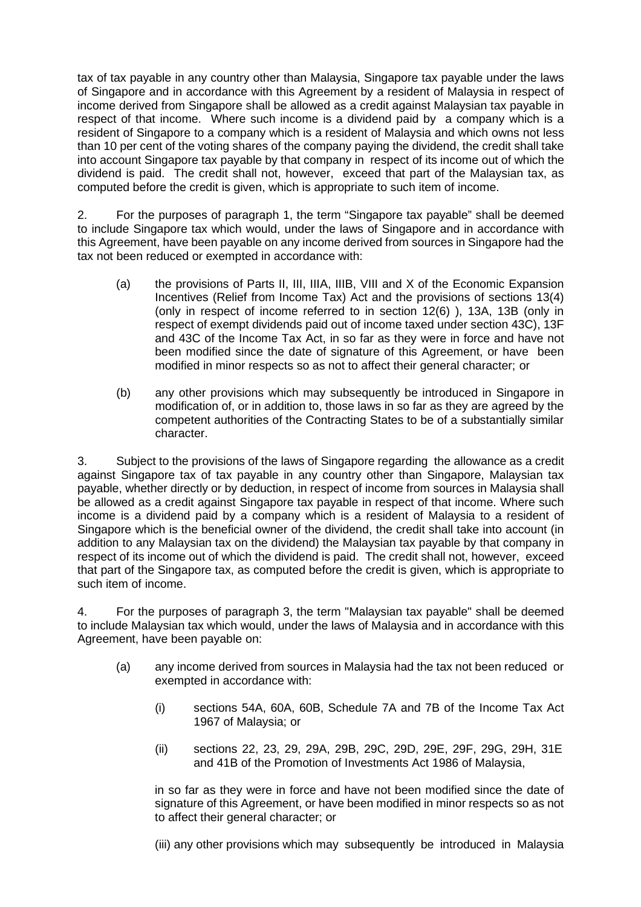tax of tax payable in any country other than Malaysia, Singapore tax payable under the laws of Singapore and in accordance with this Agreement by a resident of Malaysia in respect of income derived from Singapore shall be allowed as a credit against Malaysian tax payable in respect of that income. Where such income is a dividend paid by a company which is a resident of Singapore to a company which is a resident of Malaysia and which owns not less than 10 per cent of the voting shares of the company paying the dividend, the credit shall take into account Singapore tax payable by that company in respect of its income out of which the dividend is paid. The credit shall not, however, exceed that part of the Malaysian tax, as computed before the credit is given, which is appropriate to such item of income.

2. For the purposes of paragraph 1, the term "Singapore tax payable" shall be deemed to include Singapore tax which would, under the laws of Singapore and in accordance with this Agreement, have been payable on any income derived from sources in Singapore had the tax not been reduced or exempted in accordance with:

(a) the provisions of Parts II, III, IIIA, IIIB, VIII and X of the Economic Expansion Incentives (Relief from Income Tax) Act and the provisions of sections 13(4) (only in respect of income referred to in section 12(6) ), 13A, 13B (only in respect of exempt dividends paid out of income taxed under section 43C), 13F and 43C of the Income Tax Act, in so far as they were in force and have not been modified since the date of signature of this Agreement, or have been modified in minor respects so as not to affect their general character; or

(b) any other provisions which may subsequently be introduced in Singapore in modification of, or in addition to, those laws in so far as they are agreed by the competent authorities of the Contracting States to be of a substantially similar character.

3. Subject to the provisions of the laws of Singapore regarding the allowance as a credit against Singapore tax of tax payable in any country other than Singapore, Malaysian tax payable, whether directly or by deduction, in respect of income from sources in Malaysia shall be allowed as a credit against Singapore tax payable in respect of that income. Where such income is a dividend paid by a company which is a resident of Malaysia to a resident of Singapore which is the beneficial owner of the dividend, the credit shall take into account (in addition to any Malaysian tax on the dividend) the Malaysian tax payable by that company in respect of its income out of which the dividend is paid. The credit shall not, however, exceed that part of the Singapore tax, as computed before the credit is given, which is appropriate to such item of income.

4. For the purposes of paragraph 3, the term "Malaysian tax payable" shall be deemed to include Malaysian tax which would, under the laws of Malaysia and in accordance with this Agreement, have been payable on:

(a) any income derived from sources in Malaysia had the tax not been reduced or exempted in accordance with:

(i) sections 54A, 60A, 60B, Schedule 7A and 7B of the Income Tax Act 1967 of Malaysia; or

(ii) sections 22, 23, 29, 29A, 29B, 29C, 29D, 29E, 29F, 29G, 29H, 31E and 41B of the Promotion of Investments Act 1986 of Malaysia,

in so far as they were in force and have not been modified since the date of signature of this Agreement, or have been modified in minor respects so as not to affect their general character; or

(iii) any other provisions which may subsequently be introduced in Malaysia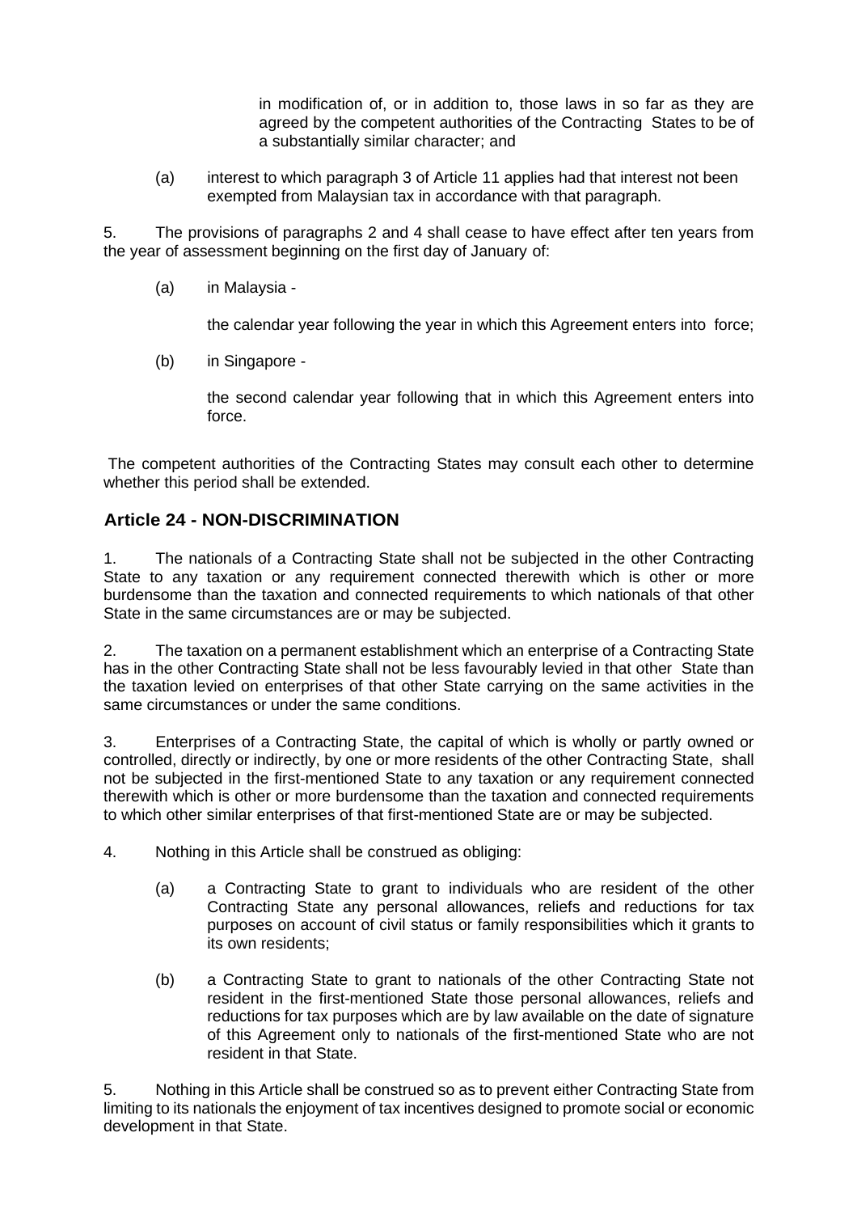in modification of, or in addition to, those laws in so far as they are agreed by the competent authorities of the Contracting States to be of a substantially similar character; and

(a) interest to which paragraph 3 of Article 11 applies had that interest not been exempted from Malaysian tax in accordance with that paragraph.

5. The provisions of paragraphs 2 and 4 shall cease to have effect after ten years from the year of assessment beginning on the first day of January of:

(a) in Malaysia -

the calendar year following the year in which this Agreement enters into force;

(b) in Singapore -

the second calendar year following that in which this Agreement enters into force.

The competent authorities of the Contracting States may consult each other to determine whether this period shall be extended.

## Article 24 - NON-DISCRIMINATION

1. The nationals of a Contracting State shall not be subjected in the other Contracting State to any taxation or any requirement connected therewith which is other or more burdensome than the taxation and connected requirements to which nationals of that other State in the same circumstances are or may be subjected.

2. The taxation on a permanent establishment which an enterprise of a Contracting State has in the other Contracting State shall not be less favourably levied in that other State than the taxation levied on enterprises of that other State carrying on the same activities in the same circumstances or under the same conditions.

3. Enterprises of a Contracting State, the capital of which is wholly or partly owned or controlled, directly or indirectly, by one or more residents of the other Contracting State, shall not be subjected in the first-mentioned State to any taxation or any requirement connected therewith which is other or more burdensome than the taxation and connected requirements to which other similar enterprises of that first-mentioned State are or may be subjected.

4. Nothing in this Article shall be construed as obliging:

(a) a Contracting State to grant to individuals who are resident of the other Contracting State any personal allowances, reliefs and reductions for tax purposes on account of civil status or family responsibilities which it grants to its own residents;

(b) a Contracting State to grant to nationals of the other Contracting State not resident in the first-mentioned State those personal allowances, reliefs and reductions for tax purposes which are by law available on the date of signature of this Agreement only to nationals of the first-mentioned State who are not resident in that State.

5. Nothing in this Article shall be construed so as to prevent either Contracting State from limiting to its nationals the enjoyment of tax incentives designed to promote social or economic development in that State.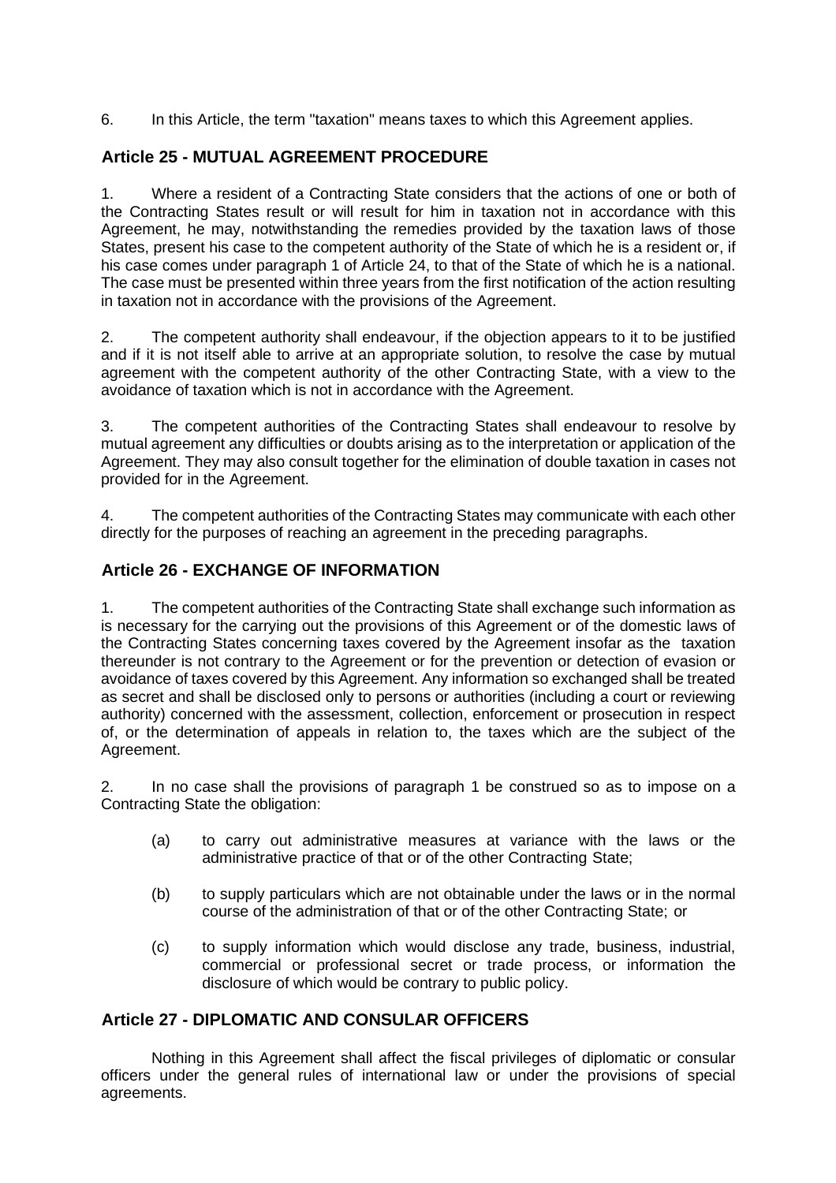6. In this Article, the term "taxation" means taxes to which this Agreement applies.

## Article 25 - MUTUAL AGREEMENT PROCEDURE

1. Where a resident of a Contracting State considers that the actions of one or both of the Contracting States result or will result for him in taxation not in accordance with this Agreement, he may, notwithstanding the remedies provided by the taxation laws of those States, present his case to the competent authority of the State of which he is a resident or, if his case comes under paragraph 1 of Article 24, to that of the State of which he is a national. The case must be presented within three years from the first notification of the action resulting in taxation not in accordance with the provisions of the Agreement.

2. The competent authority shall endeavour, if the objection appears to it to be justified and if it is not itself able to arrive at an appropriate solution, to resolve the case by mutual agreement with the competent authority of the other Contracting State, with a view to the avoidance of taxation which is not in accordance with the Agreement.

3. The competent authorities of the Contracting States shall endeavour to resolve by mutual agreement any difficulties or doubts arising as to the interpretation or application of the Agreement. They may also consult together for the elimination of double taxation in cases not provided for in the Agreement.

4. The competent authorities of the Contracting States may communicate with each other directly for the purposes of reaching an agreement in the preceding paragraphs.

## Article 26 - EXCHANGE OF INFORMATION

1. The competent authorities of the Contracting State shall exchange such information as is necessary for the carrying out the provisions of this Agreement or of the domestic laws of the Contracting States concerning taxes covered by the Agreement insofar as the taxation thereunder is not contrary to the Agreement or for the prevention or detection of evasion or avoidance of taxes covered by this Agreement. Any information so exchanged shall be treated as secret and shall be disclosed only to persons or authorities (including a court or reviewing authority) concerned with the assessment, collection, enforcement or prosecution in respect of, or the determination of appeals in relation to, the taxes which are the subject of the Agreement.

2. In no case shall the provisions of paragraph 1 be construed so as to impose on a Contracting State the obligation:

(a) to carry out administrative measures at variance with the laws or the administrative practice of that or of the other Contracting State;

(b) to supply particulars which are not obtainable under the laws or in the normal course of the administration of that or of the other Contracting State; or

(c) to supply information which would disclose any trade, business, industrial, commercial or professional secret or trade process, or information the disclosure of which would be contrary to public policy.

## Article 27 - DIPLOMATIC AND CONSULAR OFFICERS

Nothing in this Agreement shall affect the fiscal privileges of diplomatic or consular officers under the general rules of international law or under the provisions of special agreements.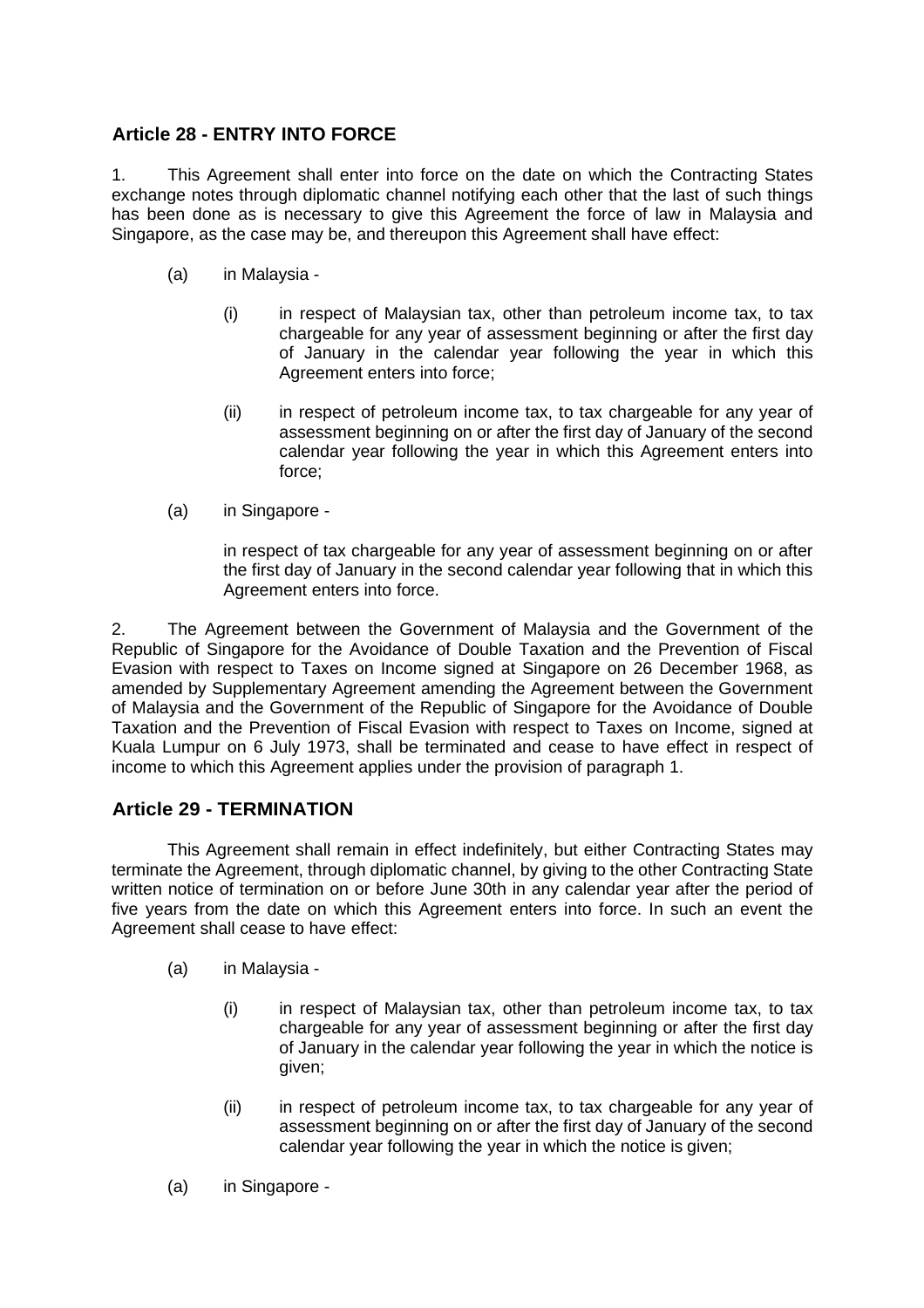## Article 28 - ENTRY INTO FORCE

1. This Agreement shall enter into force on the date on which the Contracting States exchange notes through diplomatic channel notifying each other that the last of such things has been done as is necessary to give this Agreement the force of law in Malaysia and Singapore, as the case may be, and thereupon this Agreement shall have effect:

(a) in Malaysia -

(i) in respect of Malaysian tax, other than petroleum income tax, to tax chargeable for any year of assessment beginning or after the first day of January in the calendar year following the year in which this Agreement enters into force;

(ii) in respect of petroleum income tax, to tax chargeable for any year of assessment beginning on or after the first day of January of the second calendar year following the year in which this Agreement enters into force;

(a) in Singapore -

in respect of tax chargeable for any year of assessment beginning on or after the first day of January in the second calendar year following that in which this Agreement enters into force.

2. The Agreement between the Government of Malaysia and the Government of the Republic of Singapore for the Avoidance of Double Taxation and the Prevention of Fiscal Evasion with respect to Taxes on Income signed at Singapore on 26 December 1968, as amended by Supplementary Agreement amending the Agreement between the Government of Malaysia and the Government of the Republic of Singapore for the Avoidance of Double Taxation and the Prevention of Fiscal Evasion with respect to Taxes on Income, signed at Kuala Lumpur on 6 July 1973, shall be terminated and cease to have effect in respect of income to which this Agreement applies under the provision of paragraph 1.

## Article 29 - TERMINATION

This Agreement shall remain in effect indefinitely, but either Contracting States may terminate the Agreement, through diplomatic channel, by giving to the other Contracting State written notice of termination on or before June 30th in any calendar year after the period of five years from the date on which this Agreement enters into force. In such an event the Agreement shall cease to have effect:

(a) in Malaysia -

(i) in respect of Malaysian tax, other than petroleum income tax, to tax chargeable for any year of assessment beginning or after the first day of January in the calendar year following the year in which the notice is given;

(ii) in respect of petroleum income tax, to tax chargeable for any year of assessment beginning on or after the first day of January of the second calendar year following the year in which the notice is given;

(a) in Singapore -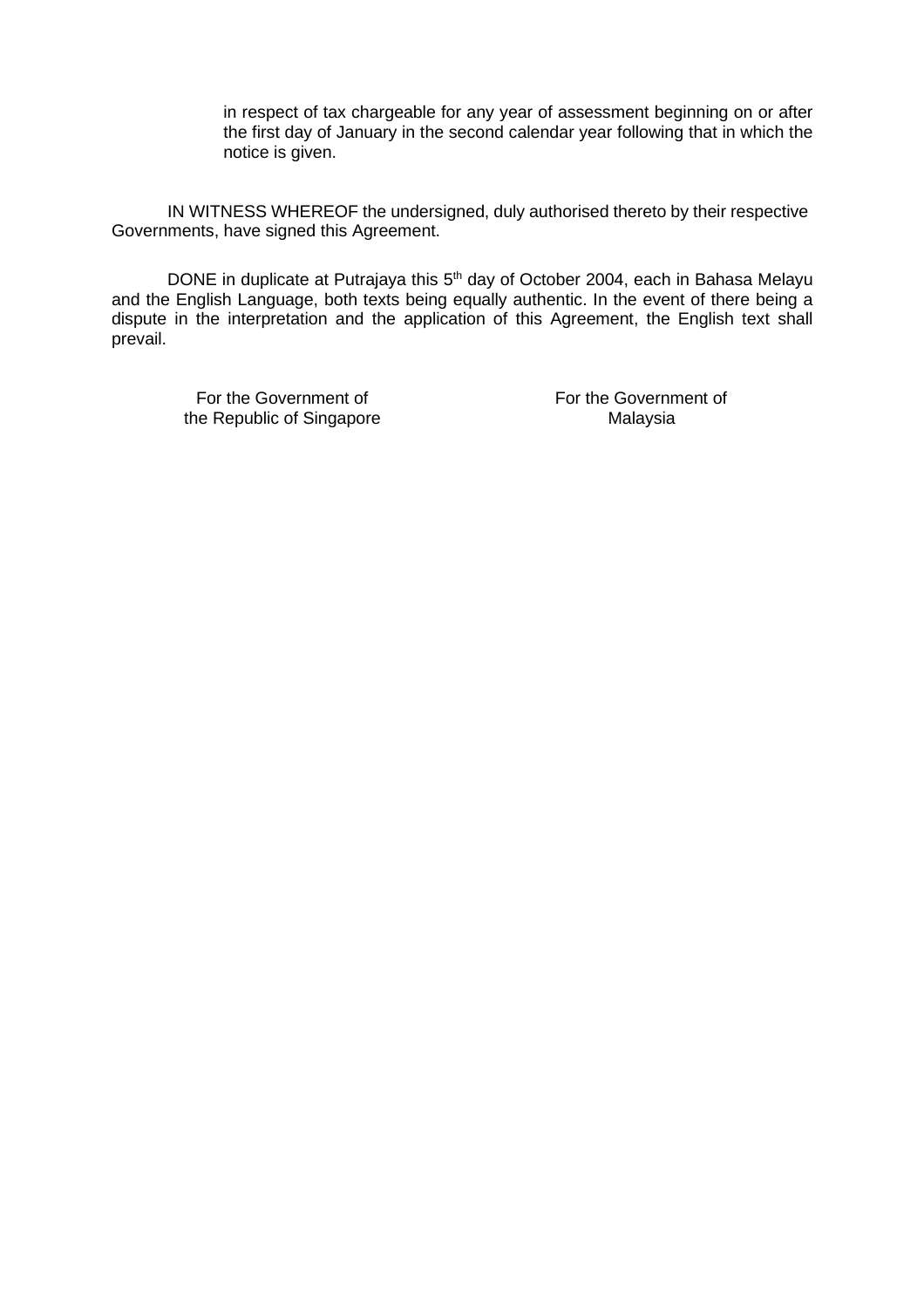in respect of tax chargeable for any year of assessment beginning on or after the first day of January in the second calendar year following that in which the notice is given.

IN WITNESS WHEREOF the undersigned, duly authorised thereto by their respective Governments, have signed this Agreement.

DONE in duplicate at Putrajaya this 5th day of October 2004, each in Bahasa Melayu and the English Language, both texts being equally authentic. In the event of there being a dispute in the interpretation and the application of this Agreement, the English text shall prevail.

| For the Government of the Republic of Singapore | For the Government of Malaysia |
| --- | --- |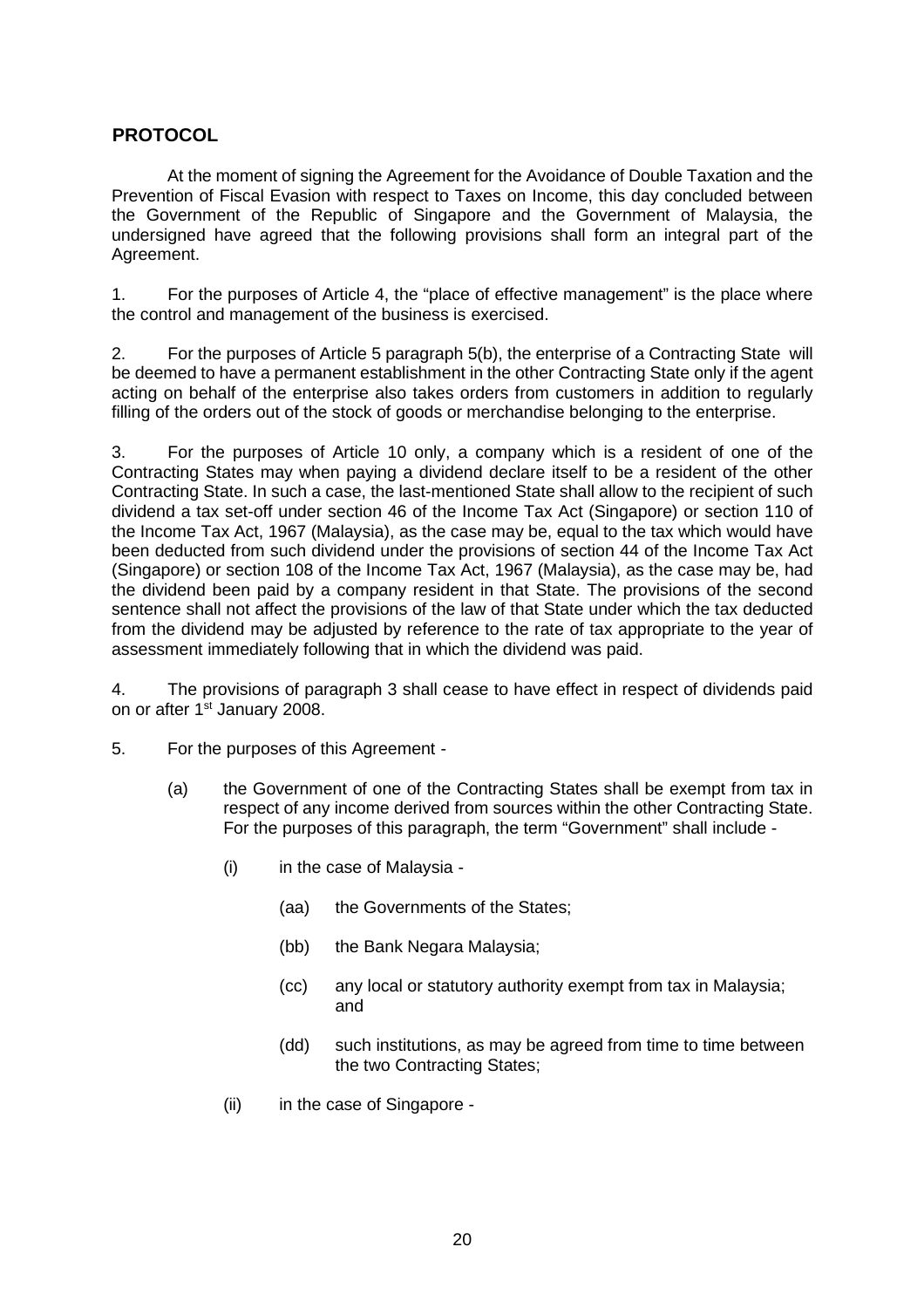## PROTOCOL

At the moment of signing the Agreement for the Avoidance of Double Taxation and the Prevention of Fiscal Evasion with respect to Taxes on Income, this day concluded between the Government of the Republic of Singapore and the Government of Malaysia, the undersigned have agreed that the following provisions shall form an integral part of the Agreement.

1. For the purposes of Article 4, the "place of effective management" is the place where the control and management of the business is exercised.

2. For the purposes of Article 5 paragraph 5(b), the enterprise of a Contracting State will be deemed to have a permanent establishment in the other Contracting State only if the agent acting on behalf of the enterprise also takes orders from customers in addition to regularly filling of the orders out of the stock of goods or merchandise belonging to the enterprise.

3. For the purposes of Article 10 only, a company which is a resident of one of the Contracting States may when paying a dividend declare itself to be a resident of the other Contracting State. In such a case, the last-mentioned State shall allow to the recipient of such dividend a tax set-off under section 46 of the Income Tax Act (Singapore) or section 110 of the Income Tax Act, 1967 (Malaysia), as the case may be, equal to the tax which would have been deducted from such dividend under the provisions of section 44 of the Income Tax Act (Singapore) or section 108 of the Income Tax Act, 1967 (Malaysia), as the case may be, had the dividend been paid by a company resident in that State. The provisions of the second sentence shall not affect the provisions of the law of that State under which the tax deducted from the dividend may be adjusted by reference to the rate of tax appropriate to the year of assessment immediately following that in which the dividend was paid.

4. The provisions of paragraph 3 shall cease to have effect in respect of dividends paid on or after 1st January 2008.

5. For the purposes of this Agreement -

   (a) the Government of one of the Contracting States shall be exempt from tax in respect of any income derived from sources within the other Contracting State. For the purposes of this paragraph, the term "Government" shall include -

      (i) in the case of Malaysia -

         (aa) the Governments of the States;

         (bb) the Bank Negara Malaysia;

         (cc) any local or statutory authority exempt from tax in Malaysia; and

         (dd) such institutions, as may be agreed from time to time between the two Contracting States;

      (ii) in the case of Singapore -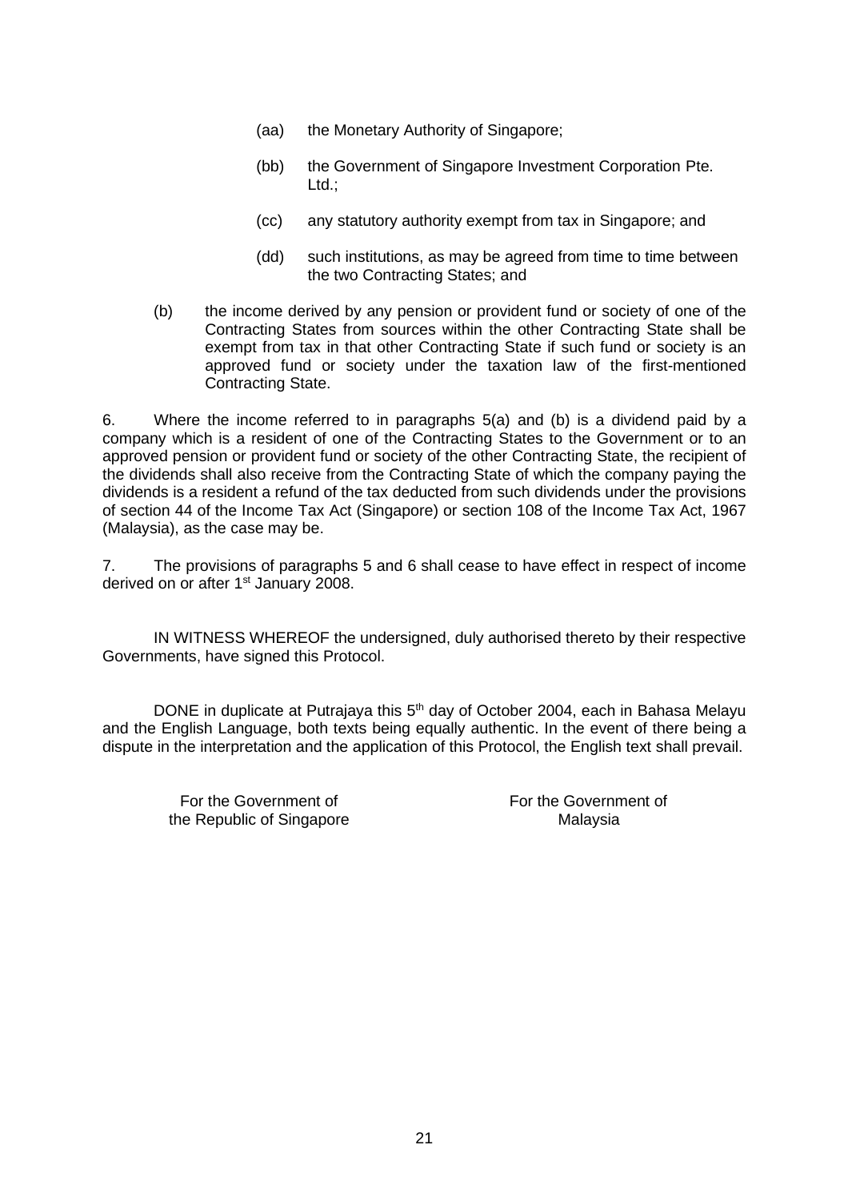(aa) the Monetary Authority of Singapore;

(bb) the Government of Singapore Investment Corporation Pte. Ltd.;

(cc) any statutory authority exempt from tax in Singapore; and

(dd) such institutions, as may be agreed from time to time between the two Contracting States; and

(b) the income derived by any pension or provident fund or society of one of the Contracting States from sources within the other Contracting State shall be exempt from tax in that other Contracting State if such fund or society is an approved fund or society under the taxation law of the first-mentioned Contracting State.

6. Where the income referred to in paragraphs 5(a) and (b) is a dividend paid by a company which is a resident of one of the Contracting States to the Government or to an approved pension or provident fund or society of the other Contracting State, the recipient of the dividends shall also receive from the Contracting State of which the company paying the dividends is a resident a refund of the tax deducted from such dividends under the provisions of section 44 of the Income Tax Act (Singapore) or section 108 of the Income Tax Act, 1967 (Malaysia), as the case may be.

7. The provisions of paragraphs 5 and 6 shall cease to have effect in respect of income derived on or after 1st January 2008.

IN WITNESS WHEREOF the undersigned, duly authorised thereto by their respective Governments, have signed this Protocol.

DONE in duplicate at Putrajaya this 5th day of October 2004, each in Bahasa Melayu and the English Language, both texts being equally authentic. In the event of there being a dispute in the interpretation and the application of this Protocol, the English text shall prevail.

For the Government of the Republic of Singapore

For the Government of Malaysia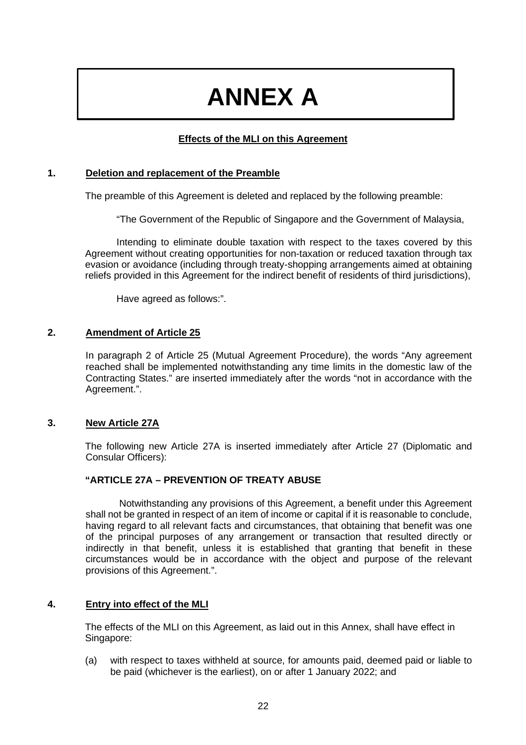# ANNEX A

**Effects of the MLI on this Agreement**

## 1. Deletion and replacement of the Preamble

The preamble of this Agreement is deleted and replaced by the following preamble:

"The Government of the Republic of Singapore and the Government of Malaysia,

Intending to eliminate double taxation with respect to the taxes covered by this Agreement without creating opportunities for non-taxation or reduced taxation through tax evasion or avoidance (including through treaty-shopping arrangements aimed at obtaining reliefs provided in this Agreement for the indirect benefit of residents of third jurisdictions),

Have agreed as follows:".

## 2. Amendment of Article 25

In paragraph 2 of Article 25 (Mutual Agreement Procedure), the words "Any agreement reached shall be implemented notwithstanding any time limits in the domestic law of the Contracting States." are inserted immediately after the words "not in accordance with the Agreement.".

## 3. New Article 27A

The following new Article 27A is inserted immediately after Article 27 (Diplomatic and Consular Officers):

**"ARTICLE 27A – PREVENTION OF TREATY ABUSE**

Notwithstanding any provisions of this Agreement, a benefit under this Agreement shall not be granted in respect of an item of income or capital if it is reasonable to conclude, having regard to all relevant facts and circumstances, that obtaining that benefit was one of the principal purposes of any arrangement or transaction that resulted directly or indirectly in that benefit, unless it is established that granting that benefit in these circumstances would be in accordance with the object and purpose of the relevant provisions of this Agreement.".

## 4. Entry into effect of the MLI

The effects of the MLI on this Agreement, as laid out in this Annex, shall have effect in Singapore:

(a) with respect to taxes withheld at source, for amounts paid, deemed paid or liable to be paid (whichever is the earliest), on or after 1 January 2022; and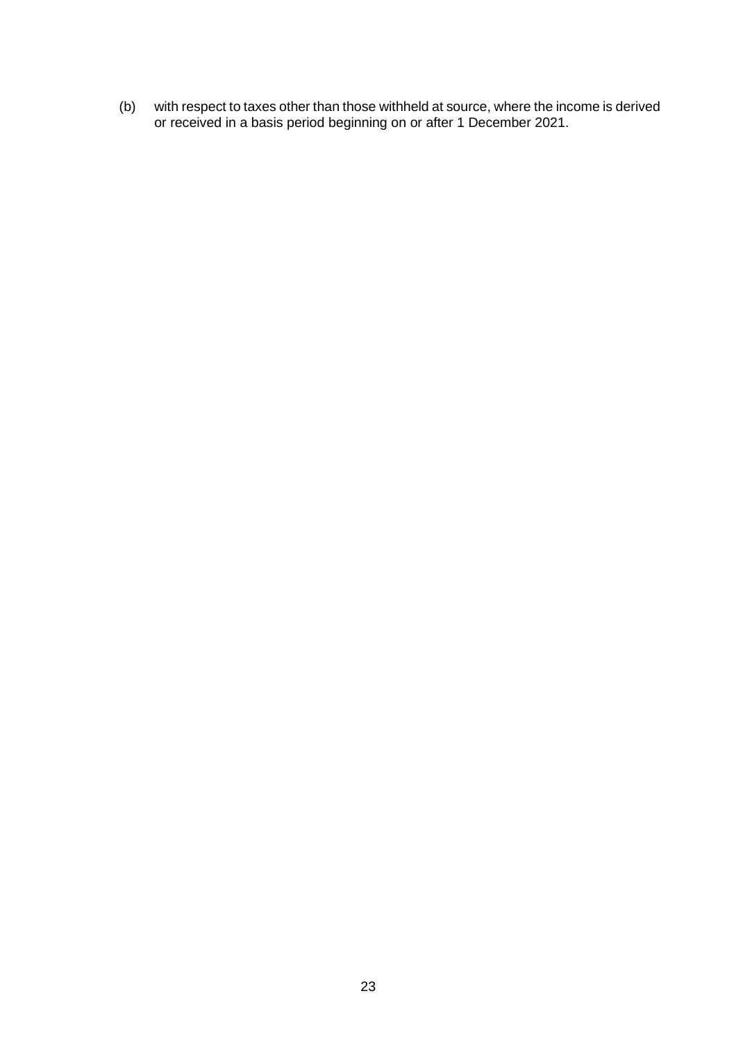(b) with respect to taxes other than those withheld at source, where the income is derived or received in a basis period beginning on or after 1 December 2021.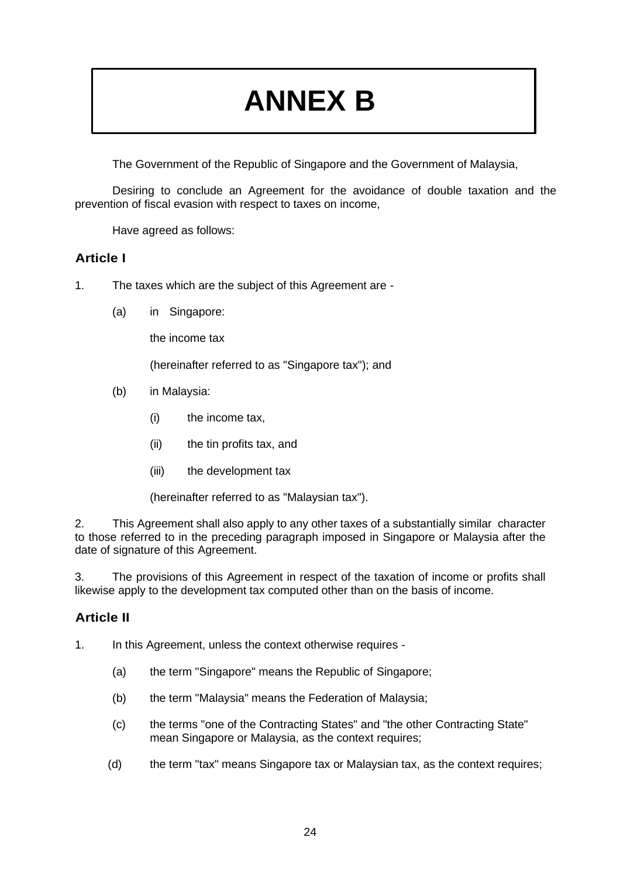# ANNEX B

The Government of the Republic of Singapore and the Government of Malaysia,

Desiring to conclude an Agreement for the avoidance of double taxation and the prevention of fiscal evasion with respect to taxes on income,

Have agreed as follows:

### Article I

1. The taxes which are the subject of this Agreement are -

    (a) in Singapore:

    the income tax

    (hereinafter referred to as "Singapore tax"); and

    (b) in Malaysia:

    (i) the income tax,

    (ii) the tin profits tax, and

    (iii) the development tax

    (hereinafter referred to as "Malaysian tax").

2. This Agreement shall also apply to any other taxes of a substantially similar character to those referred to in the preceding paragraph imposed in Singapore or Malaysia after the date of signature of this Agreement.

3. The provisions of this Agreement in respect of the taxation of income or profits shall likewise apply to the development tax computed other than on the basis of income.

### Article II

1. In this Agreement, unless the context otherwise requires -

    (a) the term "Singapore" means the Republic of Singapore;

    (b) the term "Malaysia" means the Federation of Malaysia;

    (c) the terms "one of the Contracting States" and "the other Contracting State" mean Singapore or Malaysia, as the context requires;

    (d) the term "tax" means Singapore tax or Malaysian tax, as the context requires;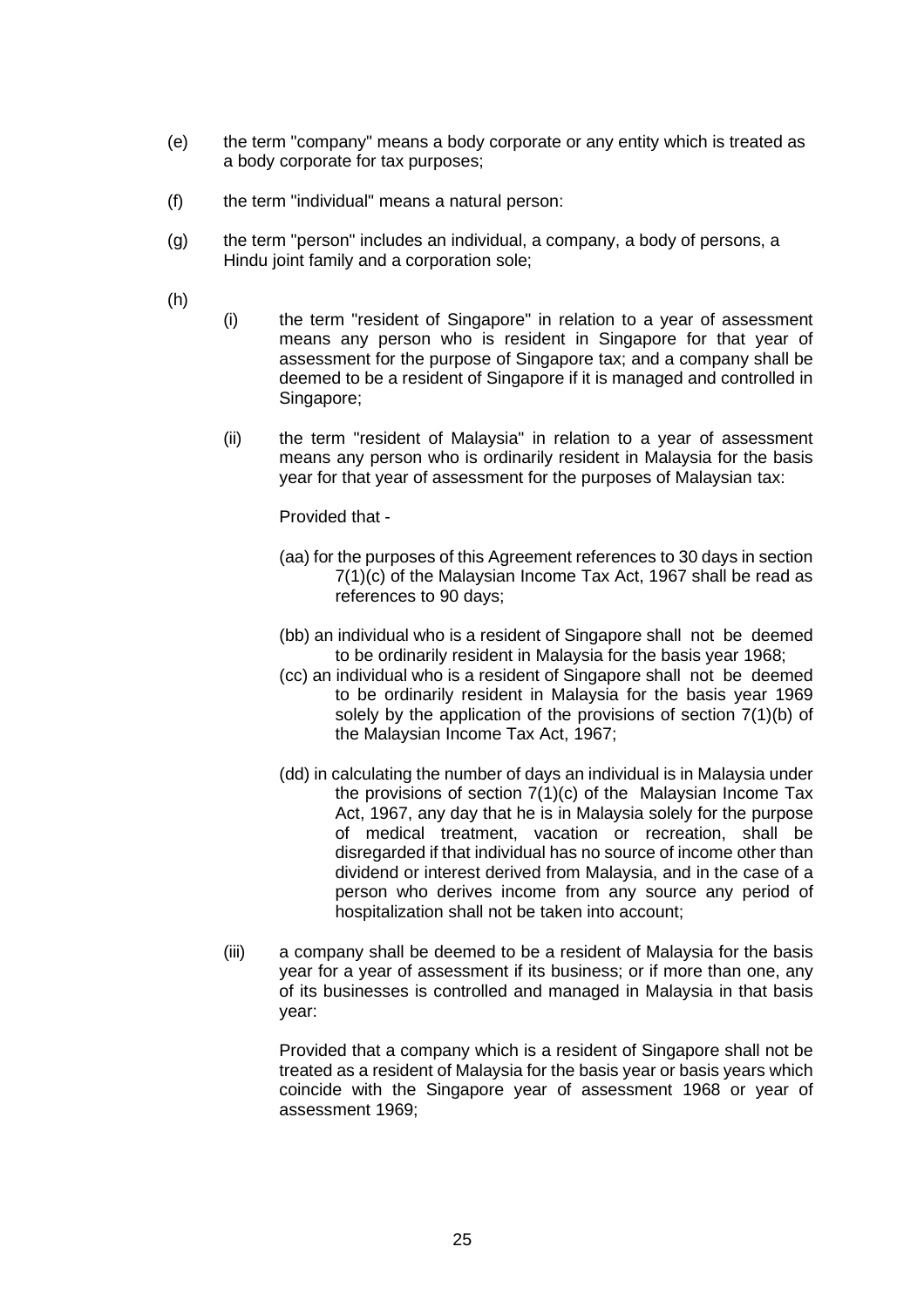(e) the term "company" means a body corporate or any entity which is treated as a body corporate for tax purposes;

(f) the term "individual" means a natural person:

(g) the term "person" includes an individual, a company, a body of persons, a Hindu joint family and a corporation sole;

(h)

(i) the term "resident of Singapore" in relation to a year of assessment means any person who is resident in Singapore for that year of assessment for the purpose of Singapore tax; and a company shall be deemed to be a resident of Singapore if it is managed and controlled in Singapore;

(ii) the term "resident of Malaysia" in relation to a year of assessment means any person who is ordinarily resident in Malaysia for the basis year for that year of assessment for the purposes of Malaysian tax:

Provided that -

(aa) for the purposes of this Agreement references to 30 days in section 7(1)(c) of the Malaysian Income Tax Act, 1967 shall be read as references to 90 days;

(bb) an individual who is a resident of Singapore shall not be deemed to be ordinarily resident in Malaysia for the basis year 1968;

(cc) an individual who is a resident of Singapore shall not be deemed to be ordinarily resident in Malaysia for the basis year 1969 solely by the application of the provisions of section 7(1)(b) of the Malaysian Income Tax Act, 1967;

(dd) in calculating the number of days an individual is in Malaysia under the provisions of section 7(1)(c) of the Malaysian Income Tax Act, 1967, any day that he is in Malaysia solely for the purpose of medical treatment, vacation or recreation, shall be disregarded if that individual has no source of income other than dividend or interest derived from Malaysia, and in the case of a person who derives income from any source any period of hospitalization shall not be taken into account;

(iii) a company shall be deemed to be a resident of Malaysia for the basis year for a year of assessment if its business; or if more than one, any of its businesses is controlled and managed in Malaysia in that basis year:

Provided that a company which is a resident of Singapore shall not be treated as a resident of Malaysia for the basis year or basis years which coincide with the Singapore year of assessment 1968 or year of assessment 1969;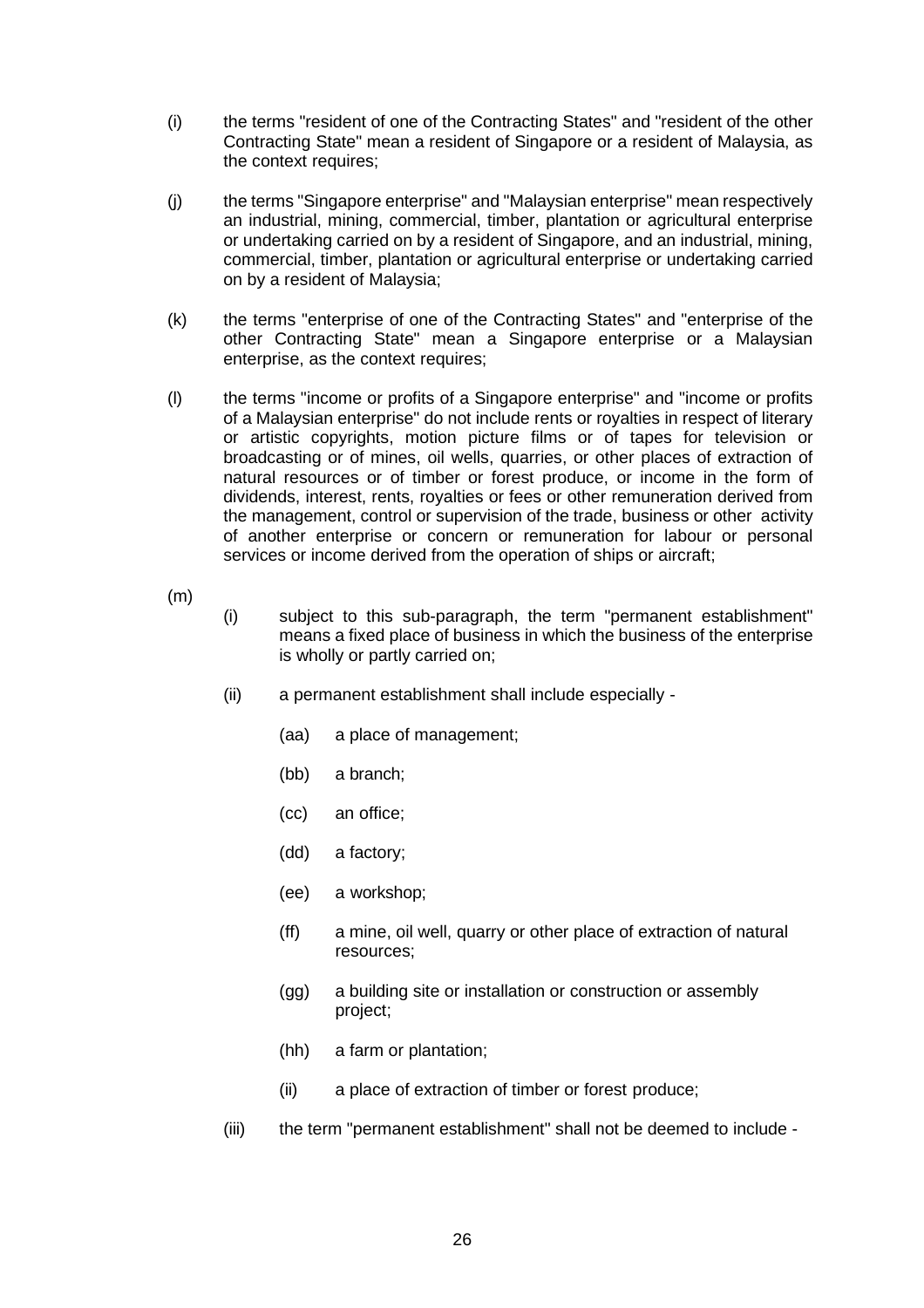(i) the terms "resident of one of the Contracting States" and "resident of the other Contracting State" mean a resident of Singapore or a resident of Malaysia, as the context requires;

(j) the terms "Singapore enterprise" and "Malaysian enterprise" mean respectively an industrial, mining, commercial, timber, plantation or agricultural enterprise or undertaking carried on by a resident of Singapore, and an industrial, mining, commercial, timber, plantation or agricultural enterprise or undertaking carried on by a resident of Malaysia;

(k) the terms "enterprise of one of the Contracting States" and "enterprise of the other Contracting State" mean a Singapore enterprise or a Malaysian enterprise, as the context requires;

(l) the terms "income or profits of a Singapore enterprise" and "income or profits of a Malaysian enterprise" do not include rents or royalties in respect of literary or artistic copyrights, motion picture films or of tapes for television or broadcasting or of mines, oil wells, quarries, or other places of extraction of natural resources or of timber or forest produce, or income in the form of dividends, interest, rents, royalties or fees or other remuneration derived from the management, control or supervision of the trade, business or other activity of another enterprise or concern or remuneration for labour or personal services or income derived from the operation of ships or aircraft;

(m)

(i) subject to this sub-paragraph, the term "permanent establishment" means a fixed place of business in which the business of the enterprise is wholly or partly carried on;

(ii) a permanent establishment shall include especially -

(aa) a place of management;

(bb) a branch;

(cc) an office;

(dd) a factory;

(ee) a workshop;

(ff) a mine, oil well, quarry or other place of extraction of natural resources;

(gg) a building site or installation or construction or assembly project;

(hh) a farm or plantation;

(ii) a place of extraction of timber or forest produce;

(iii) the term "permanent establishment" shall not be deemed to include -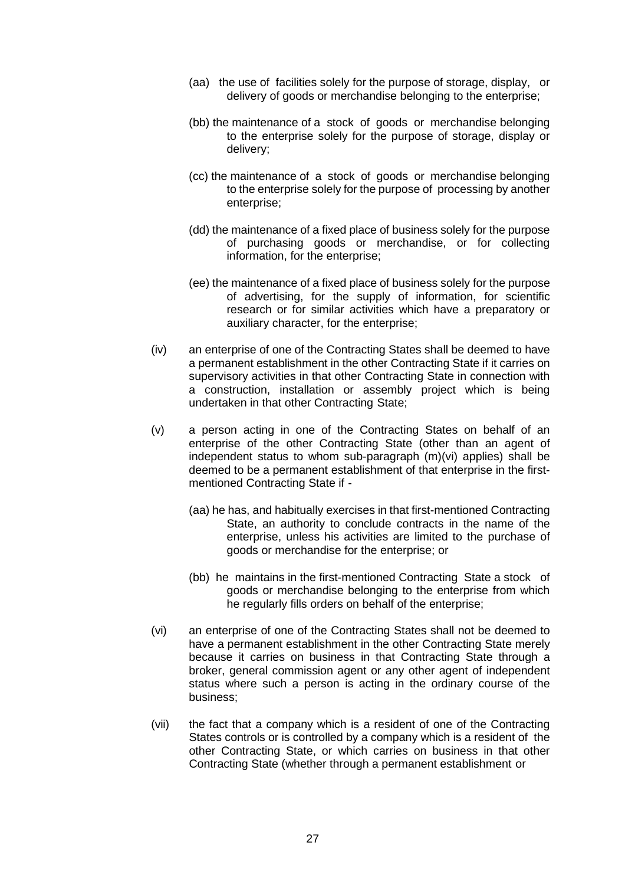(aa) the use of facilities solely for the purpose of storage, display, or delivery of goods or merchandise belonging to the enterprise;

(bb) the maintenance of a stock of goods or merchandise belonging to the enterprise solely for the purpose of storage, display or delivery;

(cc) the maintenance of a stock of goods or merchandise belonging to the enterprise solely for the purpose of processing by another enterprise;

(dd) the maintenance of a fixed place of business solely for the purpose of purchasing goods or merchandise, or for collecting information, for the enterprise;

(ee) the maintenance of a fixed place of business solely for the purpose of advertising, for the supply of information, for scientific research or for similar activities which have a preparatory or auxiliary character, for the enterprise;

(iv) an enterprise of one of the Contracting States shall be deemed to have a permanent establishment in the other Contracting State if it carries on supervisory activities in that other Contracting State in connection with a construction, installation or assembly project which is being undertaken in that other Contracting State;

(v) a person acting in one of the Contracting States on behalf of an enterprise of the other Contracting State (other than an agent of independent status to whom sub-paragraph (m)(vi) applies) shall be deemed to be a permanent establishment of that enterprise in the first-mentioned Contracting State if -

(aa) he has, and habitually exercises in that first-mentioned Contracting State, an authority to conclude contracts in the name of the enterprise, unless his activities are limited to the purchase of goods or merchandise for the enterprise; or

(bb) he maintains in the first-mentioned Contracting State a stock of goods or merchandise belonging to the enterprise from which he regularly fills orders on behalf of the enterprise;

(vi) an enterprise of one of the Contracting States shall not be deemed to have a permanent establishment in the other Contracting State merely because it carries on business in that Contracting State through a broker, general commission agent or any other agent of independent status where such a person is acting in the ordinary course of the business;

(vii) the fact that a company which is a resident of one of the Contracting States controls or is controlled by a company which is a resident of the other Contracting State, or which carries on business in that other Contracting State (whether through a permanent establishment or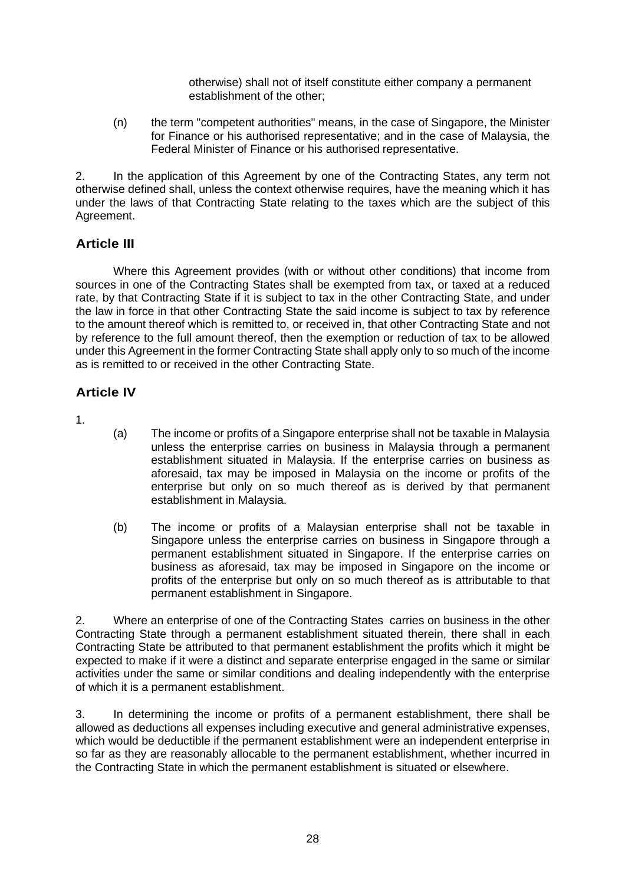otherwise) shall not of itself constitute either company a permanent establishment of the other;

(n) the term "competent authorities" means, in the case of Singapore, the Minister for Finance or his authorised representative; and in the case of Malaysia, the Federal Minister of Finance or his authorised representative.

2. In the application of this Agreement by one of the Contracting States, any term not otherwise defined shall, unless the context otherwise requires, have the meaning which it has under the laws of that Contracting State relating to the taxes which are the subject of this Agreement.

## Article III

Where this Agreement provides (with or without other conditions) that income from sources in one of the Contracting States shall be exempted from tax, or taxed at a reduced rate, by that Contracting State if it is subject to tax in the other Contracting State, and under the law in force in that other Contracting State the said income is subject to tax by reference to the amount thereof which is remitted to, or received in, that other Contracting State and not by reference to the full amount thereof, then the exemption or reduction of tax to be allowed under this Agreement in the former Contracting State shall apply only to so much of the income as is remitted to or received in the other Contracting State.

## Article IV

1.

(a) The income or profits of a Singapore enterprise shall not be taxable in Malaysia unless the enterprise carries on business in Malaysia through a permanent establishment situated in Malaysia. If the enterprise carries on business as aforesaid, tax may be imposed in Malaysia on the income or profits of the enterprise but only on so much thereof as is derived by that permanent establishment in Malaysia.

(b) The income or profits of a Malaysian enterprise shall not be taxable in Singapore unless the enterprise carries on business in Singapore through a permanent establishment situated in Singapore. If the enterprise carries on business as aforesaid, tax may be imposed in Singapore on the income or profits of the enterprise but only on so much thereof as is attributable to that permanent establishment in Singapore.

2. Where an enterprise of one of the Contracting States carries on business in the other Contracting State through a permanent establishment situated therein, there shall in each Contracting State be attributed to that permanent establishment the profits which it might be expected to make if it were a distinct and separate enterprise engaged in the same or similar activities under the same or similar conditions and dealing independently with the enterprise of which it is a permanent establishment.

3. In determining the income or profits of a permanent establishment, there shall be allowed as deductions all expenses including executive and general administrative expenses, which would be deductible if the permanent establishment were an independent enterprise in so far as they are reasonably allocable to the permanent establishment, whether incurred in the Contracting State in which the permanent establishment is situated or elsewhere.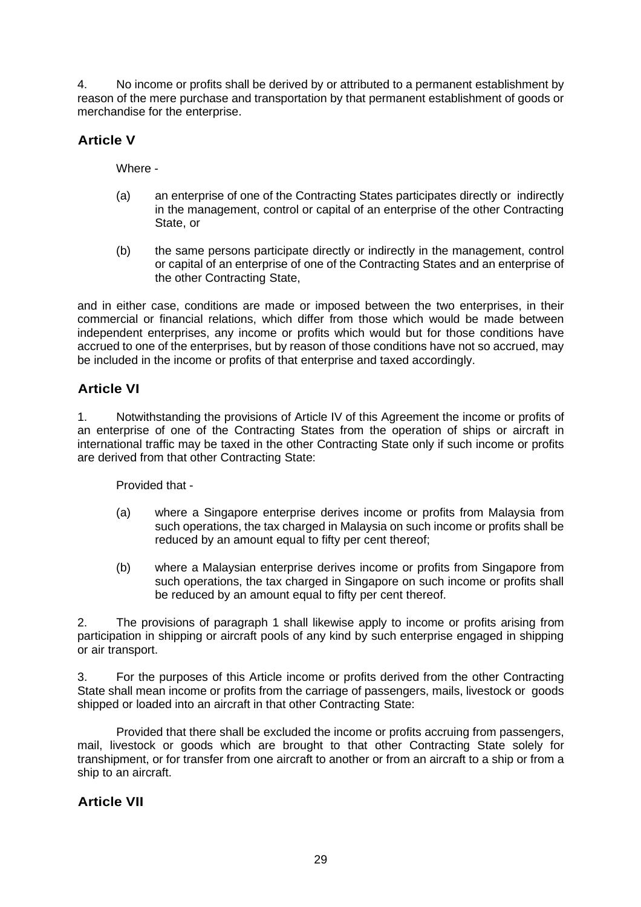4. No income or profits shall be derived by or attributed to a permanent establishment by reason of the mere purchase and transportation by that permanent establishment of goods or merchandise for the enterprise.

## Article V

Where -

(a) an enterprise of one of the Contracting States participates directly or indirectly in the management, control or capital of an enterprise of the other Contracting State, or

(b) the same persons participate directly or indirectly in the management, control or capital of an enterprise of one of the Contracting States and an enterprise of the other Contracting State,

and in either case, conditions are made or imposed between the two enterprises, in their commercial or financial relations, which differ from those which would be made between independent enterprises, any income or profits which would but for those conditions have accrued to one of the enterprises, but by reason of those conditions have not so accrued, may be included in the income or profits of that enterprise and taxed accordingly.

## Article VI

1. Notwithstanding the provisions of Article IV of this Agreement the income or profits of an enterprise of one of the Contracting States from the operation of ships or aircraft in international traffic may be taxed in the other Contracting State only if such income or profits are derived from that other Contracting State:

Provided that -

(a) where a Singapore enterprise derives income or profits from Malaysia from such operations, the tax charged in Malaysia on such income or profits shall be reduced by an amount equal to fifty per cent thereof;

(b) where a Malaysian enterprise derives income or profits from Singapore from such operations, the tax charged in Singapore on such income or profits shall be reduced by an amount equal to fifty per cent thereof.

2. The provisions of paragraph 1 shall likewise apply to income or profits arising from participation in shipping or aircraft pools of any kind by such enterprise engaged in shipping or air transport.

3. For the purposes of this Article income or profits derived from the other Contracting State shall mean income or profits from the carriage of passengers, mails, livestock or goods shipped or loaded into an aircraft in that other Contracting State:

Provided that there shall be excluded the income or profits accruing from passengers, mail, livestock or goods which are brought to that other Contracting State solely for transhipment, or for transfer from one aircraft to another or from an aircraft to a ship or from a ship to an aircraft.

## Article VII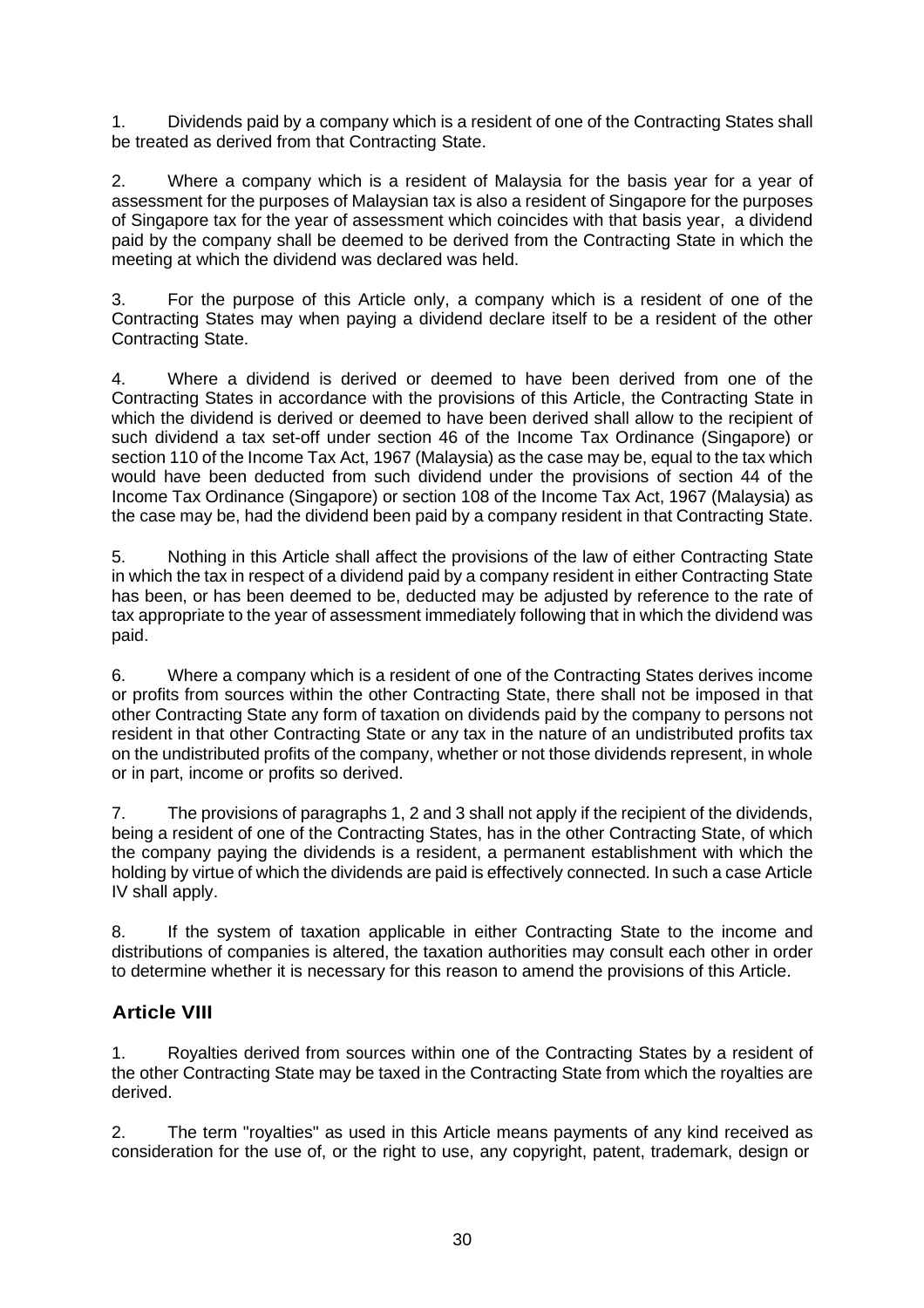1. Dividends paid by a company which is a resident of one of the Contracting States shall be treated as derived from that Contracting State.

2. Where a company which is a resident of Malaysia for the basis year for a year of assessment for the purposes of Malaysian tax is also a resident of Singapore for the purposes of Singapore tax for the year of assessment which coincides with that basis year, a dividend paid by the company shall be deemed to be derived from the Contracting State in which the meeting at which the dividend was declared was held.

3. For the purpose of this Article only, a company which is a resident of one of the Contracting States may when paying a dividend declare itself to be a resident of the other Contracting State.

4. Where a dividend is derived or deemed to have been derived from one of the Contracting States in accordance with the provisions of this Article, the Contracting State in which the dividend is derived or deemed to have been derived shall allow to the recipient of such dividend a tax set-off under section 46 of the Income Tax Ordinance (Singapore) or section 110 of the Income Tax Act, 1967 (Malaysia) as the case may be, equal to the tax which would have been deducted from such dividend under the provisions of section 44 of the Income Tax Ordinance (Singapore) or section 108 of the Income Tax Act, 1967 (Malaysia) as the case may be, had the dividend been paid by a company resident in that Contracting State.

5. Nothing in this Article shall affect the provisions of the law of either Contracting State in which the tax in respect of a dividend paid by a company resident in either Contracting State has been, or has been deemed to be, deducted may be adjusted by reference to the rate of tax appropriate to the year of assessment immediately following that in which the dividend was paid.

6. Where a company which is a resident of one of the Contracting States derives income or profits from sources within the other Contracting State, there shall not be imposed in that other Contracting State any form of taxation on dividends paid by the company to persons not resident in that other Contracting State or any tax in the nature of an undistributed profits tax on the undistributed profits of the company, whether or not those dividends represent, in whole or in part, income or profits so derived.

7. The provisions of paragraphs 1, 2 and 3 shall not apply if the recipient of the dividends, being a resident of one of the Contracting States, has in the other Contracting State, of which the company paying the dividends is a resident, a permanent establishment with which the holding by virtue of which the dividends are paid is effectively connected. In such a case Article IV shall apply.

8. If the system of taxation applicable in either Contracting State to the income and distributions of companies is altered, the taxation authorities may consult each other in order to determine whether it is necessary for this reason to amend the provisions of this Article.

## Article VIII

1. Royalties derived from sources within one of the Contracting States by a resident of the other Contracting State may be taxed in the Contracting State from which the royalties are derived.

2. The term "royalties" as used in this Article means payments of any kind received as consideration for the use of, or the right to use, any copyright, patent, trademark, design or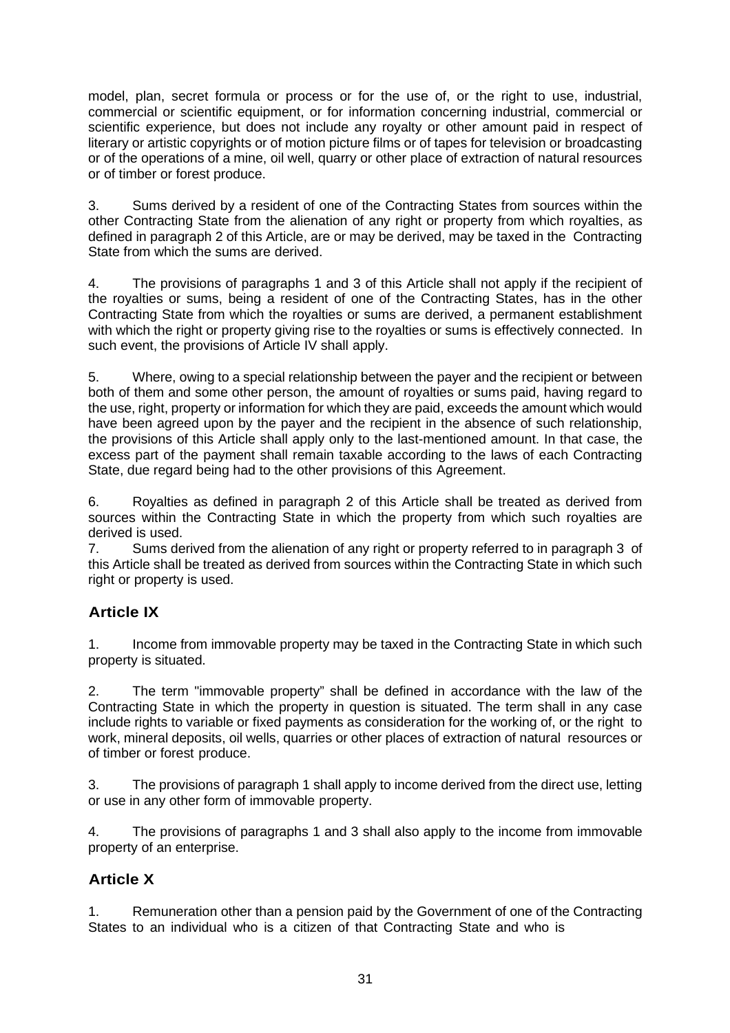model, plan, secret formula or process or for the use of, or the right to use, industrial, commercial or scientific equipment, or for information concerning industrial, commercial or scientific experience, but does not include any royalty or other amount paid in respect of literary or artistic copyrights or of motion picture films or of tapes for television or broadcasting or of the operations of a mine, oil well, quarry or other place of extraction of natural resources or of timber or forest produce.

3. Sums derived by a resident of one of the Contracting States from sources within the other Contracting State from the alienation of any right or property from which royalties, as defined in paragraph 2 of this Article, are or may be derived, may be taxed in the Contracting State from which the sums are derived.

4. The provisions of paragraphs 1 and 3 of this Article shall not apply if the recipient of the royalties or sums, being a resident of one of the Contracting States, has in the other Contracting State from which the royalties or sums are derived, a permanent establishment with which the right or property giving rise to the royalties or sums is effectively connected. In such event, the provisions of Article IV shall apply.

5. Where, owing to a special relationship between the payer and the recipient or between both of them and some other person, the amount of royalties or sums paid, having regard to the use, right, property or information for which they are paid, exceeds the amount which would have been agreed upon by the payer and the recipient in the absence of such relationship, the provisions of this Article shall apply only to the last-mentioned amount. In that case, the excess part of the payment shall remain taxable according to the laws of each Contracting State, due regard being had to the other provisions of this Agreement.

6. Royalties as defined in paragraph 2 of this Article shall be treated as derived from sources within the Contracting State in which the property from which such royalties are derived is used.

7. Sums derived from the alienation of any right or property referred to in paragraph 3 of this Article shall be treated as derived from sources within the Contracting State in which such right or property is used.

## Article IX

1. Income from immovable property may be taxed in the Contracting State in which such property is situated.

2. The term "immovable property" shall be defined in accordance with the law of the Contracting State in which the property in question is situated. The term shall in any case include rights to variable or fixed payments as consideration for the working of, or the right to work, mineral deposits, oil wells, quarries or other places of extraction of natural resources or of timber or forest produce.

3. The provisions of paragraph 1 shall apply to income derived from the direct use, letting or use in any other form of immovable property.

4. The provisions of paragraphs 1 and 3 shall also apply to the income from immovable property of an enterprise.

## Article X

1. Remuneration other than a pension paid by the Government of one of the Contracting States to an individual who is a citizen of that Contracting State and who is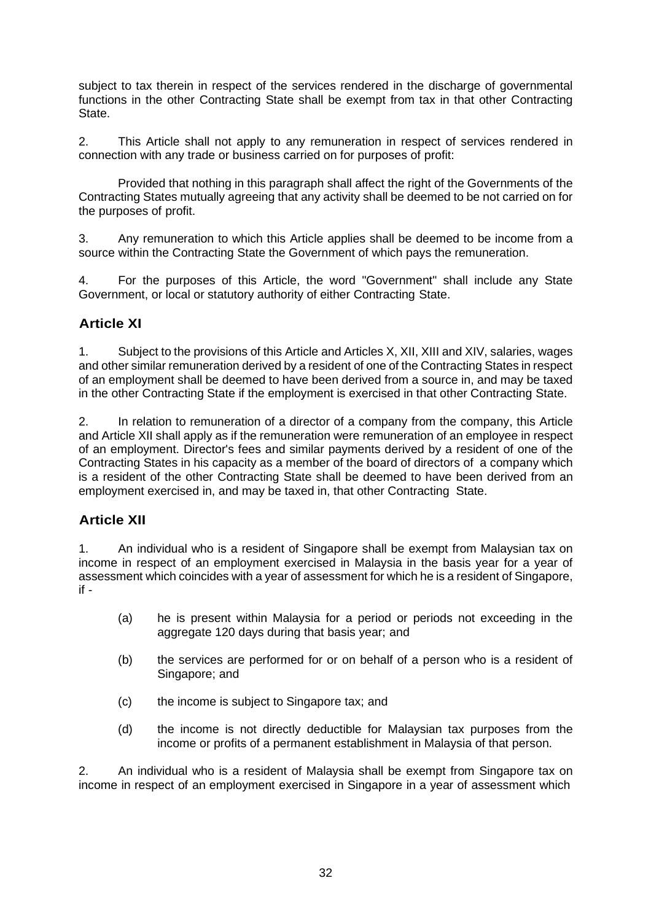subject to tax therein in respect of the services rendered in the discharge of governmental functions in the other Contracting State shall be exempt from tax in that other Contracting State.

2. This Article shall not apply to any remuneration in respect of services rendered in connection with any trade or business carried on for purposes of profit:

Provided that nothing in this paragraph shall affect the right of the Governments of the Contracting States mutually agreeing that any activity shall be deemed to be not carried on for the purposes of profit.

3. Any remuneration to which this Article applies shall be deemed to be income from a source within the Contracting State the Government of which pays the remuneration.

4. For the purposes of this Article, the word "Government" shall include any State Government, or local or statutory authority of either Contracting State.

## Article XI

1. Subject to the provisions of this Article and Articles X, XII, XIII and XIV, salaries, wages and other similar remuneration derived by a resident of one of the Contracting States in respect of an employment shall be deemed to have been derived from a source in, and may be taxed in the other Contracting State if the employment is exercised in that other Contracting State.

2. In relation to remuneration of a director of a company from the company, this Article and Article XII shall apply as if the remuneration were remuneration of an employee in respect of an employment. Director's fees and similar payments derived by a resident of one of the Contracting States in his capacity as a member of the board of directors of a company which is a resident of the other Contracting State shall be deemed to have been derived from an employment exercised in, and may be taxed in, that other Contracting State.

## Article XII

1. An individual who is a resident of Singapore shall be exempt from Malaysian tax on income in respect of an employment exercised in Malaysia in the basis year for a year of assessment which coincides with a year of assessment for which he is a resident of Singapore, if -

(a) he is present within Malaysia for a period or periods not exceeding in the aggregate 120 days during that basis year; and

(b) the services are performed for or on behalf of a person who is a resident of Singapore; and

(c) the income is subject to Singapore tax; and

(d) the income is not directly deductible for Malaysian tax purposes from the income or profits of a permanent establishment in Malaysia of that person.

2. An individual who is a resident of Malaysia shall be exempt from Singapore tax on income in respect of an employment exercised in Singapore in a year of assessment which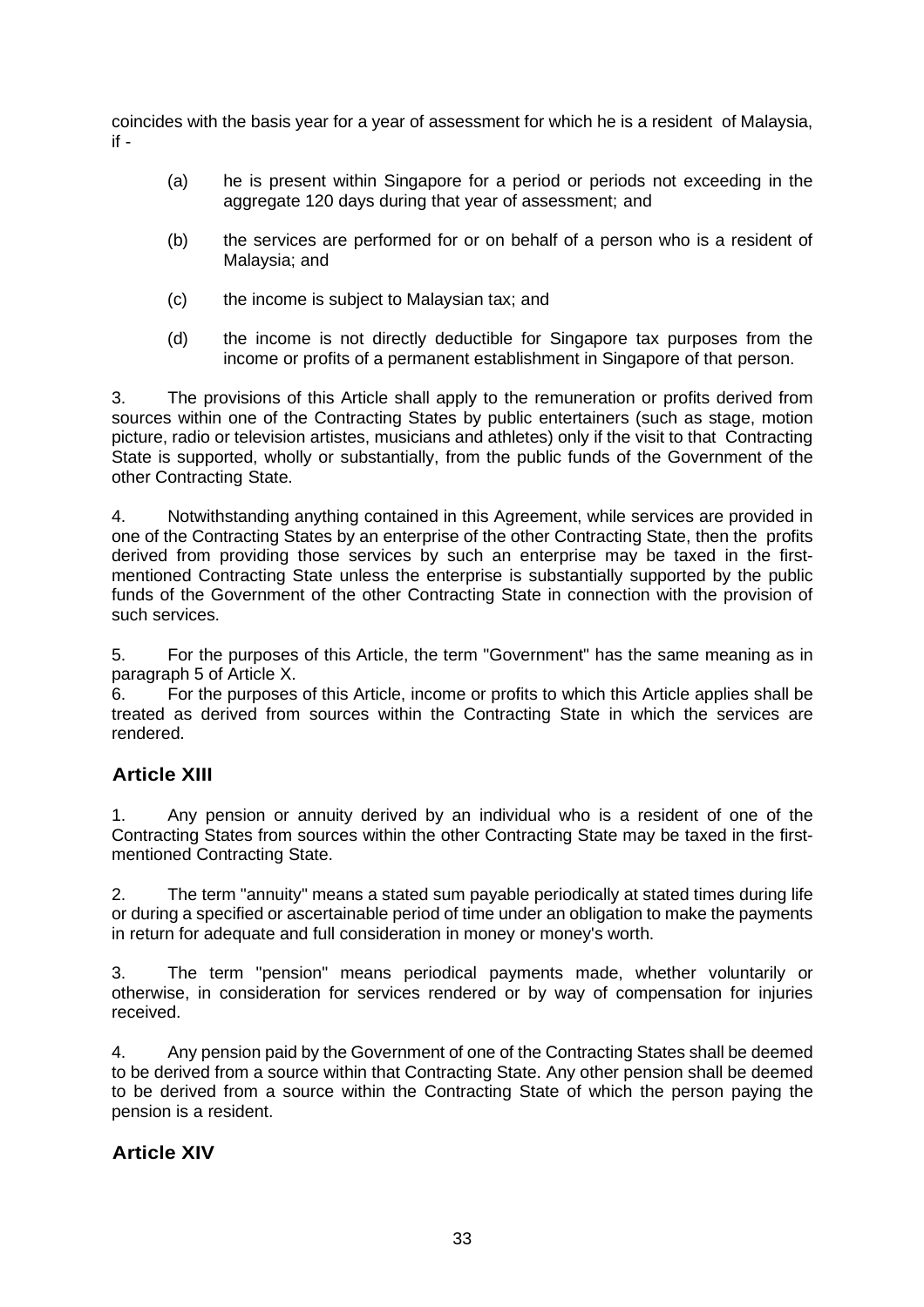coincides with the basis year for a year of assessment for which he is a resident of Malaysia, if -

(a) he is present within Singapore for a period or periods not exceeding in the aggregate 120 days during that year of assessment; and

(b) the services are performed for or on behalf of a person who is a resident of Malaysia; and

(c) the income is subject to Malaysian tax; and

(d) the income is not directly deductible for Singapore tax purposes from the income or profits of a permanent establishment in Singapore of that person.

3. The provisions of this Article shall apply to the remuneration or profits derived from sources within one of the Contracting States by public entertainers (such as stage, motion picture, radio or television artistes, musicians and athletes) only if the visit to that Contracting State is supported, wholly or substantially, from the public funds of the Government of the other Contracting State.

4. Notwithstanding anything contained in this Agreement, while services are provided in one of the Contracting States by an enterprise of the other Contracting State, then the profits derived from providing those services by such an enterprise may be taxed in the first-mentioned Contracting State unless the enterprise is substantially supported by the public funds of the Government of the other Contracting State in connection with the provision of such services.

5. For the purposes of this Article, the term "Government" has the same meaning as in paragraph 5 of Article X.

6. For the purposes of this Article, income or profits to which this Article applies shall be treated as derived from sources within the Contracting State in which the services are rendered.

## Article XIII

1. Any pension or annuity derived by an individual who is a resident of one of the Contracting States from sources within the other Contracting State may be taxed in the first-mentioned Contracting State.

2. The term "annuity" means a stated sum payable periodically at stated times during life or during a specified or ascertainable period of time under an obligation to make the payments in return for adequate and full consideration in money or money's worth.

3. The term "pension" means periodical payments made, whether voluntarily or otherwise, in consideration for services rendered or by way of compensation for injuries received.

4. Any pension paid by the Government of one of the Contracting States shall be deemed to be derived from a source within that Contracting State. Any other pension shall be deemed to be derived from a source within the Contracting State of which the person paying the pension is a resident.

## Article XIV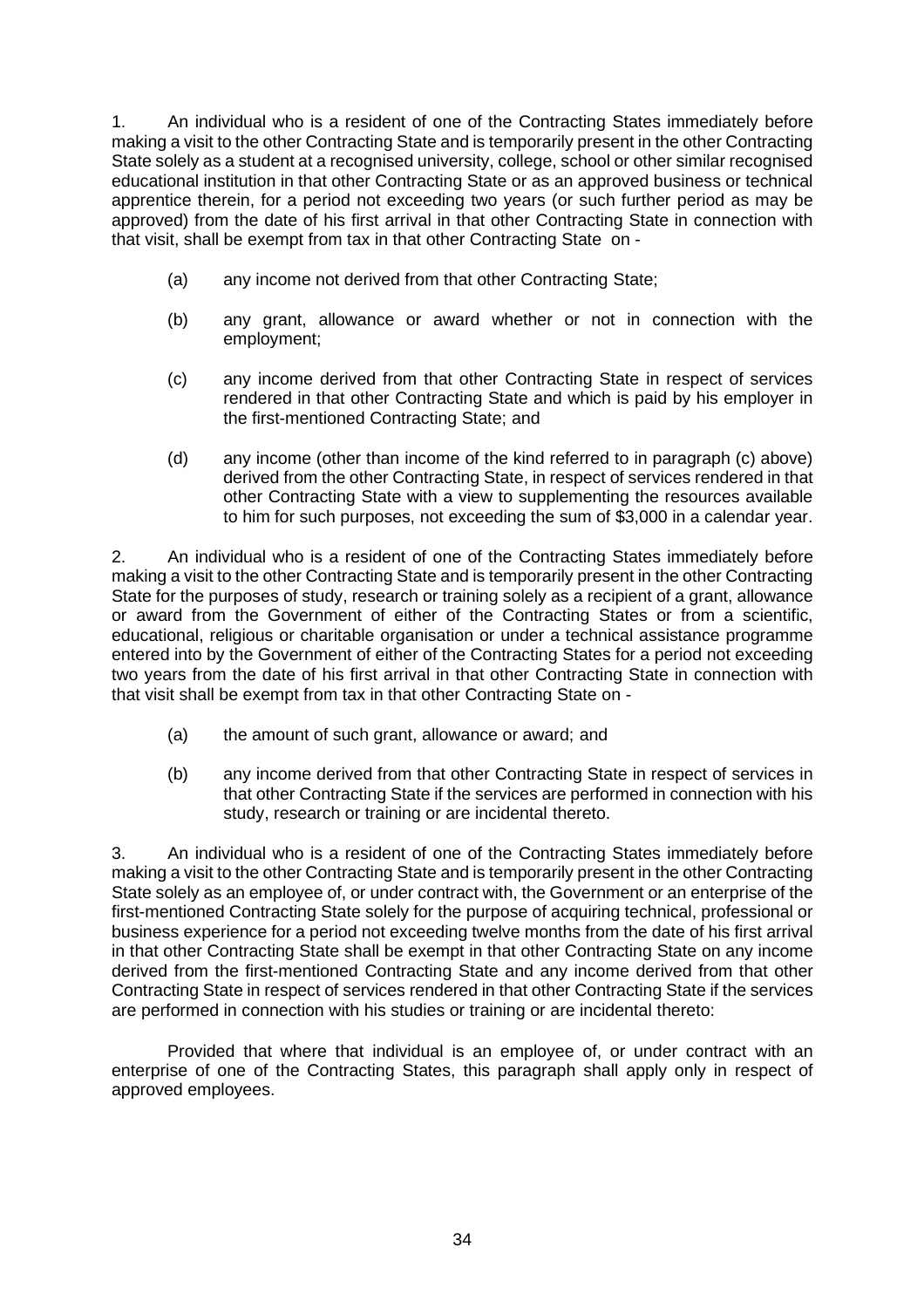1. An individual who is a resident of one of the Contracting States immediately before making a visit to the other Contracting State and is temporarily present in the other Contracting State solely as a student at a recognised university, college, school or other similar recognised educational institution in that other Contracting State or as an approved business or technical apprentice therein, for a period not exceeding two years (or such further period as may be approved) from the date of his first arrival in that other Contracting State in connection with that visit, shall be exempt from tax in that other Contracting State on -

   (a) any income not derived from that other Contracting State;

   (b) any grant, allowance or award whether or not in connection with the employment;

   (c) any income derived from that other Contracting State in respect of services rendered in that other Contracting State and which is paid by his employer in the first-mentioned Contracting State; and

   (d) any income (other than income of the kind referred to in paragraph (c) above) derived from the other Contracting State, in respect of services rendered in that other Contracting State with a view to supplementing the resources available to him for such purposes, not exceeding the sum of $3,000 in a calendar year.

2. An individual who is a resident of one of the Contracting States immediately before making a visit to the other Contracting State and is temporarily present in the other Contracting State for the purposes of study, research or training solely as a recipient of a grant, allowance or award from the Government of either of the Contracting States or from a scientific, educational, religious or charitable organisation or under a technical assistance programme entered into by the Government of either of the Contracting States for a period not exceeding two years from the date of his first arrival in that other Contracting State in connection with that visit shall be exempt from tax in that other Contracting State on -

   (a) the amount of such grant, allowance or award; and

   (b) any income derived from that other Contracting State in respect of services in that other Contracting State if the services are performed in connection with his study, research or training or are incidental thereto.

3. An individual who is a resident of one of the Contracting States immediately before making a visit to the other Contracting State and is temporarily present in the other Contracting State solely as an employee of, or under contract with, the Government or an enterprise of the first-mentioned Contracting State solely for the purpose of acquiring technical, professional or business experience for a period not exceeding twelve months from the date of his first arrival in that other Contracting State shall be exempt in that other Contracting State on any income derived from the first-mentioned Contracting State and any income derived from that other Contracting State in respect of services rendered in that other Contracting State if the services are performed in connection with his studies or training or are incidental thereto:

Provided that where that individual is an employee of, or under contract with an enterprise of one of the Contracting States, this paragraph shall apply only in respect of approved employees.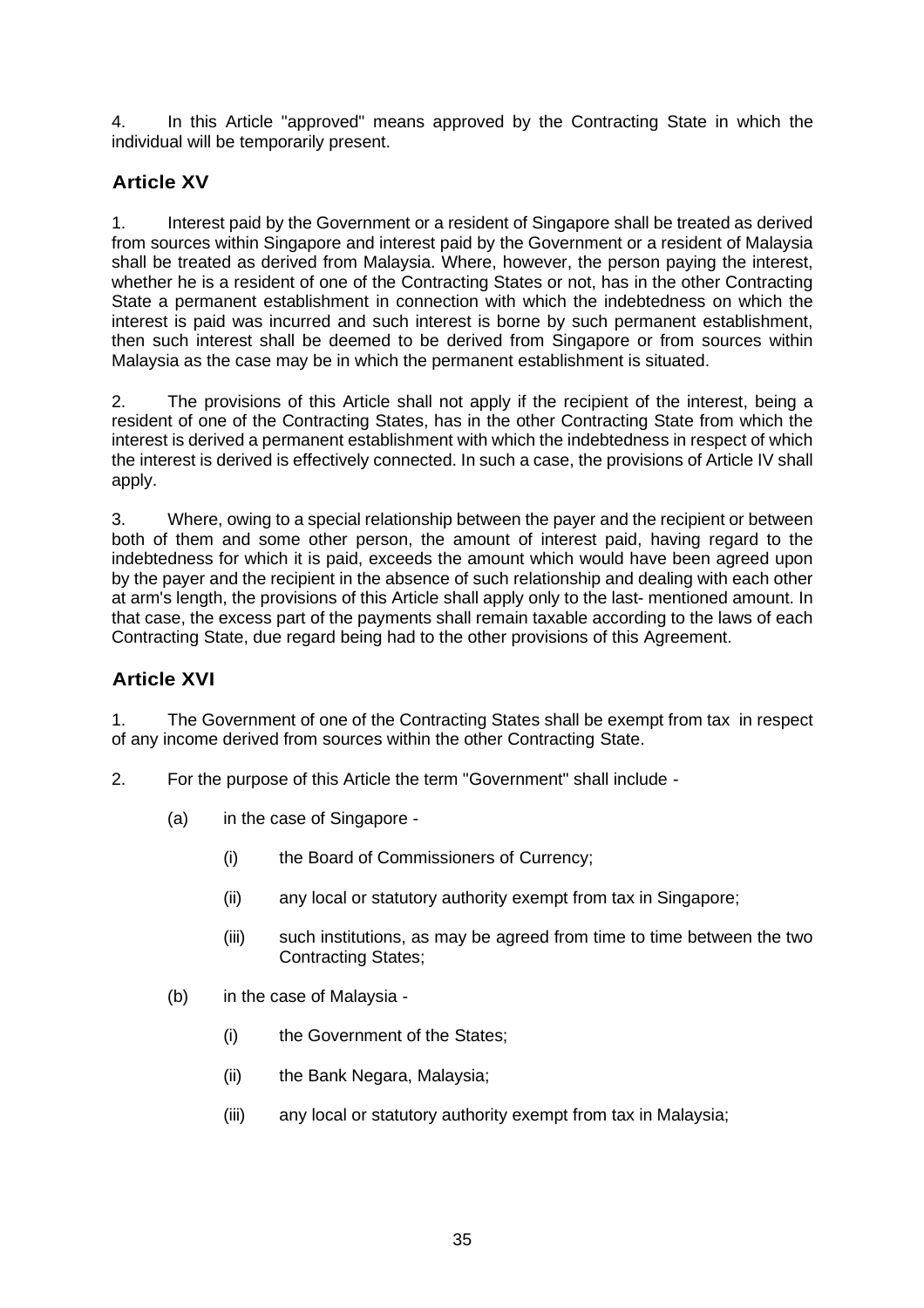4. In this Article "approved" means approved by the Contracting State in which the individual will be temporarily present.

## Article XV

1. Interest paid by the Government or a resident of Singapore shall be treated as derived from sources within Singapore and interest paid by the Government or a resident of Malaysia shall be treated as derived from Malaysia. Where, however, the person paying the interest, whether he is a resident of one of the Contracting States or not, has in the other Contracting State a permanent establishment in connection with which the indebtedness on which the interest is paid was incurred and such interest is borne by such permanent establishment, then such interest shall be deemed to be derived from Singapore or from sources within Malaysia as the case may be in which the permanent establishment is situated.

2. The provisions of this Article shall not apply if the recipient of the interest, being a resident of one of the Contracting States, has in the other Contracting State from which the interest is derived a permanent establishment with which the indebtedness in respect of which the interest is derived is effectively connected. In such a case, the provisions of Article IV shall apply.

3. Where, owing to a special relationship between the payer and the recipient or between both of them and some other person, the amount of interest paid, having regard to the indebtedness for which it is paid, exceeds the amount which would have been agreed upon by the payer and the recipient in the absence of such relationship and dealing with each other at arm's length, the provisions of this Article shall apply only to the last- mentioned amount. In that case, the excess part of the payments shall remain taxable according to the laws of each Contracting State, due regard being had to the other provisions of this Agreement.

## Article XVI

1. The Government of one of the Contracting States shall be exempt from tax in respect of any income derived from sources within the other Contracting State.

2. For the purpose of this Article the term "Government" shall include -

   (a) in the case of Singapore -

      (i) the Board of Commissioners of Currency;

      (ii) any local or statutory authority exempt from tax in Singapore;

      (iii) such institutions, as may be agreed from time to time between the two Contracting States;

   (b) in the case of Malaysia -

      (i) the Government of the States;

      (ii) the Bank Negara, Malaysia;

      (iii) any local or statutory authority exempt from tax in Malaysia;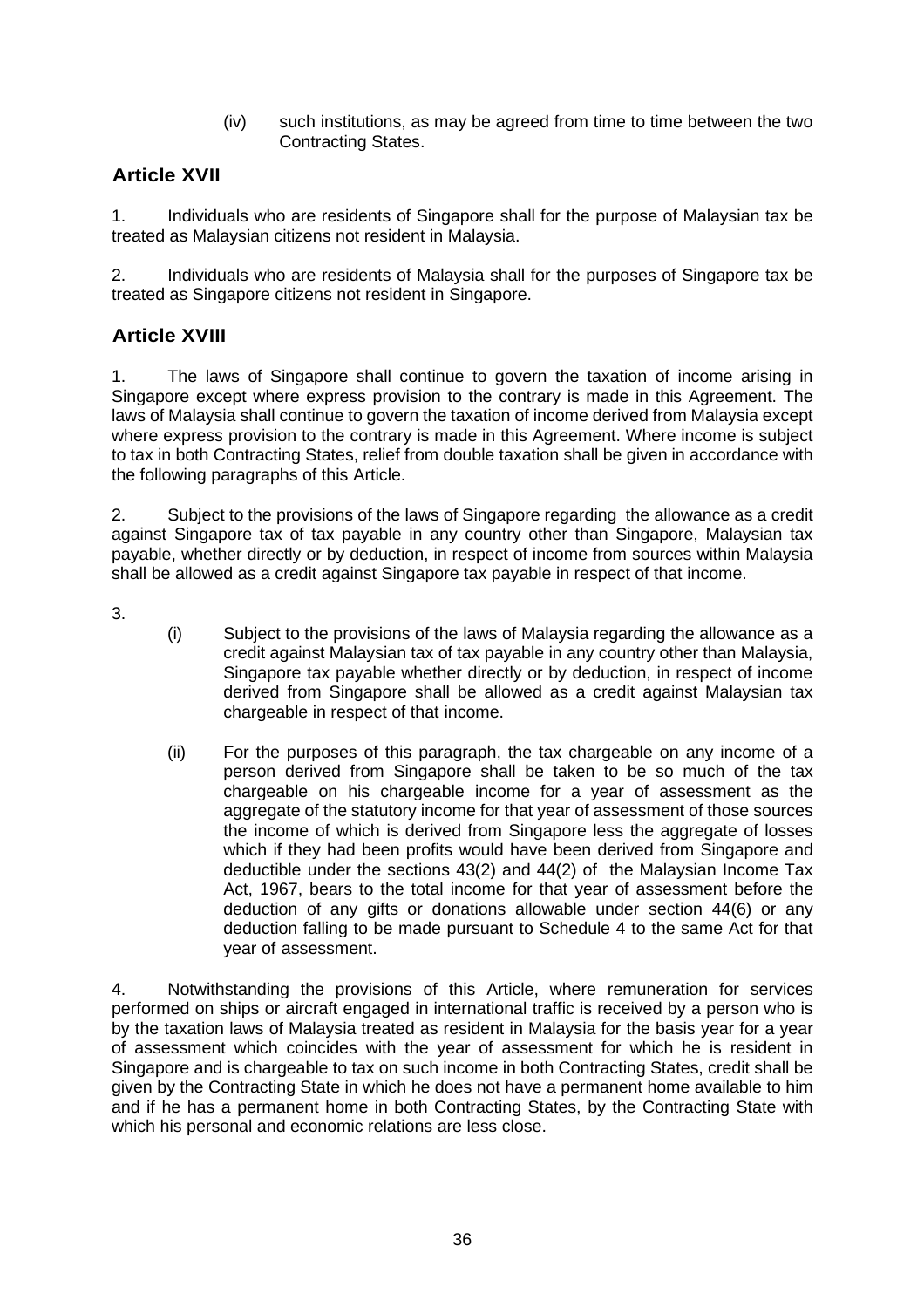(iv) such institutions, as may be agreed from time to time between the two Contracting States.

## Article XVII

1. Individuals who are residents of Singapore shall for the purpose of Malaysian tax be treated as Malaysian citizens not resident in Malaysia.

2. Individuals who are residents of Malaysia shall for the purposes of Singapore tax be treated as Singapore citizens not resident in Singapore.

## Article XVIII

1. The laws of Singapore shall continue to govern the taxation of income arising in Singapore except where express provision to the contrary is made in this Agreement. The laws of Malaysia shall continue to govern the taxation of income derived from Malaysia except where express provision to the contrary is made in this Agreement. Where income is subject to tax in both Contracting States, relief from double taxation shall be given in accordance with the following paragraphs of this Article.

2. Subject to the provisions of the laws of Singapore regarding the allowance as a credit against Singapore tax of tax payable in any country other than Singapore, Malaysian tax payable, whether directly or by deduction, in respect of income from sources within Malaysia shall be allowed as a credit against Singapore tax payable in respect of that income.

3.

(i) Subject to the provisions of the laws of Malaysia regarding the allowance as a credit against Malaysian tax of tax payable in any country other than Malaysia, Singapore tax payable whether directly or by deduction, in respect of income derived from Singapore shall be allowed as a credit against Malaysian tax chargeable in respect of that income.

(ii) For the purposes of this paragraph, the tax chargeable on any income of a person derived from Singapore shall be taken to be so much of the tax chargeable on his chargeable income for a year of assessment as the aggregate of the statutory income for that year of assessment of those sources the income of which is derived from Singapore less the aggregate of losses which if they had been profits would have been derived from Singapore and deductible under the sections 43(2) and 44(2) of the Malaysian Income Tax Act, 1967, bears to the total income for that year of assessment before the deduction of any gifts or donations allowable under section 44(6) or any deduction falling to be made pursuant to Schedule 4 to the same Act for that year of assessment.

4. Notwithstanding the provisions of this Article, where remuneration for services performed on ships or aircraft engaged in international traffic is received by a person who is by the taxation laws of Malaysia treated as resident in Malaysia for the basis year for a year of assessment which coincides with the year of assessment for which he is resident in Singapore and is chargeable to tax on such income in both Contracting States, credit shall be given by the Contracting State in which he does not have a permanent home available to him and if he has a permanent home in both Contracting States, by the Contracting State with which his personal and economic relations are less close.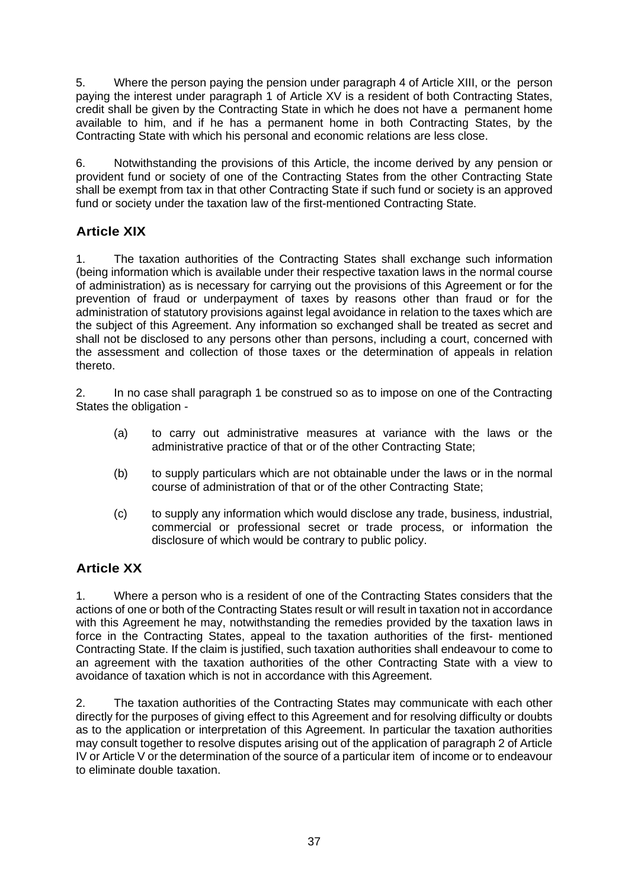5. Where the person paying the pension under paragraph 4 of Article XIII, or the person paying the interest under paragraph 1 of Article XV is a resident of both Contracting States, credit shall be given by the Contracting State in which he does not have a permanent home available to him, and if he has a permanent home in both Contracting States, by the Contracting State with which his personal and economic relations are less close.

6. Notwithstanding the provisions of this Article, the income derived by any pension or provident fund or society of one of the Contracting States from the other Contracting State shall be exempt from tax in that other Contracting State if such fund or society is an approved fund or society under the taxation law of the first-mentioned Contracting State.

## Article XIX

1. The taxation authorities of the Contracting States shall exchange such information (being information which is available under their respective taxation laws in the normal course of administration) as is necessary for carrying out the provisions of this Agreement or for the prevention of fraud or underpayment of taxes by reasons other than fraud or for the administration of statutory provisions against legal avoidance in relation to the taxes which are the subject of this Agreement. Any information so exchanged shall be treated as secret and shall not be disclosed to any persons other than persons, including a court, concerned with the assessment and collection of those taxes or the determination of appeals in relation thereto.

2. In no case shall paragraph 1 be construed so as to impose on one of the Contracting States the obligation -

(a) to carry out administrative measures at variance with the laws or the administrative practice of that or of the other Contracting State;

(b) to supply particulars which are not obtainable under the laws or in the normal course of administration of that or of the other Contracting State;

(c) to supply any information which would disclose any trade, business, industrial, commercial or professional secret or trade process, or information the disclosure of which would be contrary to public policy.

## Article XX

1. Where a person who is a resident of one of the Contracting States considers that the actions of one or both of the Contracting States result or will result in taxation not in accordance with this Agreement he may, notwithstanding the remedies provided by the taxation laws in force in the Contracting States, appeal to the taxation authorities of the first- mentioned Contracting State. If the claim is justified, such taxation authorities shall endeavour to come to an agreement with the taxation authorities of the other Contracting State with a view to avoidance of taxation which is not in accordance with this Agreement.

2. The taxation authorities of the Contracting States may communicate with each other directly for the purposes of giving effect to this Agreement and for resolving difficulty or doubts as to the application or interpretation of this Agreement. In particular the taxation authorities may consult together to resolve disputes arising out of the application of paragraph 2 of Article IV or Article V or the determination of the source of a particular item of income or to endeavour to eliminate double taxation.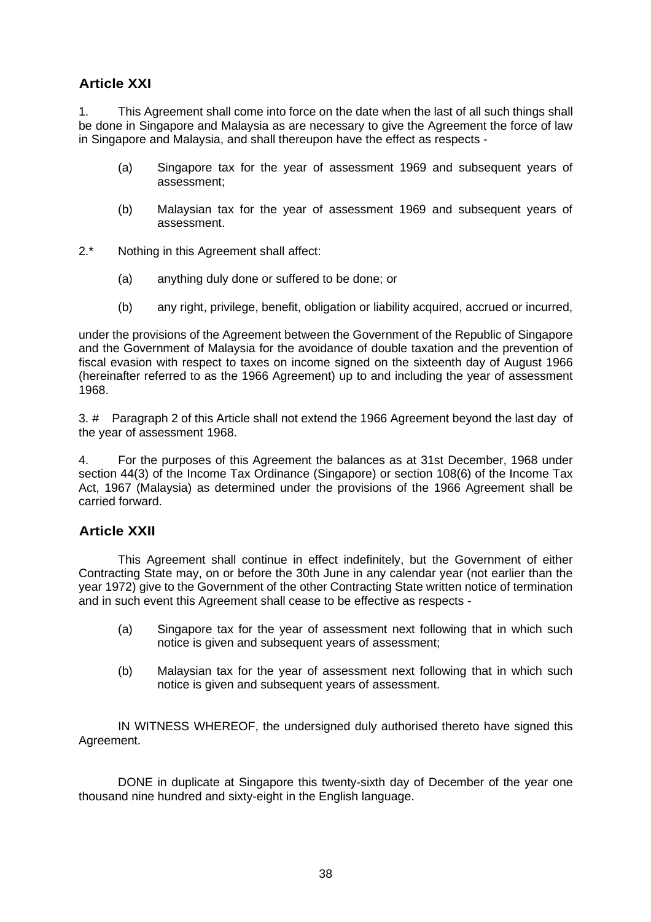## Article XXI

1. This Agreement shall come into force on the date when the last of all such things shall be done in Singapore and Malaysia as are necessary to give the Agreement the force of law in Singapore and Malaysia, and shall thereupon have the effect as respects -

(a) Singapore tax for the year of assessment 1969 and subsequent years of assessment;

(b) Malaysian tax for the year of assessment 1969 and subsequent years of assessment.

2.* Nothing in this Agreement shall affect:

(a) anything duly done or suffered to be done; or

(b) any right, privilege, benefit, obligation or liability acquired, accrued or incurred,

under the provisions of the Agreement between the Government of the Republic of Singapore and the Government of Malaysia for the avoidance of double taxation and the prevention of fiscal evasion with respect to taxes on income signed on the sixteenth day of August 1966 (hereinafter referred to as the 1966 Agreement) up to and including the year of assessment 1968.

3. # Paragraph 2 of this Article shall not extend the 1966 Agreement beyond the last day of the year of assessment 1968.

4. For the purposes of this Agreement the balances as at 31st December, 1968 under section 44(3) of the Income Tax Ordinance (Singapore) or section 108(6) of the Income Tax Act, 1967 (Malaysia) as determined under the provisions of the 1966 Agreement shall be carried forward.

## Article XXII

This Agreement shall continue in effect indefinitely, but the Government of either Contracting State may, on or before the 30th June in any calendar year (not earlier than the year 1972) give to the Government of the other Contracting State written notice of termination and in such event this Agreement shall cease to be effective as respects -

(a) Singapore tax for the year of assessment next following that in which such notice is given and subsequent years of assessment;

(b) Malaysian tax for the year of assessment next following that in which such notice is given and subsequent years of assessment.

IN WITNESS WHEREOF, the undersigned duly authorised thereto have signed this Agreement.

DONE in duplicate at Singapore this twenty-sixth day of December of the year one thousand nine hundred and sixty-eight in the English language.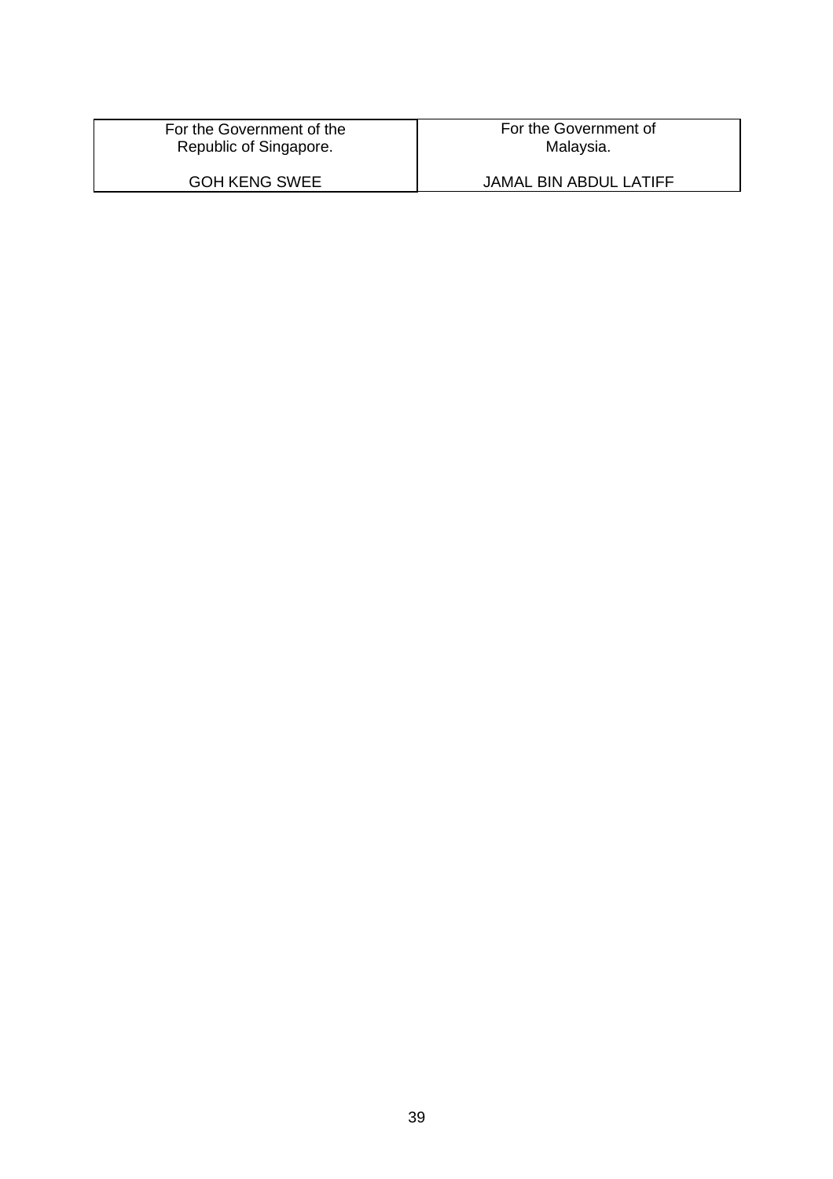| For the Government of the Republic of Singapore. | For the Government of Malaysia. |
| --- | --- |
| GOH KENG SWEE | JAMAL BIN ABDUL LATIFF |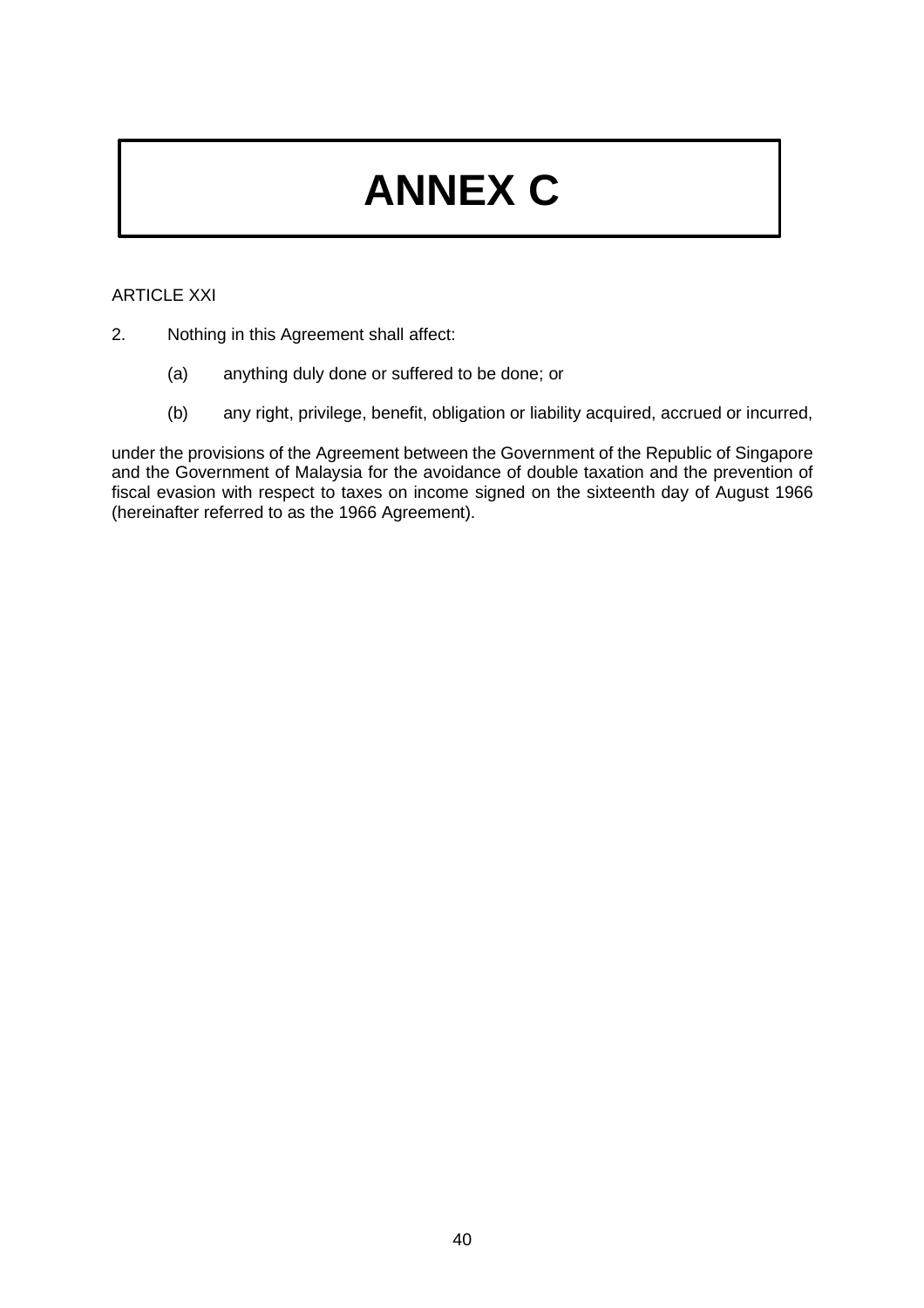# ANNEX C

ARTICLE XXI

2. Nothing in this Agreement shall affect:

   (a) anything duly done or suffered to be done; or

   (b) any right, privilege, benefit, obligation or liability acquired, accrued or incurred,

under the provisions of the Agreement between the Government of the Republic of Singapore and the Government of Malaysia for the avoidance of double taxation and the prevention of fiscal evasion with respect to taxes on income signed on the sixteenth day of August 1966 (hereinafter referred to as the 1966 Agreement).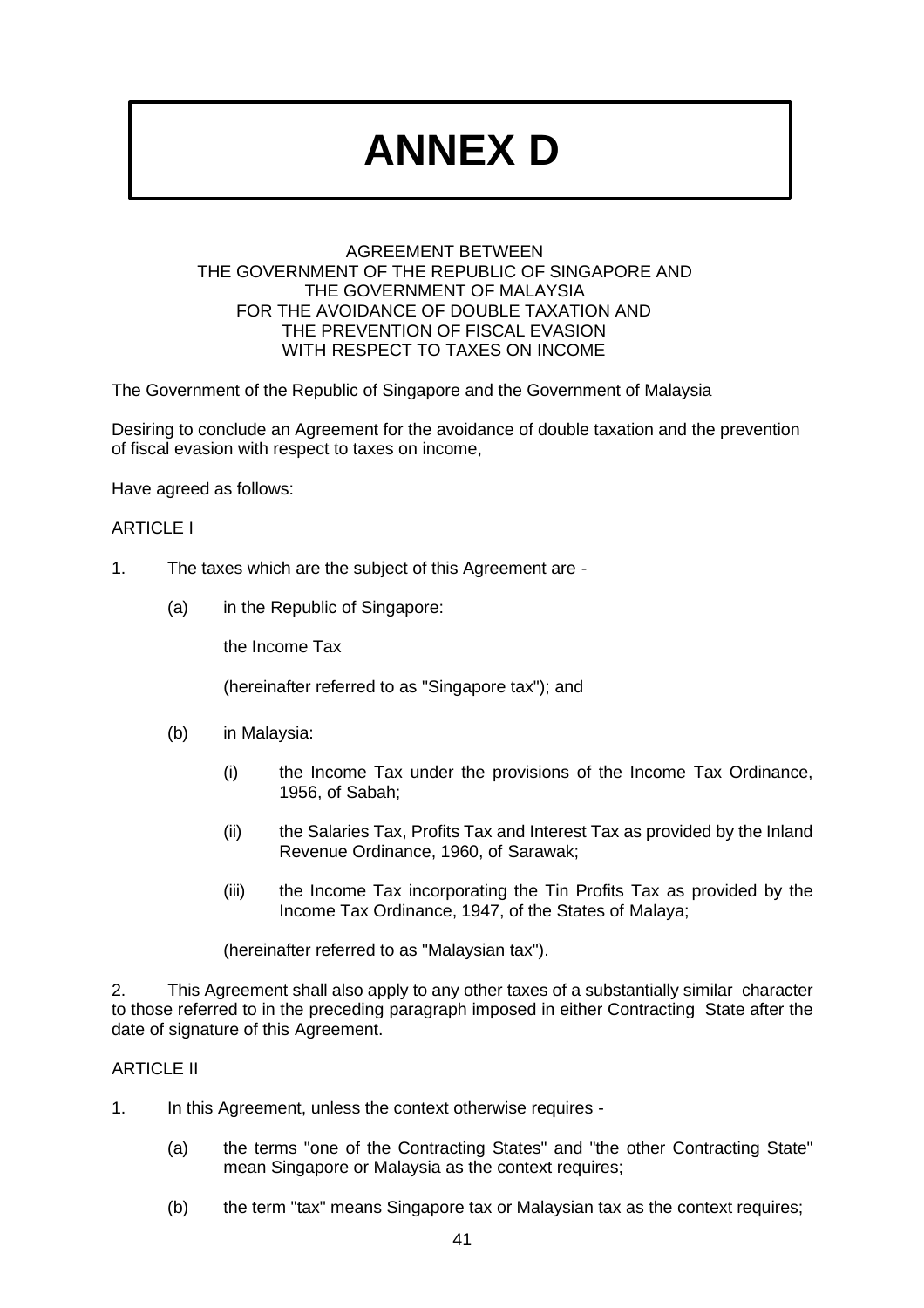# ANNEX D

AGREEMENT BETWEEN
THE GOVERNMENT OF THE REPUBLIC OF SINGAPORE AND
THE GOVERNMENT OF MALAYSIA
FOR THE AVOIDANCE OF DOUBLE TAXATION AND
THE PREVENTION OF FISCAL EVASION
WITH RESPECT TO TAXES ON INCOME

The Government of the Republic of Singapore and the Government of Malaysia

Desiring to conclude an Agreement for the avoidance of double taxation and the prevention of fiscal evasion with respect to taxes on income,

Have agreed as follows:

ARTICLE I

1. The taxes which are the subject of this Agreement are -

   (a) in the Republic of Singapore:

   the Income Tax

   (hereinafter referred to as "Singapore tax"); and

   (b) in Malaysia:

      (i) the Income Tax under the provisions of the Income Tax Ordinance, 1956, of Sabah;

      (ii) the Salaries Tax, Profits Tax and Interest Tax as provided by the Inland Revenue Ordinance, 1960, of Sarawak;

      (iii) the Income Tax incorporating the Tin Profits Tax as provided by the Income Tax Ordinance, 1947, of the States of Malaya;

   (hereinafter referred to as "Malaysian tax").

2. This Agreement shall also apply to any other taxes of a substantially similar character to those referred to in the preceding paragraph imposed in either Contracting State after the date of signature of this Agreement.

ARTICLE II

1. In this Agreement, unless the context otherwise requires -

   (a) the terms "one of the Contracting States" and "the other Contracting State" mean Singapore or Malaysia as the context requires;

   (b) the term "tax" means Singapore tax or Malaysian tax as the context requires;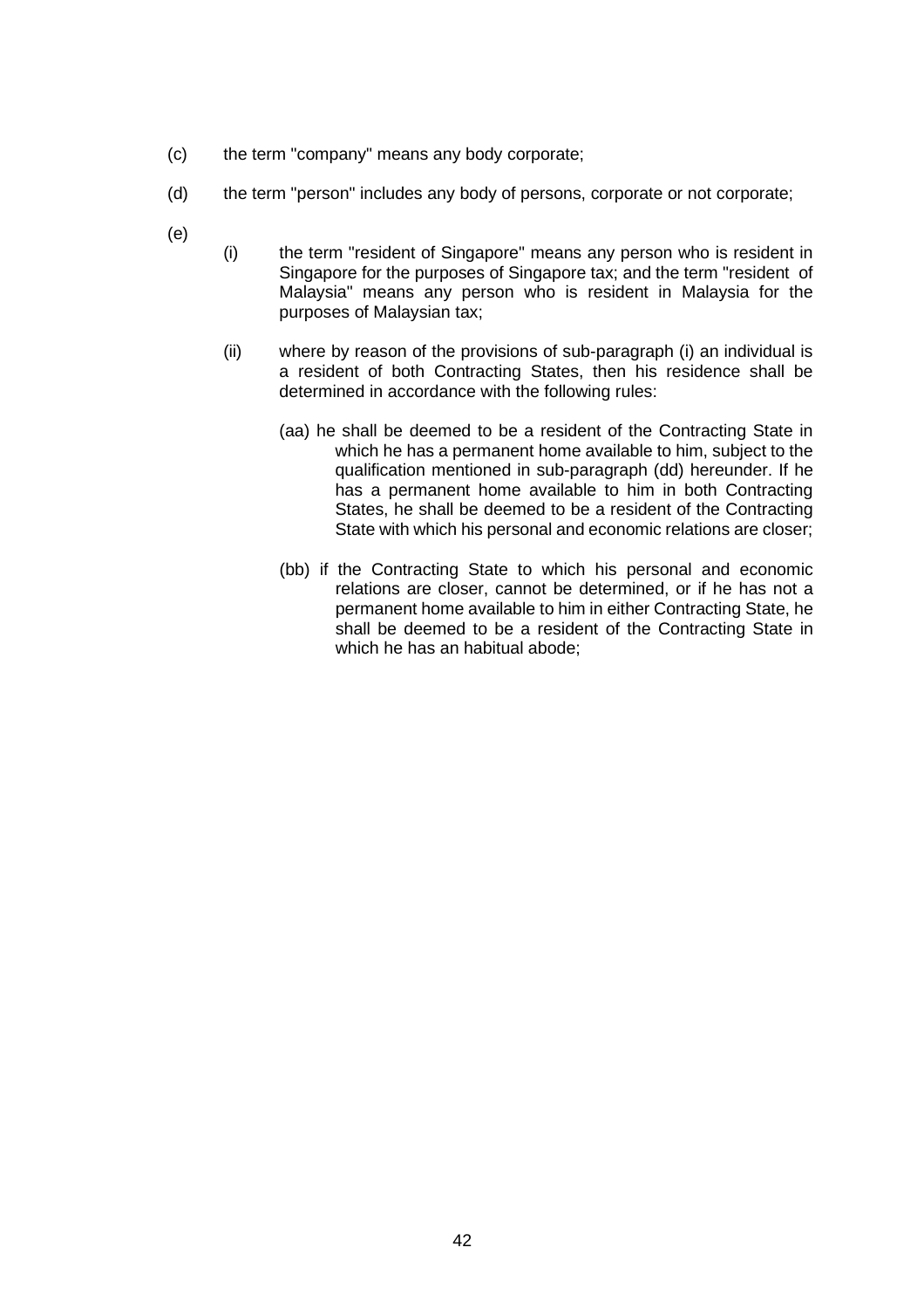(c) the term "company" means any body corporate;

(d) the term "person" includes any body of persons, corporate or not corporate;

(e)

(i) the term "resident of Singapore" means any person who is resident in Singapore for the purposes of Singapore tax; and the term "resident of Malaysia" means any person who is resident in Malaysia for the purposes of Malaysian tax;

(ii) where by reason of the provisions of sub-paragraph (i) an individual is a resident of both Contracting States, then his residence shall be determined in accordance with the following rules:

(aa) he shall be deemed to be a resident of the Contracting State in which he has a permanent home available to him, subject to the qualification mentioned in sub-paragraph (dd) hereunder. If he has a permanent home available to him in both Contracting States, he shall be deemed to be a resident of the Contracting State with which his personal and economic relations are closer;

(bb) if the Contracting State to which his personal and economic relations are closer, cannot be determined, or if he has not a permanent home available to him in either Contracting State, he shall be deemed to be a resident of the Contracting State in which he has an habitual abode;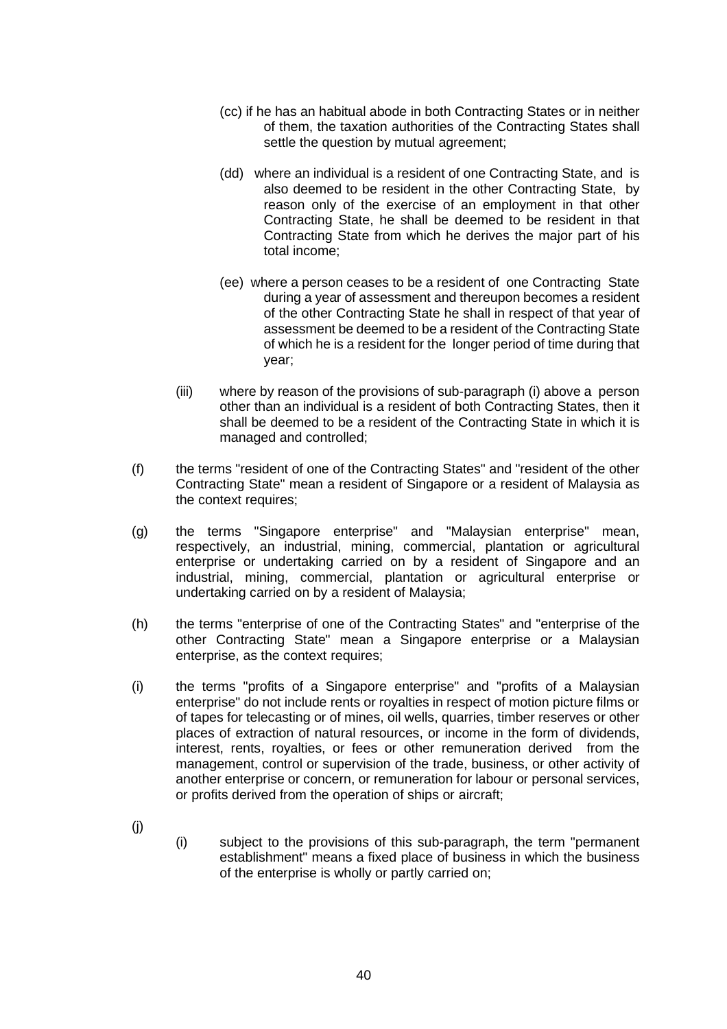(cc) if he has an habitual abode in both Contracting States or in neither of them, the taxation authorities of the Contracting States shall settle the question by mutual agreement;

(dd) where an individual is a resident of one Contracting State, and is also deemed to be resident in the other Contracting State, by reason only of the exercise of an employment in that other Contracting State, he shall be deemed to be resident in that Contracting State from which he derives the major part of his total income;

(ee) where a person ceases to be a resident of one Contracting State during a year of assessment and thereupon becomes a resident of the other Contracting State he shall in respect of that year of assessment be deemed to be a resident of the Contracting State of which he is a resident for the longer period of time during that year;

(iii) where by reason of the provisions of sub-paragraph (i) above a person other than an individual is a resident of both Contracting States, then it shall be deemed to be a resident of the Contracting State in which it is managed and controlled;

(f) the terms "resident of one of the Contracting States" and "resident of the other Contracting State" mean a resident of Singapore or a resident of Malaysia as the context requires;

(g) the terms "Singapore enterprise" and "Malaysian enterprise" mean, respectively, an industrial, mining, commercial, plantation or agricultural enterprise or undertaking carried on by a resident of Singapore and an industrial, mining, commercial, plantation or agricultural enterprise or undertaking carried on by a resident of Malaysia;

(h) the terms "enterprise of one of the Contracting States" and "enterprise of the other Contracting State" mean a Singapore enterprise or a Malaysian enterprise, as the context requires;

(i) the terms "profits of a Singapore enterprise" and "profits of a Malaysian enterprise" do not include rents or royalties in respect of motion picture films or of tapes for telecasting or of mines, oil wells, quarries, timber reserves or other places of extraction of natural resources, or income in the form of dividends, interest, rents, royalties, or fees or other remuneration derived from the management, control or supervision of the trade, business, or other activity of another enterprise or concern, or remuneration for labour or personal services, or profits derived from the operation of ships or aircraft;

(j)

(i) subject to the provisions of this sub-paragraph, the term "permanent establishment" means a fixed place of business in which the business of the enterprise is wholly or partly carried on;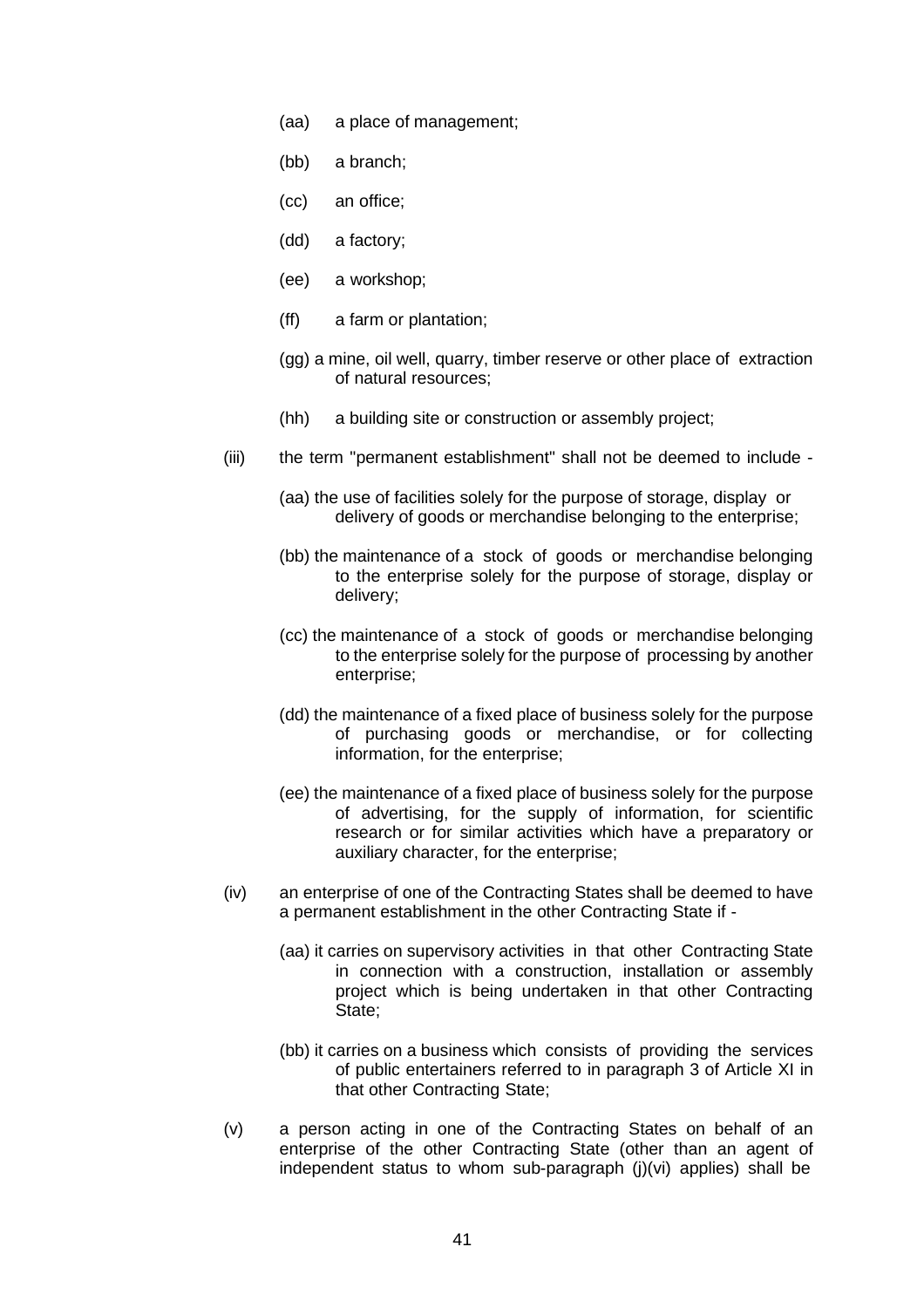(aa) a place of management;

(bb) a branch;

(cc) an office;

(dd) a factory;

(ee) a workshop;

(ff) a farm or plantation;

(gg) a mine, oil well, quarry, timber reserve or other place of extraction of natural resources;

(hh) a building site or construction or assembly project;

(iii) the term "permanent establishment" shall not be deemed to include -

(aa) the use of facilities solely for the purpose of storage, display or delivery of goods or merchandise belonging to the enterprise;

(bb) the maintenance of a stock of goods or merchandise belonging to the enterprise solely for the purpose of storage, display or delivery;

(cc) the maintenance of a stock of goods or merchandise belonging to the enterprise solely for the purpose of processing by another enterprise;

(dd) the maintenance of a fixed place of business solely for the purpose of purchasing goods or merchandise, or for collecting information, for the enterprise;

(ee) the maintenance of a fixed place of business solely for the purpose of advertising, for the supply of information, for scientific research or for similar activities which have a preparatory or auxiliary character, for the enterprise;

(iv) an enterprise of one of the Contracting States shall be deemed to have a permanent establishment in the other Contracting State if -

(aa) it carries on supervisory activities in that other Contracting State in connection with a construction, installation or assembly project which is being undertaken in that other Contracting State;

(bb) it carries on a business which consists of providing the services of public entertainers referred to in paragraph 3 of Article XI in that other Contracting State;

(v) a person acting in one of the Contracting States on behalf of an enterprise of the other Contracting State (other than an agent of independent status to whom sub-paragraph (j)(vi) applies) shall be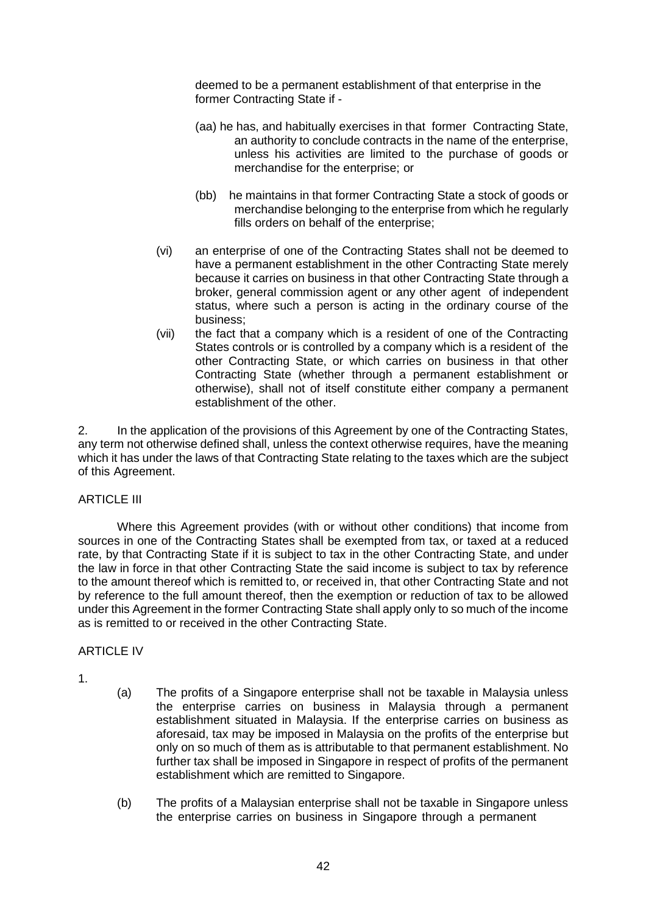deemed to be a permanent establishment of that enterprise in the former Contracting State if -

(aa) he has, and habitually exercises in that former Contracting State, an authority to conclude contracts in the name of the enterprise, unless his activities are limited to the purchase of goods or merchandise for the enterprise; or

(bb) he maintains in that former Contracting State a stock of goods or merchandise belonging to the enterprise from which he regularly fills orders on behalf of the enterprise;

(vi) an enterprise of one of the Contracting States shall not be deemed to have a permanent establishment in the other Contracting State merely because it carries on business in that other Contracting State through a broker, general commission agent or any other agent of independent status, where such a person is acting in the ordinary course of the business;

(vii) the fact that a company which is a resident of one of the Contracting States controls or is controlled by a company which is a resident of the other Contracting State, or which carries on business in that other Contracting State (whether through a permanent establishment or otherwise), shall not of itself constitute either company a permanent establishment of the other.

2. In the application of the provisions of this Agreement by one of the Contracting States, any term not otherwise defined shall, unless the context otherwise requires, have the meaning which it has under the laws of that Contracting State relating to the taxes which are the subject of this Agreement.

ARTICLE III

Where this Agreement provides (with or without other conditions) that income from sources in one of the Contracting States shall be exempted from tax, or taxed at a reduced rate, by that Contracting State if it is subject to tax in the other Contracting State, and under the law in force in that other Contracting State the said income is subject to tax by reference to the amount thereof which is remitted to, or received in, that other Contracting State and not by reference to the full amount thereof, then the exemption or reduction of tax to be allowed under this Agreement in the former Contracting State shall apply only to so much of the income as is remitted to or received in the other Contracting State.

ARTICLE IV

1.

(a) The profits of a Singapore enterprise shall not be taxable in Malaysia unless the enterprise carries on business in Malaysia through a permanent establishment situated in Malaysia. If the enterprise carries on business as aforesaid, tax may be imposed in Malaysia on the profits of the enterprise but only on so much of them as is attributable to that permanent establishment. No further tax shall be imposed in Singapore in respect of profits of the permanent establishment which are remitted to Singapore.

(b) The profits of a Malaysian enterprise shall not be taxable in Singapore unless the enterprise carries on business in Singapore through a permanent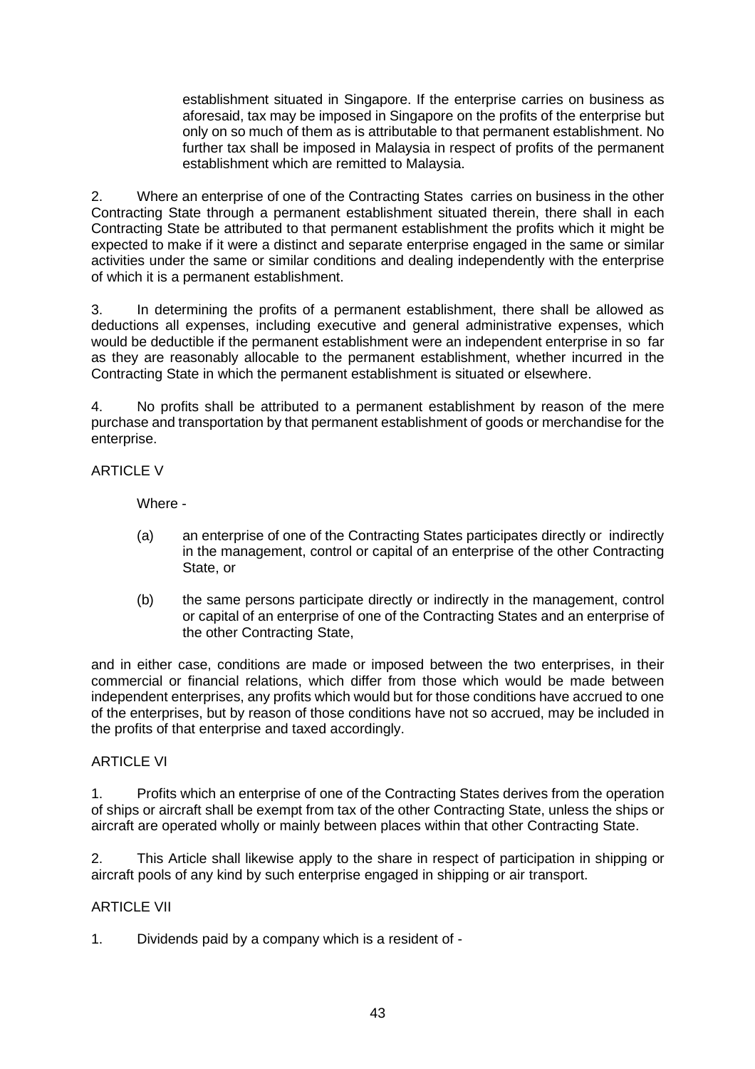establishment situated in Singapore. If the enterprise carries on business as aforesaid, tax may be imposed in Singapore on the profits of the enterprise but only on so much of them as is attributable to that permanent establishment. No further tax shall be imposed in Malaysia in respect of profits of the permanent establishment which are remitted to Malaysia.

2. Where an enterprise of one of the Contracting States carries on business in the other Contracting State through a permanent establishment situated therein, there shall in each Contracting State be attributed to that permanent establishment the profits which it might be expected to make if it were a distinct and separate enterprise engaged in the same or similar activities under the same or similar conditions and dealing independently with the enterprise of which it is a permanent establishment.

3. In determining the profits of a permanent establishment, there shall be allowed as deductions all expenses, including executive and general administrative expenses, which would be deductible if the permanent establishment were an independent enterprise in so far as they are reasonably allocable to the permanent establishment, whether incurred in the Contracting State in which the permanent establishment is situated or elsewhere.

4. No profits shall be attributed to a permanent establishment by reason of the mere purchase and transportation by that permanent establishment of goods or merchandise for the enterprise.

ARTICLE V

Where -

(a) an enterprise of one of the Contracting States participates directly or indirectly in the management, control or capital of an enterprise of the other Contracting State, or

(b) the same persons participate directly or indirectly in the management, control or capital of an enterprise of one of the Contracting States and an enterprise of the other Contracting State,

and in either case, conditions are made or imposed between the two enterprises, in their commercial or financial relations, which differ from those which would be made between independent enterprises, any profits which would but for those conditions have accrued to one of the enterprises, but by reason of those conditions have not so accrued, may be included in the profits of that enterprise and taxed accordingly.

ARTICLE VI

1. Profits which an enterprise of one of the Contracting States derives from the operation of ships or aircraft shall be exempt from tax of the other Contracting State, unless the ships or aircraft are operated wholly or mainly between places within that other Contracting State.

2. This Article shall likewise apply to the share in respect of participation in shipping or aircraft pools of any kind by such enterprise engaged in shipping or air transport.

ARTICLE VII

1. Dividends paid by a company which is a resident of -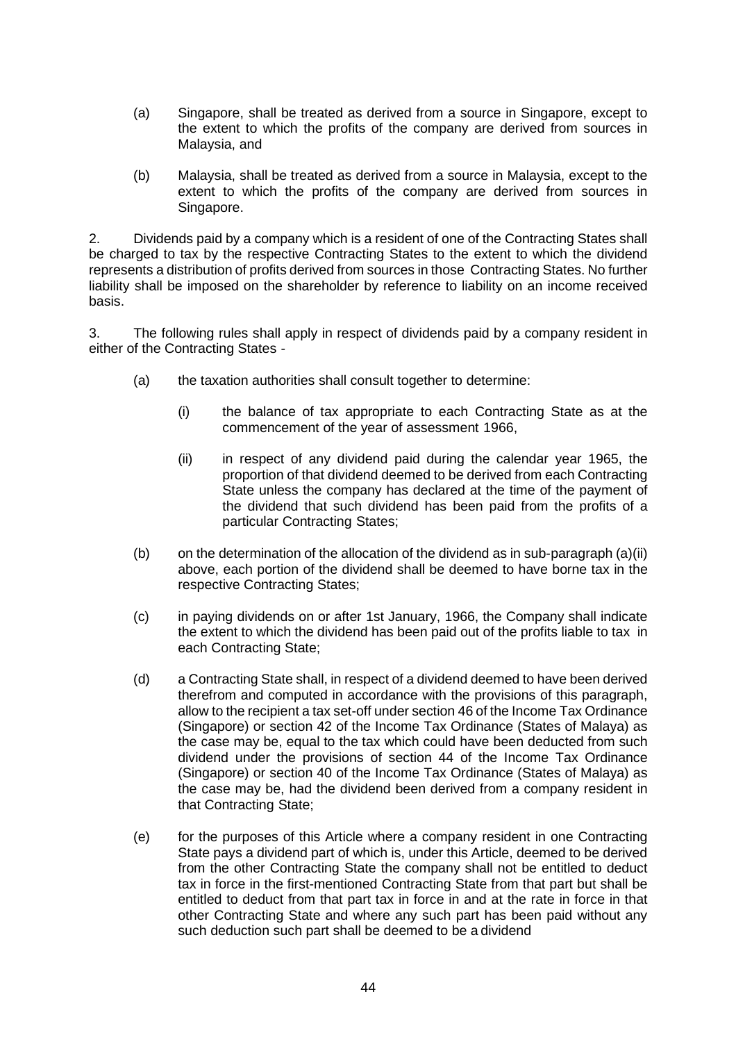(a) Singapore, shall be treated as derived from a source in Singapore, except to the extent to which the profits of the company are derived from sources in Malaysia, and

(b) Malaysia, shall be treated as derived from a source in Malaysia, except to the extent to which the profits of the company are derived from sources in Singapore.

2. Dividends paid by a company which is a resident of one of the Contracting States shall be charged to tax by the respective Contracting States to the extent to which the dividend represents a distribution of profits derived from sources in those Contracting States. No further liability shall be imposed on the shareholder by reference to liability on an income received basis.

3. The following rules shall apply in respect of dividends paid by a company resident in either of the Contracting States -

(a) the taxation authorities shall consult together to determine:

  (i) the balance of tax appropriate to each Contracting State as at the commencement of the year of assessment 1966,

  (ii) in respect of any dividend paid during the calendar year 1965, the proportion of that dividend deemed to be derived from each Contracting State unless the company has declared at the time of the payment of the dividend that such dividend has been paid from the profits of a particular Contracting States;

(b) on the determination of the allocation of the dividend as in sub-paragraph (a)(ii) above, each portion of the dividend shall be deemed to have borne tax in the respective Contracting States;

(c) in paying dividends on or after 1st January, 1966, the Company shall indicate the extent to which the dividend has been paid out of the profits liable to tax in each Contracting State;

(d) a Contracting State shall, in respect of a dividend deemed to have been derived therefrom and computed in accordance with the provisions of this paragraph, allow to the recipient a tax set-off under section 46 of the Income Tax Ordinance (Singapore) or section 42 of the Income Tax Ordinance (States of Malaya) as the case may be, equal to the tax which could have been deducted from such dividend under the provisions of section 44 of the Income Tax Ordinance (Singapore) or section 40 of the Income Tax Ordinance (States of Malaya) as the case may be, had the dividend been derived from a company resident in that Contracting State;

(e) for the purposes of this Article where a company resident in one Contracting State pays a dividend part of which is, under this Article, deemed to be derived from the other Contracting State the company shall not be entitled to deduct tax in force in the first-mentioned Contracting State from that part but shall be entitled to deduct from that part tax in force in and at the rate in force in that other Contracting State and where any such part has been paid without any such deduction such part shall be deemed to be a dividend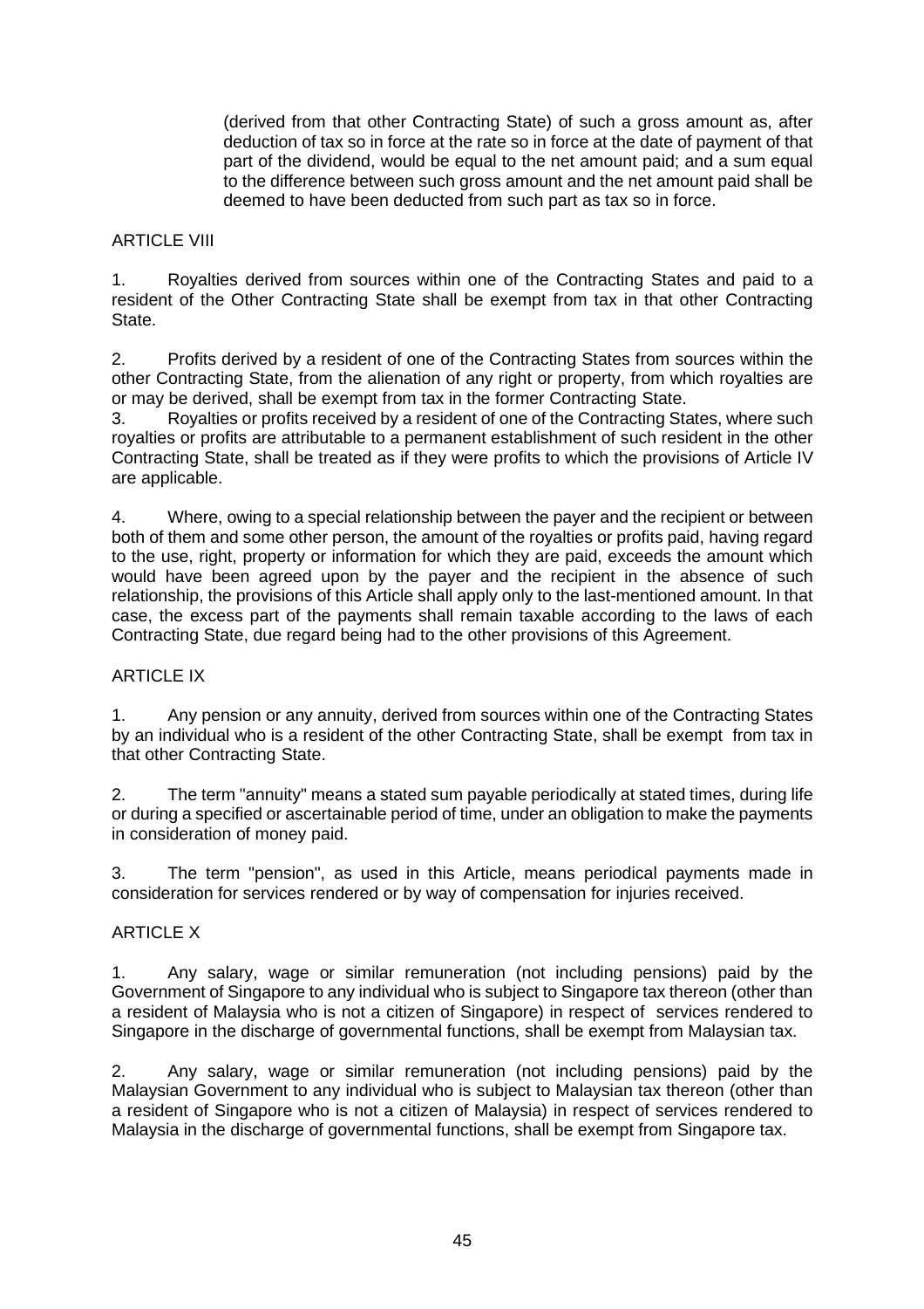(derived from that other Contracting State) of such a gross amount as, after deduction of tax so in force at the rate so in force at the date of payment of that part of the dividend, would be equal to the net amount paid; and a sum equal to the difference between such gross amount and the net amount paid shall be deemed to have been deducted from such part as tax so in force.

ARTICLE VIII

1. Royalties derived from sources within one of the Contracting States and paid to a resident of the Other Contracting State shall be exempt from tax in that other Contracting State.

2. Profits derived by a resident of one of the Contracting States from sources within the other Contracting State, from the alienation of any right or property, from which royalties are or may be derived, shall be exempt from tax in the former Contracting State.

3. Royalties or profits received by a resident of one of the Contracting States, where such royalties or profits are attributable to a permanent establishment of such resident in the other Contracting State, shall be treated as if they were profits to which the provisions of Article IV are applicable.

4. Where, owing to a special relationship between the payer and the recipient or between both of them and some other person, the amount of the royalties or profits paid, having regard to the use, right, property or information for which they are paid, exceeds the amount which would have been agreed upon by the payer and the recipient in the absence of such relationship, the provisions of this Article shall apply only to the last-mentioned amount. In that case, the excess part of the payments shall remain taxable according to the laws of each Contracting State, due regard being had to the other provisions of this Agreement.

ARTICLE IX

1. Any pension or any annuity, derived from sources within one of the Contracting States by an individual who is a resident of the other Contracting State, shall be exempt from tax in that other Contracting State.

2. The term "annuity" means a stated sum payable periodically at stated times, during life or during a specified or ascertainable period of time, under an obligation to make the payments in consideration of money paid.

3. The term "pension", as used in this Article, means periodical payments made in consideration for services rendered or by way of compensation for injuries received.

ARTICLE X

1. Any salary, wage or similar remuneration (not including pensions) paid by the Government of Singapore to any individual who is subject to Singapore tax thereon (other than a resident of Malaysia who is not a citizen of Singapore) in respect of services rendered to Singapore in the discharge of governmental functions, shall be exempt from Malaysian tax.

2. Any salary, wage or similar remuneration (not including pensions) paid by the Malaysian Government to any individual who is subject to Malaysian tax thereon (other than a resident of Singapore who is not a citizen of Malaysia) in respect of services rendered to Malaysia in the discharge of governmental functions, shall be exempt from Singapore tax.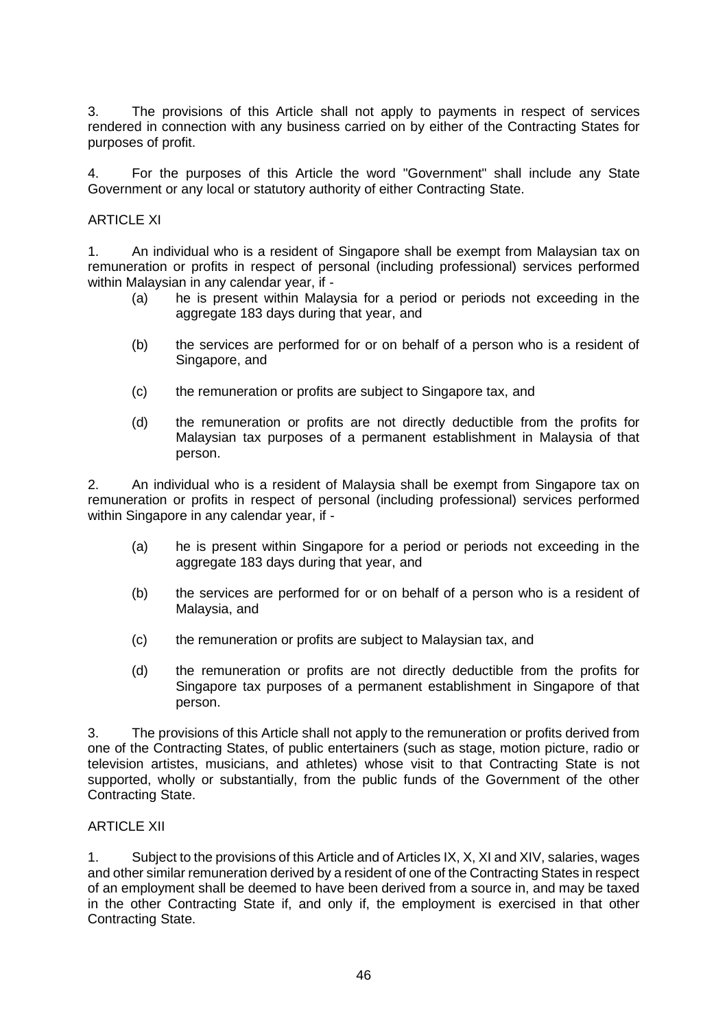3. The provisions of this Article shall not apply to payments in respect of services rendered in connection with any business carried on by either of the Contracting States for purposes of profit.

4. For the purposes of this Article the word "Government" shall include any State Government or any local or statutory authority of either Contracting State.

ARTICLE XI

1. An individual who is a resident of Singapore shall be exempt from Malaysian tax on remuneration or profits in respect of personal (including professional) services performed within Malaysian in any calendar year, if -

(a) he is present within Malaysia for a period or periods not exceeding in the aggregate 183 days during that year, and

(b) the services are performed for or on behalf of a person who is a resident of Singapore, and

(c) the remuneration or profits are subject to Singapore tax, and

(d) the remuneration or profits are not directly deductible from the profits for Malaysian tax purposes of a permanent establishment in Malaysia of that person.

2. An individual who is a resident of Malaysia shall be exempt from Singapore tax on remuneration or profits in respect of personal (including professional) services performed within Singapore in any calendar year, if -

(a) he is present within Singapore for a period or periods not exceeding in the aggregate 183 days during that year, and

(b) the services are performed for or on behalf of a person who is a resident of Malaysia, and

(c) the remuneration or profits are subject to Malaysian tax, and

(d) the remuneration or profits are not directly deductible from the profits for Singapore tax purposes of a permanent establishment in Singapore of that person.

3. The provisions of this Article shall not apply to the remuneration or profits derived from one of the Contracting States, of public entertainers (such as stage, motion picture, radio or television artistes, musicians, and athletes) whose visit to that Contracting State is not supported, wholly or substantially, from the public funds of the Government of the other Contracting State.

ARTICLE XII

1. Subject to the provisions of this Article and of Articles IX, X, XI and XIV, salaries, wages and other similar remuneration derived by a resident of one of the Contracting States in respect of an employment shall be deemed to have been derived from a source in, and may be taxed in the other Contracting State if, and only if, the employment is exercised in that other Contracting State.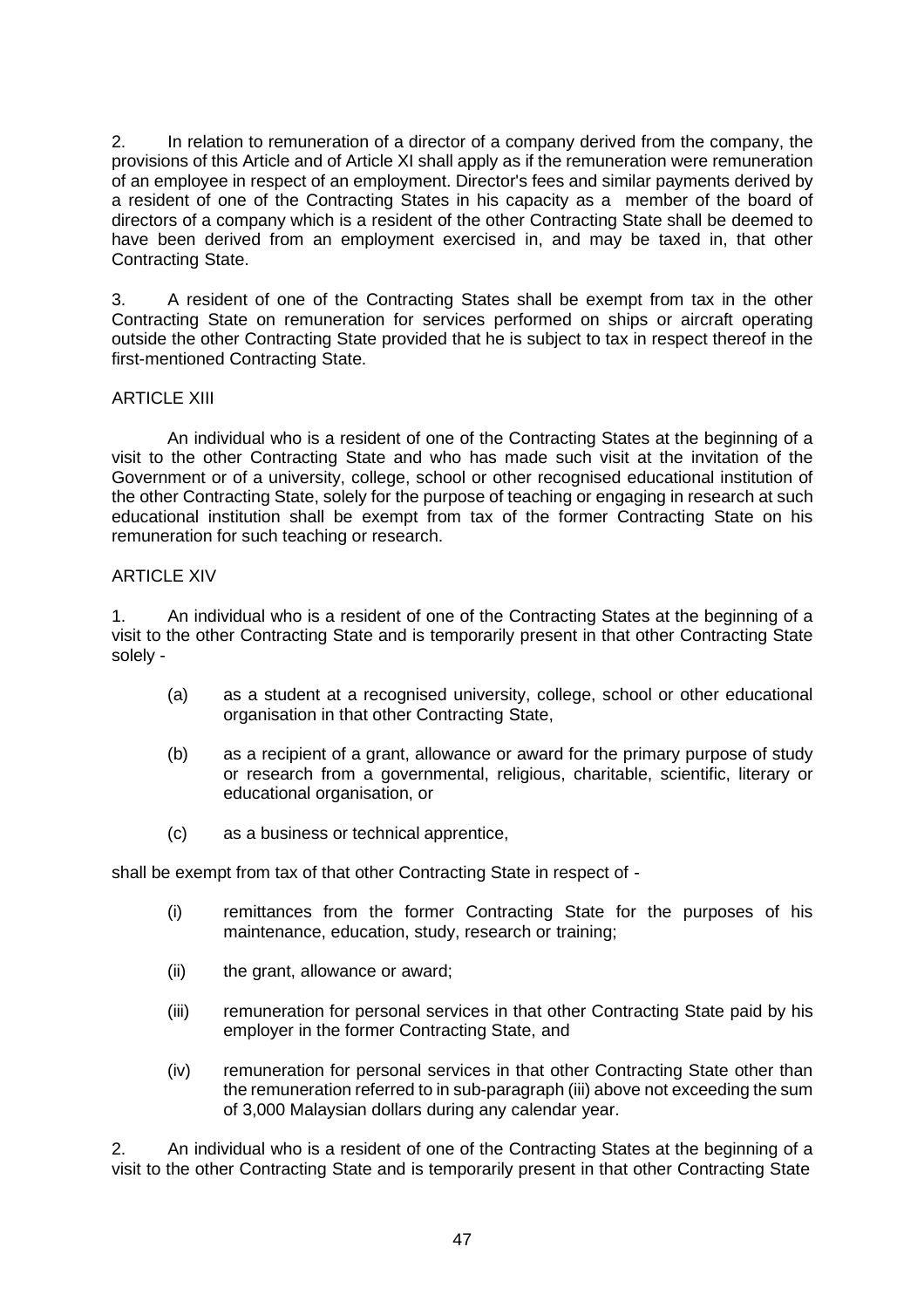2. In relation to remuneration of a director of a company derived from the company, the provisions of this Article and of Article XI shall apply as if the remuneration were remuneration of an employee in respect of an employment. Director's fees and similar payments derived by a resident of one of the Contracting States in his capacity as a member of the board of directors of a company which is a resident of the other Contracting State shall be deemed to have been derived from an employment exercised in, and may be taxed in, that other Contracting State.

3. A resident of one of the Contracting States shall be exempt from tax in the other Contracting State on remuneration for services performed on ships or aircraft operating outside the other Contracting State provided that he is subject to tax in respect thereof in the first-mentioned Contracting State.

## ARTICLE XIII

An individual who is a resident of one of the Contracting States at the beginning of a visit to the other Contracting State and who has made such visit at the invitation of the Government or of a university, college, school or other recognised educational institution of the other Contracting State, solely for the purpose of teaching or engaging in research at such educational institution shall be exempt from tax of the former Contracting State on his remuneration for such teaching or research.

## ARTICLE XIV

1. An individual who is a resident of one of the Contracting States at the beginning of a visit to the other Contracting State and is temporarily present in that other Contracting State solely -

   (a) as a student at a recognised university, college, school or other educational organisation in that other Contracting State,

   (b) as a recipient of a grant, allowance or award for the primary purpose of study or research from a governmental, religious, charitable, scientific, literary or educational organisation, or

   (c) as a business or technical apprentice,

shall be exempt from tax of that other Contracting State in respect of -

   (i) remittances from the former Contracting State for the purposes of his maintenance, education, study, research or training;

   (ii) the grant, allowance or award;

   (iii) remuneration for personal services in that other Contracting State paid by his employer in the former Contracting State, and

   (iv) remuneration for personal services in that other Contracting State other than the remuneration referred to in sub-paragraph (iii) above not exceeding the sum of 3,000 Malaysian dollars during any calendar year.

2. An individual who is a resident of one of the Contracting States at the beginning of a visit to the other Contracting State and is temporarily present in that other Contracting State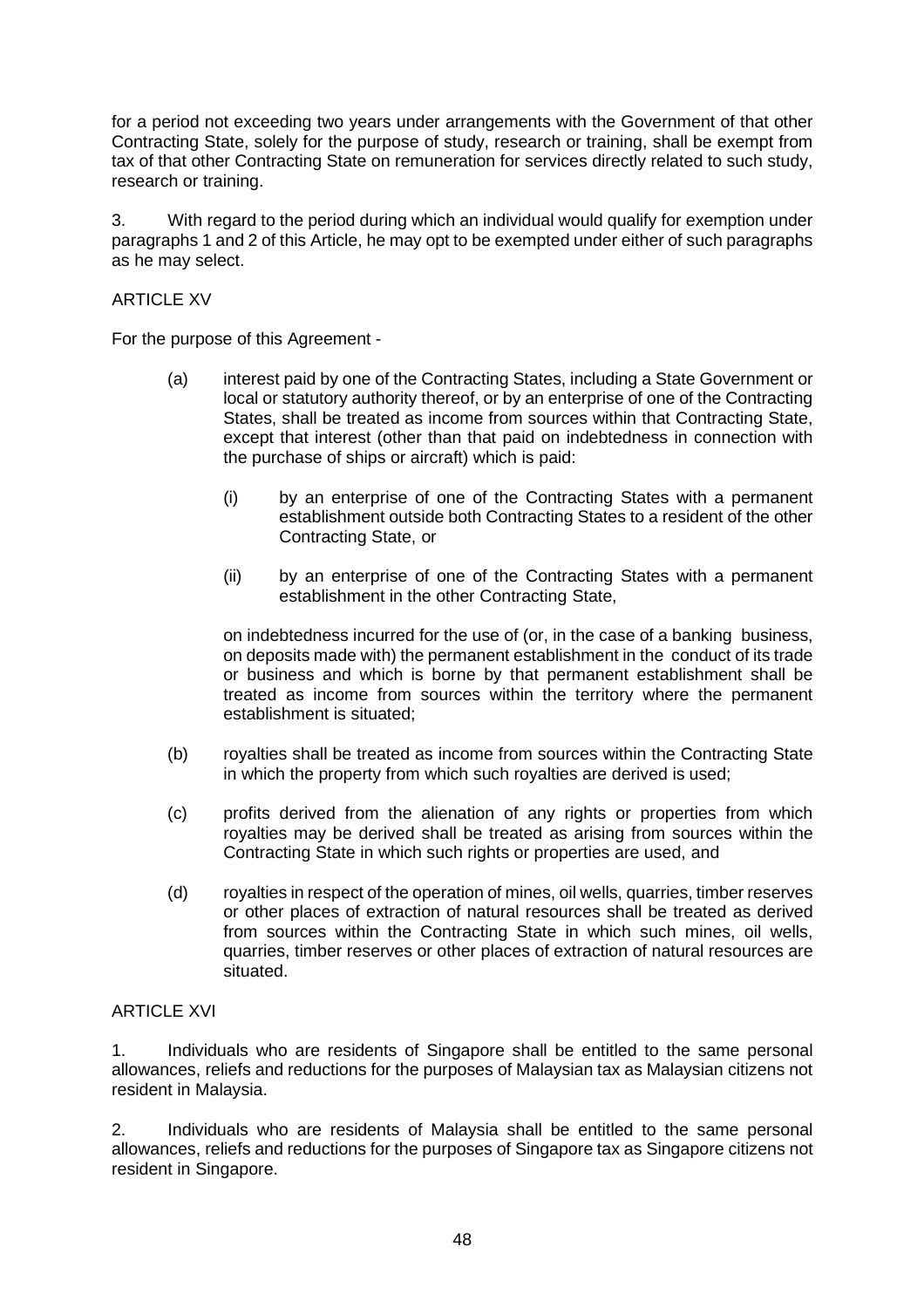for a period not exceeding two years under arrangements with the Government of that other Contracting State, solely for the purpose of study, research or training, shall be exempt from tax of that other Contracting State on remuneration for services directly related to such study, research or training.

3. With regard to the period during which an individual would qualify for exemption under paragraphs 1 and 2 of this Article, he may opt to be exempted under either of such paragraphs as he may select.

ARTICLE XV

For the purpose of this Agreement -

(a) interest paid by one of the Contracting States, including a State Government or local or statutory authority thereof, or by an enterprise of one of the Contracting States, shall be treated as income from sources within that Contracting State, except that interest (other than that paid on indebtedness in connection with the purchase of ships or aircraft) which is paid:

(i) by an enterprise of one of the Contracting States with a permanent establishment outside both Contracting States to a resident of the other Contracting State, or

(ii) by an enterprise of one of the Contracting States with a permanent establishment in the other Contracting State,

on indebtedness incurred for the use of (or, in the case of a banking business, on deposits made with) the permanent establishment in the conduct of its trade or business and which is borne by that permanent establishment shall be treated as income from sources within the territory where the permanent establishment is situated;

(b) royalties shall be treated as income from sources within the Contracting State in which the property from which such royalties are derived is used;

(c) profits derived from the alienation of any rights or properties from which royalties may be derived shall be treated as arising from sources within the Contracting State in which such rights or properties are used, and

(d) royalties in respect of the operation of mines, oil wells, quarries, timber reserves or other places of extraction of natural resources shall be treated as derived from sources within the Contracting State in which such mines, oil wells, quarries, timber reserves or other places of extraction of natural resources are situated.

ARTICLE XVI

1. Individuals who are residents of Singapore shall be entitled to the same personal allowances, reliefs and reductions for the purposes of Malaysian tax as Malaysian citizens not resident in Malaysia.

2. Individuals who are residents of Malaysia shall be entitled to the same personal allowances, reliefs and reductions for the purposes of Singapore tax as Singapore citizens not resident in Singapore.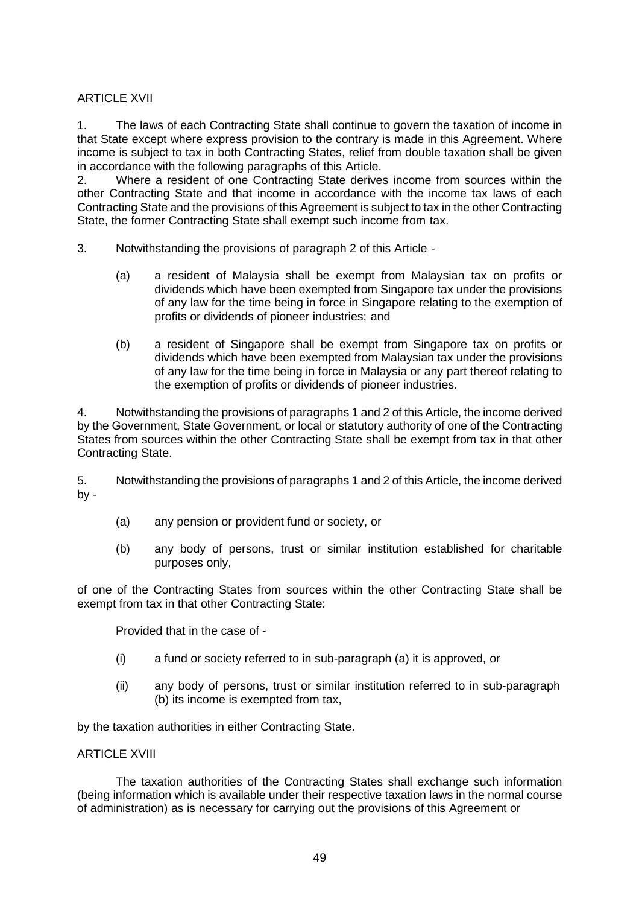## ARTICLE XVII

1. The laws of each Contracting State shall continue to govern the taxation of income in that State except where express provision to the contrary is made in this Agreement. Where income is subject to tax in both Contracting States, relief from double taxation shall be given in accordance with the following paragraphs of this Article.

2. Where a resident of one Contracting State derives income from sources within the other Contracting State and that income in accordance with the income tax laws of each Contracting State and the provisions of this Agreement is subject to tax in the other Contracting State, the former Contracting State shall exempt such income from tax.

3. Notwithstanding the provisions of paragraph 2 of this Article -

   (a) a resident of Malaysia shall be exempt from Malaysian tax on profits or dividends which have been exempted from Singapore tax under the provisions of any law for the time being in force in Singapore relating to the exemption of profits or dividends of pioneer industries; and

   (b) a resident of Singapore shall be exempt from Singapore tax on profits or dividends which have been exempted from Malaysian tax under the provisions of any law for the time being in force in Malaysia or any part thereof relating to the exemption of profits or dividends of pioneer industries.

4. Notwithstanding the provisions of paragraphs 1 and 2 of this Article, the income derived by the Government, State Government, or local or statutory authority of one of the Contracting States from sources within the other Contracting State shall be exempt from tax in that other Contracting State.

5. Notwithstanding the provisions of paragraphs 1 and 2 of this Article, the income derived by -

   (a) any pension or provident fund or society, or

   (b) any body of persons, trust or similar institution established for charitable purposes only,

of one of the Contracting States from sources within the other Contracting State shall be exempt from tax in that other Contracting State:

Provided that in the case of -

   (i) a fund or society referred to in sub-paragraph (a) it is approved, or

   (ii) any body of persons, trust or similar institution referred to in sub-paragraph (b) its income is exempted from tax,

by the taxation authorities in either Contracting State.

## ARTICLE XVIII

The taxation authorities of the Contracting States shall exchange such information (being information which is available under their respective taxation laws in the normal course of administration) as is necessary for carrying out the provisions of this Agreement or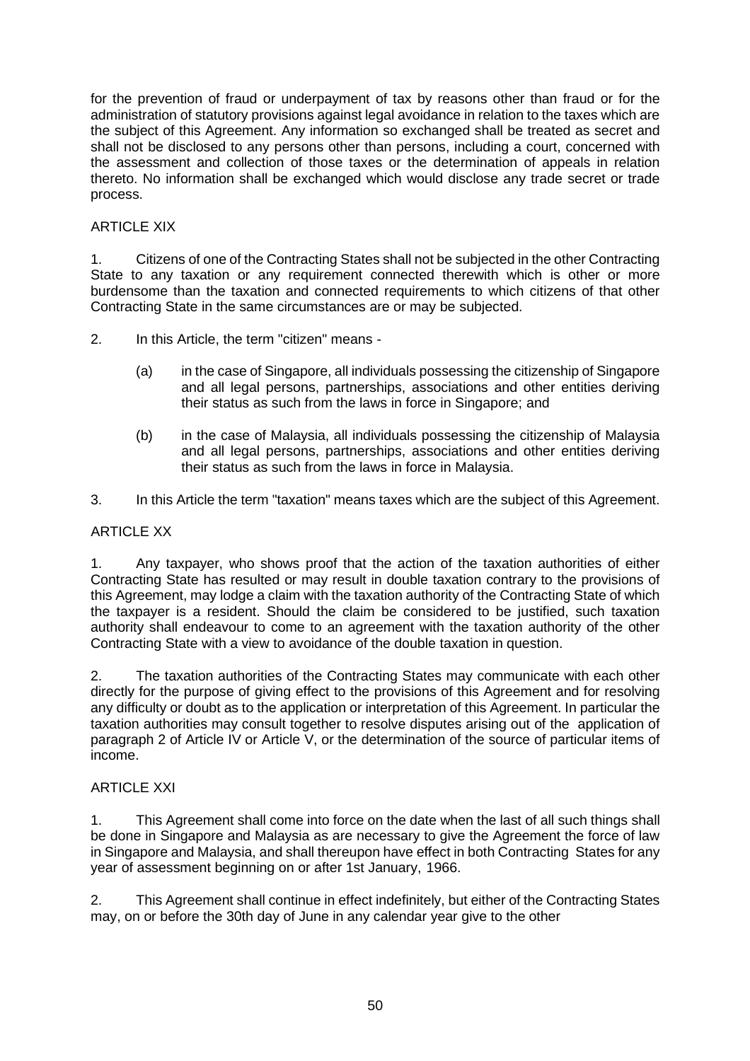for the prevention of fraud or underpayment of tax by reasons other than fraud or for the administration of statutory provisions against legal avoidance in relation to the taxes which are the subject of this Agreement. Any information so exchanged shall be treated as secret and shall not be disclosed to any persons other than persons, including a court, concerned with the assessment and collection of those taxes or the determination of appeals in relation thereto. No information shall be exchanged which would disclose any trade secret or trade process.

## ARTICLE XIX

1. Citizens of one of the Contracting States shall not be subjected in the other Contracting State to any taxation or any requirement connected therewith which is other or more burdensome than the taxation and connected requirements to which citizens of that other Contracting State in the same circumstances are or may be subjected.

2. In this Article, the term "citizen" means -

   (a) in the case of Singapore, all individuals possessing the citizenship of Singapore and all legal persons, partnerships, associations and other entities deriving their status as such from the laws in force in Singapore; and

   (b) in the case of Malaysia, all individuals possessing the citizenship of Malaysia and all legal persons, partnerships, associations and other entities deriving their status as such from the laws in force in Malaysia.

3. In this Article the term "taxation" means taxes which are the subject of this Agreement.

## ARTICLE XX

1. Any taxpayer, who shows proof that the action of the taxation authorities of either Contracting State has resulted or may result in double taxation contrary to the provisions of this Agreement, may lodge a claim with the taxation authority of the Contracting State of which the taxpayer is a resident. Should the claim be considered to be justified, such taxation authority shall endeavour to come to an agreement with the taxation authority of the other Contracting State with a view to avoidance of the double taxation in question.

2. The taxation authorities of the Contracting States may communicate with each other directly for the purpose of giving effect to the provisions of this Agreement and for resolving any difficulty or doubt as to the application or interpretation of this Agreement. In particular the taxation authorities may consult together to resolve disputes arising out of the application of paragraph 2 of Article IV or Article V, or the determination of the source of particular items of income.

## ARTICLE XXI

1. This Agreement shall come into force on the date when the last of all such things shall be done in Singapore and Malaysia as are necessary to give the Agreement the force of law in Singapore and Malaysia, and shall thereupon have effect in both Contracting States for any year of assessment beginning on or after 1st January, 1966.

2. This Agreement shall continue in effect indefinitely, but either of the Contracting States may, on or before the 30th day of June in any calendar year give to the other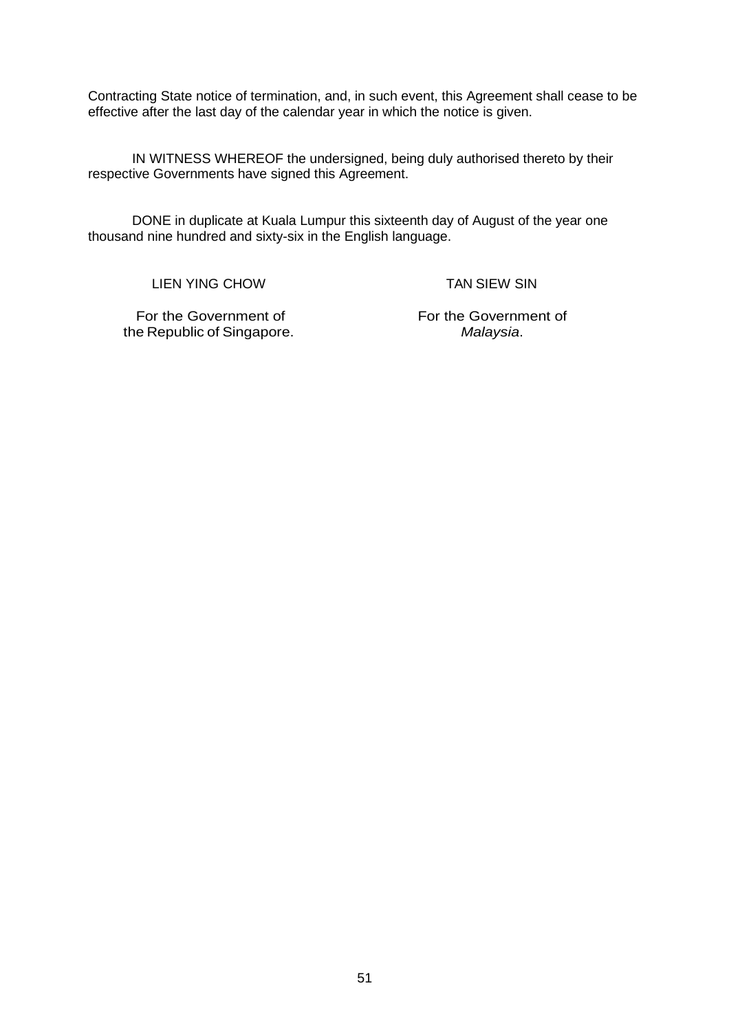Contracting State notice of termination, and, in such event, this Agreement shall cease to be effective after the last day of the calendar year in which the notice is given.

IN WITNESS WHEREOF the undersigned, being duly authorised thereto by their respective Governments have signed this Agreement.

DONE in duplicate at Kuala Lumpur this sixteenth day of August of the year one thousand nine hundred and sixty-six in the English language.

| | |
|---|---|
| LIEN YING CHOW | TAN SIEW SIN |
| For the Government of the Republic of Singapore. | For the Government of *Malaysia*. |